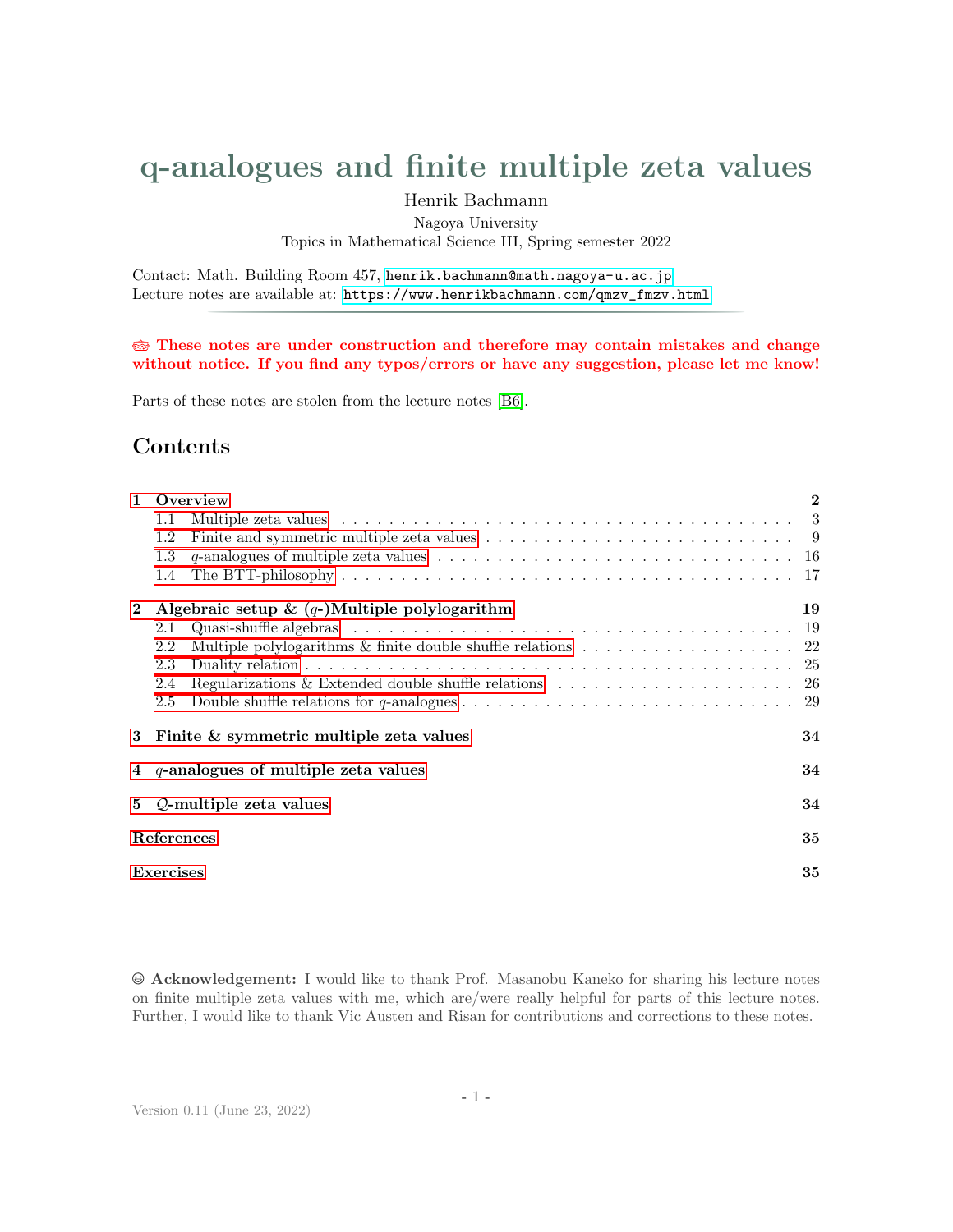# q-analogues and finite multiple zeta values

Henrik Bachmann

Nagoya University

Topics in Mathematical Science III, Spring semester 2022

Contact: Math. Building Room 457, henrik.bachmann@math.nagoya-u.ac.jp
Lecture notes are available at: https://www.henrikbachmann.com/qmzv_fmzv.html

---

**These notes are under construction and therefore may contain mistakes and change without notice. If you find any typos/errors or have any suggestion, please let me know!**

Parts of these notes are stolen from the lecture notes [B6].

## Contents

- **1 Overview** — 2
  - 1.1 Multiple zeta values — 3
  - 1.2 Finite and symmetric multiple zeta values — 9
  - 1.3 $q$-analogues of multiple zeta values — 16
  - 1.4 The BTT-philosophy — 17
- **2 Algebraic setup & ($q$-)Multiple polylogarithm** — 19
  - 2.1 Quasi-shuffle algebras — 19
  - 2.2 Multiple polylogarithms & finite double shuffle relations — 22
  - 2.3 Duality relation — 25
  - 2.4 Regularizations & Extended double shuffle relations — 26
  - 2.5 Double shuffle relations for $q$-analogues — 29
- **3 Finite & symmetric multiple zeta values** — 34
- **4 $q$-analogues of multiple zeta values** — 34
- **5 $\mathcal{Q}$-multiple zeta values** — 34
- **References** — 35
- **Exercises** — 35

**Acknowledgement:** I would like to thank Prof. Masanobu Kaneko for sharing his lecture notes on finite multiple zeta values with me, which are/were really helpful for parts of this lecture notes. Further, I would like to thank Vic Austen and Risan for contributions and corrections to these notes.

Version 0.11 (June 23, 2022)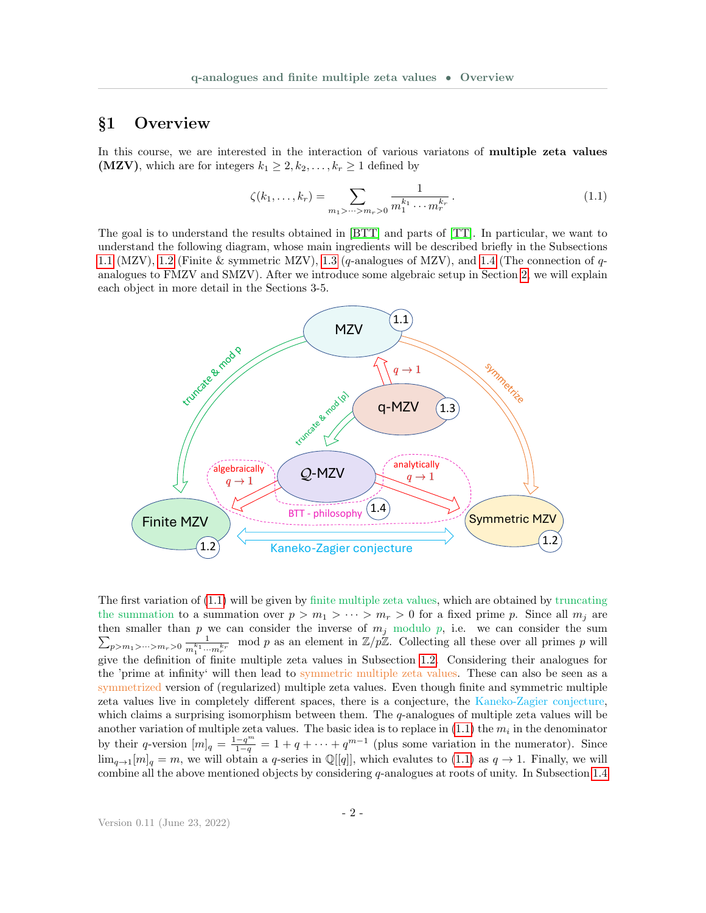# §1 Overview

In this course, we are interested in the interaction of various variatons of **multiple zeta values (MZV)**, which are for integers $k_1 \geq 2, k_2, \ldots, k_r \geq 1$ defined by

$$\zeta(k_1, \ldots, k_r) = \sum_{m_1 > \cdots > m_r > 0} \frac{1}{m_1^{k_1} \cdots m_r^{k_r}}\,. \tag{1.1}$$

The goal is to understand the results obtained in [BTT] and parts of [TT]. In particular, we want to understand the following diagram, whose main ingredients will be described briefly in the Subsections 1.1 (MZV), 1.2 (Finite & symmetric MZV), 1.3 ($q$-analogues of MZV), and 1.4 (The connection of $q$-analogues to FMZV and SMZV). After we introduce some algebraic setup in Section 2, we will explain each object in more detail in the Sections 3-5.

The first variation of (1.1) will be given by finite multiple zeta values, which are obtained by truncating the summation to a summation over $p > m_1 > \cdots > m_r > 0$ for a fixed prime $p$. Since all $m_j$ are then smaller than $p$ we can consider the inverse of $m_j$ modulo $p$, i.e. we can consider the sum $\sum_{p > m_1 > \cdots > m_r > 0} \frac{1}{m_1^{k_1} \cdots m_r^{k_r}} \mod p$ as an element in $\mathbb{Z}/p\mathbb{Z}$. Collecting all these over all primes $p$ will give the definition of finite multiple zeta values in Subsection 1.2. Considering their analogues for the 'prime at infinity' will then lead to symmetric multiple zeta values. These can also be seen as a symmetrized version of (regularized) multiple zeta values. Even though finite and symmetric multiple zeta values live in completely different spaces, there is a conjecture, the Kaneko-Zagier conjecture, which claims a surprising isomorphism between them. The $q$-analogues of multiple zeta values will be another variation of multiple zeta values. The basic idea is to replace in (1.1) the $m_i$ in the denominator by their $q$-version $[m]_q = \frac{1-q^m}{1-q} = 1 + q + \cdots + q^{m-1}$ (plus some variation in the numerator). Since $\lim_{q \to 1} [m]_q = m$, we will obtain a $q$-series in $\mathbb{Q}[[q]]$, which evalutes to (1.1) as $q \to 1$. Finally, we will combine all the above mentioned objects by considering $q$-analogues at roots of unity. In Subsection 1.4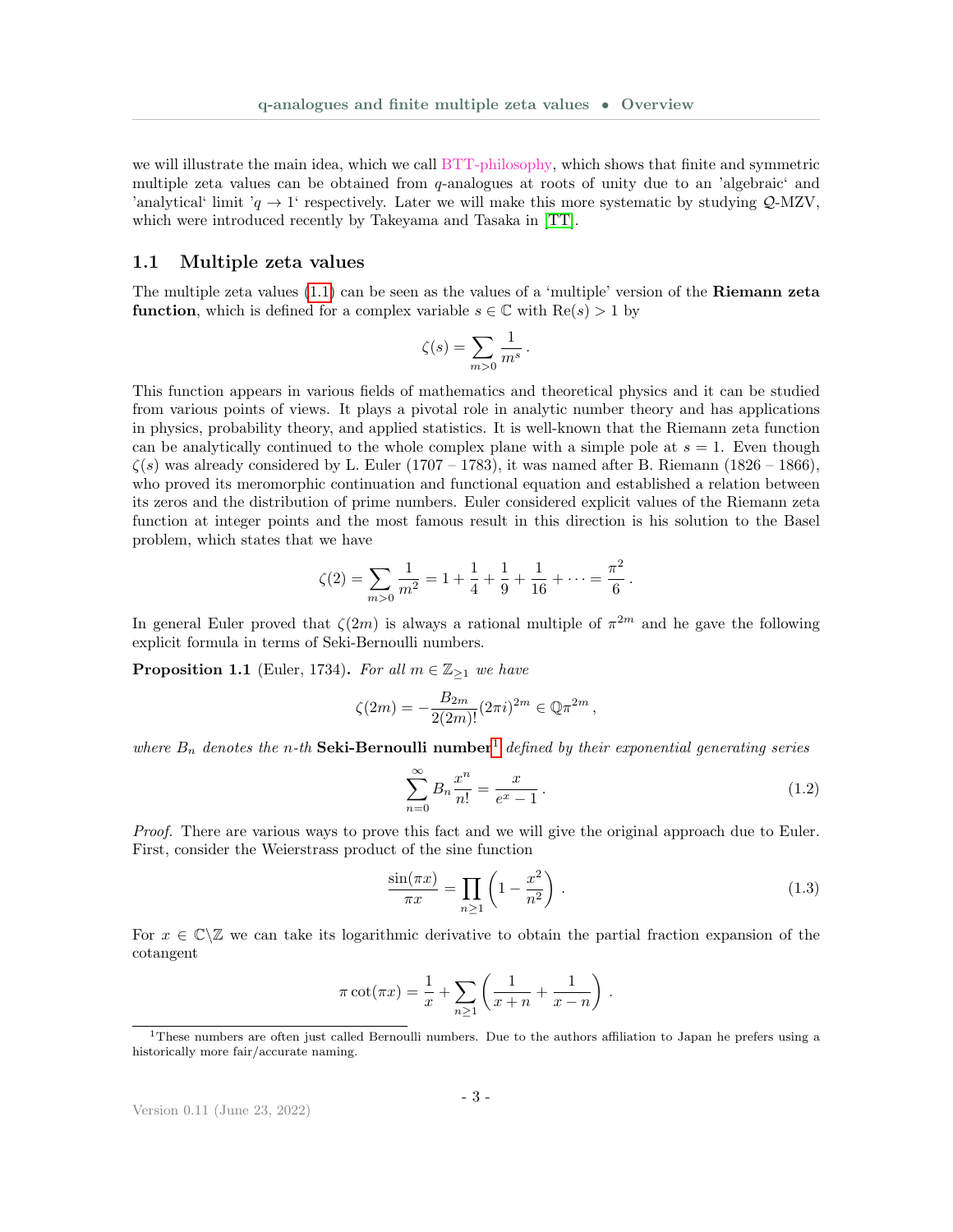we will illustrate the main idea, which we call BTT-philosophy, which shows that finite and symmetric multiple zeta values can be obtained from $q$-analogues at roots of unity due to an 'algebraic' and 'analytical' limit '$q \to 1$' respectively. Later we will make this more systematic by studying $\mathcal{Q}$-MZV, which were introduced recently by Takeyama and Tasaka in [TT].

## 1.1 Multiple zeta values

The multiple zeta values (1.1) can be seen as the values of a 'multiple' version of the **Riemann zeta function**, which is defined for a complex variable $s \in \mathbb{C}$ with $\mathrm{Re}(s) > 1$ by

$$\zeta(s) = \sum_{m>0} \frac{1}{m^s}.$$

This function appears in various fields of mathematics and theoretical physics and it can be studied from various points of views. It plays a pivotal role in analytic number theory and has applications in physics, probability theory, and applied statistics. It is well-known that the Riemann zeta function can be analytically continued to the whole complex plane with a simple pole at $s = 1$. Even though $\zeta(s)$ was already considered by L. Euler (1707 – 1783), it was named after B. Riemann (1826 – 1866), who proved its meromorphic continuation and functional equation and established a relation between its zeros and the distribution of prime numbers. Euler considered explicit values of the Riemann zeta function at integer points and the most famous result in this direction is his solution to the Basel problem, which states that we have

$$\zeta(2) = \sum_{m>0} \frac{1}{m^2} = 1 + \frac{1}{4} + \frac{1}{9} + \frac{1}{16} + \cdots = \frac{\pi^2}{6}.$$

In general Euler proved that $\zeta(2m)$ is always a rational multiple of $\pi^{2m}$ and he gave the following explicit formula in terms of Seki-Bernoulli numbers.

**Proposition 1.1** (Euler, 1734)**.** *For all $m \in \mathbb{Z}_{\geq 1}$ we have*

$$\zeta(2m) = -\frac{B_{2m}}{2(2m)!}(2\pi i)^{2m} \in \mathbb{Q}\pi^{2m},$$

*where $B_n$ denotes the $n$-th* **Seki-Bernoulli number**[1] *defined by their exponential generating series*

$$\sum_{n=0}^{\infty} B_n \frac{x^n}{n!} = \frac{x}{e^x - 1}. \tag{1.2}$$

*Proof.* There are various ways to prove this fact and we will give the original approach due to Euler. First, consider the Weierstrass product of the sine function

$$\frac{\sin(\pi x)}{\pi x} = \prod_{n \geq 1} \left(1 - \frac{x^2}{n^2}\right). \tag{1.3}$$

For $x \in \mathbb{C} \backslash \mathbb{Z}$ we can take its logarithmic derivative to obtain the partial fraction expansion of the cotangent

$$\pi \cot(\pi x) = \frac{1}{x} + \sum_{n \geq 1} \left(\frac{1}{x+n} + \frac{1}{x-n}\right).$$

[1] These numbers are often just called Bernoulli numbers. Due to the authors affiliation to Japan he prefers using a historically more fair/accurate naming.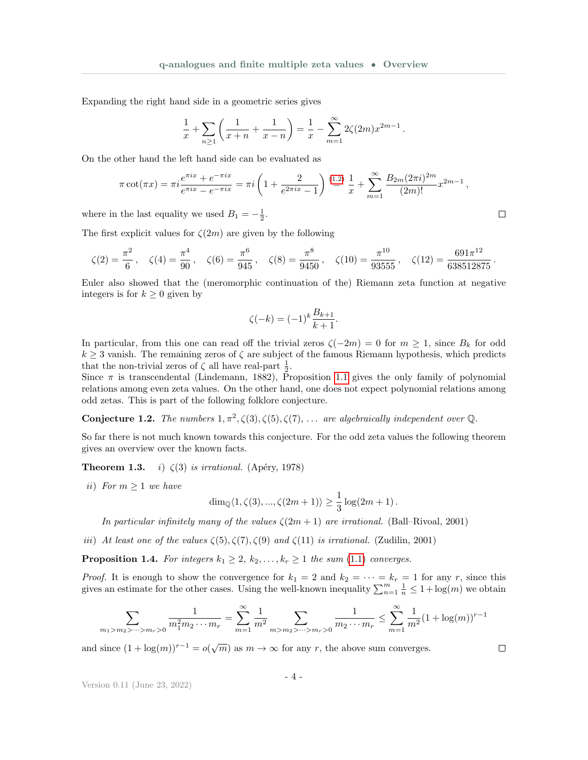Expanding the right hand side in a geometric series gives

$$\frac{1}{x} + \sum_{n\geq 1} \left( \frac{1}{x+n} + \frac{1}{x-n} \right) = \frac{1}{x} - \sum_{m=1}^{\infty} 2\zeta(2m) x^{2m-1} .$$

On the other hand the left hand side can be evaluated as

$$\pi \cot(\pi x) = \pi i \frac{e^{\pi i x} + e^{-\pi i x}}{e^{\pi i x} - e^{-\pi i x}} = \pi i \left( 1 + \frac{2}{e^{2\pi i x} - 1} \right) \overset{(1.2)}{=} \frac{1}{x} + \sum_{m=1}^{\infty} \frac{B_{2m} (2\pi i)^{2m}}{(2m)!} x^{2m-1} ,$$

where in the last equality we used $B_1 = -\frac{1}{2}$. □

The first explicit values for $\zeta(2m)$ are given by the following

$$\zeta(2) = \frac{\pi^2}{6} , \quad \zeta(4) = \frac{\pi^4}{90} , \quad \zeta(6) = \frac{\pi^6}{945} , \quad \zeta(8) = \frac{\pi^8}{9450} , \quad \zeta(10) = \frac{\pi^{10}}{93555} , \quad \zeta(12) = \frac{691\pi^{12}}{638512875} .$$

Euler also showed that the (meromorphic continuation of the) Riemann zeta function at negative integers is for $k \geq 0$ given by

$$\zeta(-k) = (-1)^k \frac{B_{k+1}}{k+1}.$$

In particular, from this one can read off the trivial zeros $\zeta(-2m) = 0$ for $m \geq 1$, since $B_k$ for odd $k \geq 3$ vanish. The remaining zeros of $\zeta$ are subject of the famous Riemann hypothesis, which predicts that the non-trivial zeros of $\zeta$ all have real-part $\frac{1}{2}$.
Since $\pi$ is transcendental (Lindemann, 1882), Proposition 1.1 gives the only family of polynomial relations among even zeta values. On the other hand, one does not expect polynomial relations among odd zetas. This is part of the following folklore conjecture.

**Conjecture 1.2.** *The numbers $1, \pi^2, \zeta(3), \zeta(5), \zeta(7), \ldots$ are algebraically independent over $\mathbb{Q}$.*

So far there is not much known towards this conjecture. For the odd zeta values the following theorem gives an overview over the known facts.

**Theorem 1.3.** *i) $\zeta(3)$ is irrational.* (Apéry, 1978)

*ii) For $m \geq 1$ we have*

$$\dim_{\mathbb{Q}} \langle 1, \zeta(3), ..., \zeta(2m+1) \rangle \geq \frac{1}{3} \log(2m+1) .$$

*In particular infinitely many of the values $\zeta(2m+1)$ are irrational.* (Ball–Rivoal, 2001)

*iii) At least one of the values $\zeta(5), \zeta(7), \zeta(9)$ and $\zeta(11)$ is irrational.* (Zudilin, 2001)

**Proposition 1.4.** *For integers $k_1 \geq 2$, $k_2, \ldots, k_r \geq 1$ the sum (1.1) converges.*

*Proof.* It is enough to show the convergence for $k_1 = 2$ and $k_2 = \cdots = k_r = 1$ for any $r$, since this gives an estimate for the other cases. Using the well-known inequality $\sum_{n=1}^{m} \frac{1}{n} \leq 1 + \log(m)$ we obtain

$$\sum_{m_1 > m_2 > \cdots > m_r > 0} \frac{1}{m_1^2 m_2 \cdots m_r} = \sum_{m=1}^{\infty} \frac{1}{m^2} \sum_{m > m_2 > \cdots > m_r > 0} \frac{1}{m_2 \cdots m_r} \leq \sum_{m=1}^{\infty} \frac{1}{m^2} (1 + \log(m))^{r-1}$$

and since $(1 + \log(m))^{r-1} = o(\sqrt{m})$ as $m \to \infty$ for any $r$, the above sum converges. □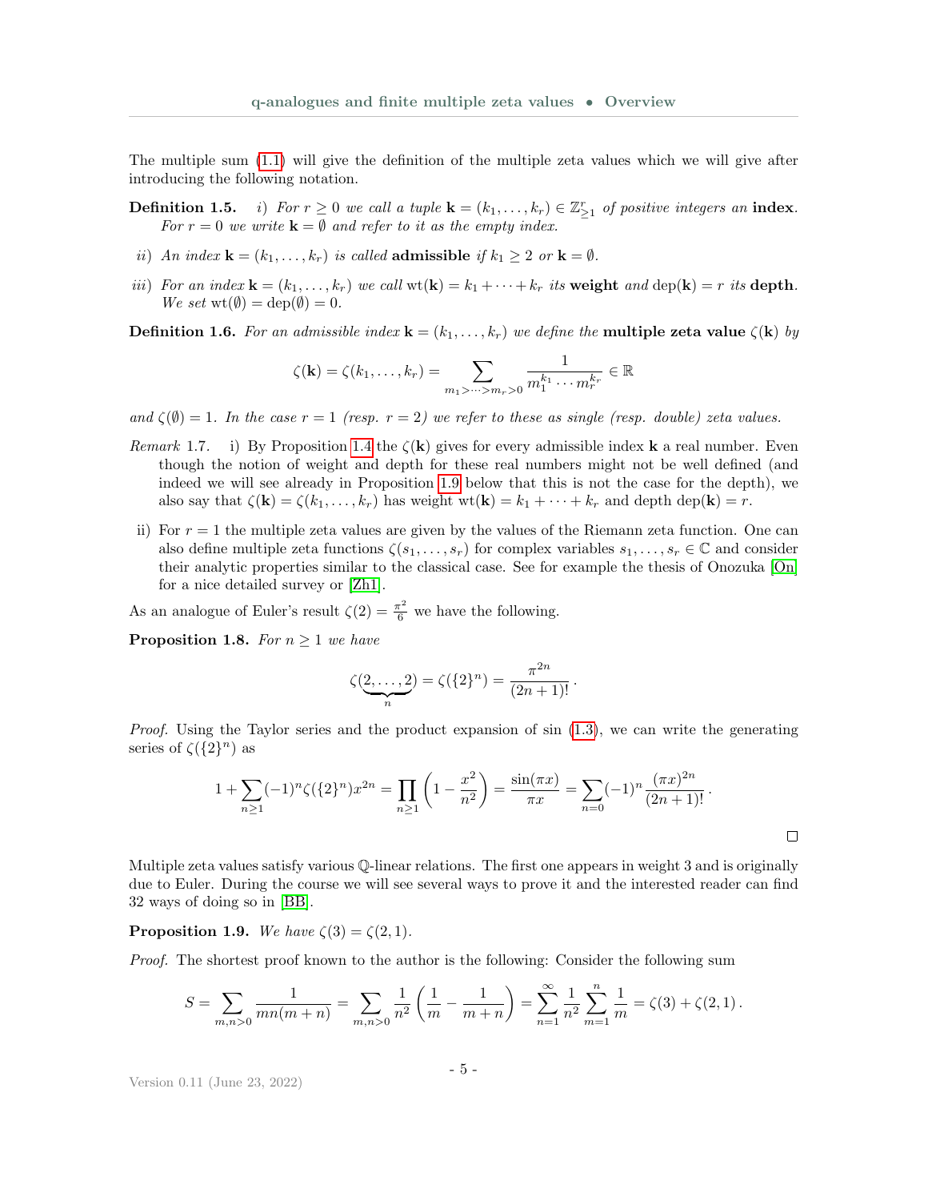The multiple sum (1.1) will give the definition of the multiple zeta values which we will give after introducing the following notation.

**Definition 1.5.** *i) For $r \geq 0$ we call a tuple $\mathbf{k} = (k_1, \dots, k_r) \in \mathbb{Z}_{\geq 1}^r$ of positive integers an* **index***. For $r = 0$ we write $\mathbf{k} = \emptyset$ and refer to it as the empty index.*

*ii) An index $\mathbf{k} = (k_1, \dots, k_r)$ is called* **admissible** *if $k_1 \geq 2$ or $\mathbf{k} = \emptyset$.*

*iii) For an index $\mathbf{k} = (k_1, \dots, k_r)$ we call $\mathrm{wt}(\mathbf{k}) = k_1 + \cdots + k_r$ its* **weight** *and $\mathrm{dep}(\mathbf{k}) = r$ its* **depth***. We set $\mathrm{wt}(\emptyset) = \mathrm{dep}(\emptyset) = 0$.*

**Definition 1.6.** *For an admissible index $\mathbf{k} = (k_1, \dots, k_r)$ we define the* **multiple zeta value** *$\zeta(\mathbf{k})$ by*

$$\zeta(\mathbf{k}) = \zeta(k_1, \dots, k_r) = \sum_{m_1 > \cdots > m_r > 0} \frac{1}{m_1^{k_1} \cdots m_r^{k_r}} \in \mathbb{R}$$

*and $\zeta(\emptyset) = 1$. In the case $r = 1$ (resp. $r = 2$) we refer to these as single (resp. double) zeta values.*

*Remark* 1.7. i) By Proposition 1.4 the $\zeta(\mathbf{k})$ gives for every admissible index $\mathbf{k}$ a real number. Even though the notion of weight and depth for these real numbers might not be well defined (and indeed we will see already in Proposition 1.9 below that this is not the case for the depth), we also say that $\zeta(\mathbf{k}) = \zeta(k_1, \dots, k_r)$ has weight $\mathrm{wt}(\mathbf{k}) = k_1 + \cdots + k_r$ and depth $\mathrm{dep}(\mathbf{k}) = r$.

ii) For $r = 1$ the multiple zeta values are given by the values of the Riemann zeta function. One can also define multiple zeta functions $\zeta(s_1, \dots, s_r)$ for complex variables $s_1, \dots, s_r \in \mathbb{C}$ and consider their analytic properties similar to the classical case. See for example the thesis of Onozuka [On] for a nice detailed survey or [Zh1].

As an analogue of Euler's result $\zeta(2) = \frac{\pi^2}{6}$ we have the following.

**Proposition 1.8.** *For $n \geq 1$ we have*

$$\zeta(\underbrace{2, \dots, 2}_{n}) = \zeta(\{2\}^n) = \frac{\pi^{2n}}{(2n+1)!}.$$

*Proof.* Using the Taylor series and the product expansion of sin (1.3), we can write the generating series of $\zeta(\{2\}^n)$ as

$$1 + \sum_{n \geq 1} (-1)^n \zeta(\{2\}^n) x^{2n} = \prod_{n \geq 1} \left(1 - \frac{x^2}{n^2}\right) = \frac{\sin(\pi x)}{\pi x} = \sum_{n=0} (-1)^n \frac{(\pi x)^{2n}}{(2n+1)!}.$$

□

Multiple zeta values satisfy various $\mathbb{Q}$-linear relations. The first one appears in weight 3 and is originally due to Euler. During the course we will see several ways to prove it and the interested reader can find 32 ways of doing so in [BB].

**Proposition 1.9.** *We have $\zeta(3) = \zeta(2, 1)$.*

*Proof.* The shortest proof known to the author is the following: Consider the following sum

$$S = \sum_{m,n > 0} \frac{1}{mn(m+n)} = \sum_{m,n > 0} \frac{1}{n^2} \left( \frac{1}{m} - \frac{1}{m+n} \right) = \sum_{n=1}^{\infty} \frac{1}{n^2} \sum_{m=1}^{n} \frac{1}{m} = \zeta(3) + \zeta(2, 1).$$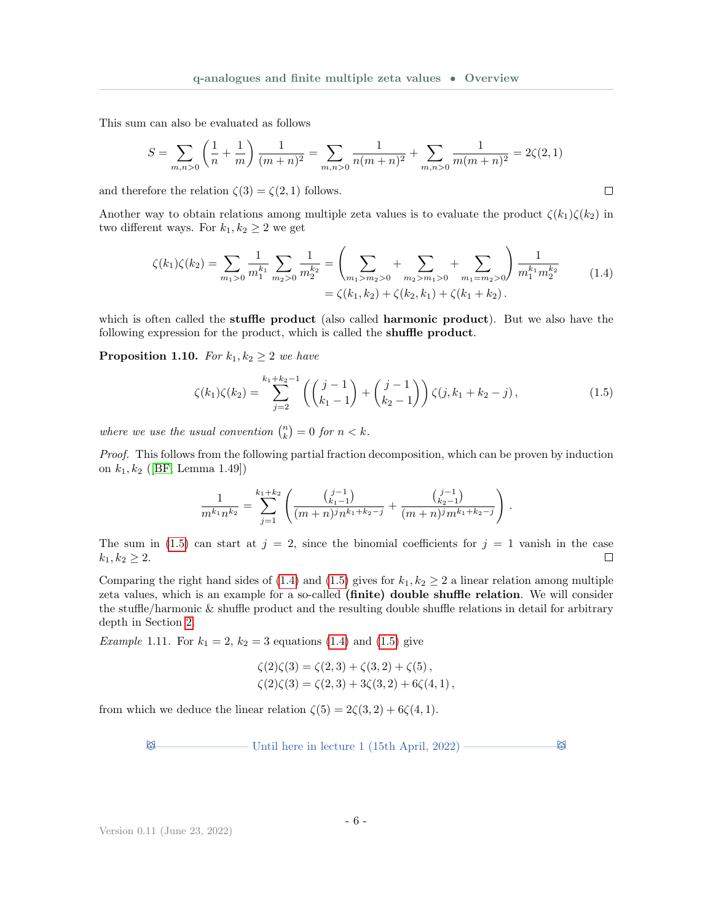This sum can also be evaluated as follows

$$S = \sum_{m,n>0} \left(\frac{1}{n} + \frac{1}{m}\right) \frac{1}{(m+n)^2} = \sum_{m,n>0} \frac{1}{n(m+n)^2} + \sum_{m,n>0} \frac{1}{m(m+n)^2} = 2\zeta(2,1)$$

and therefore the relation $\zeta(3) = \zeta(2,1)$ follows. □

Another way to obtain relations among multiple zeta values is to evaluate the product $\zeta(k_1)\zeta(k_2)$ in two different ways. For $k_1, k_2 \geq 2$ we get

$$\begin{aligned}\zeta(k_1)\zeta(k_2) = \sum_{m_1>0} \frac{1}{m_1^{k_1}} \sum_{m_2>0} \frac{1}{m_2^{k_2}} &= \left(\sum_{m_1>m_2>0} + \sum_{m_2>m_1>0} + \sum_{m_1=m_2>0}\right) \frac{1}{m_1^{k_1} m_2^{k_2}} \\ &= \zeta(k_1,k_2) + \zeta(k_2,k_1) + \zeta(k_1+k_2)\,.\end{aligned} \tag{1.4}$$

which is often called the **stuffle product** (also called **harmonic product**). But we also have the following expression for the product, which is called the **shuffle product**.

**Proposition 1.10.** *For $k_1, k_2 \geq 2$ we have*

$$\zeta(k_1)\zeta(k_2) = \sum_{j=2}^{k_1+k_2-1} \left( \binom{j-1}{k_1-1} + \binom{j-1}{k_2-1} \right) \zeta(j, k_1+k_2-j)\,, \tag{1.5}$$

*where we use the usual convention $\binom{n}{k} = 0$ for $n < k$.*

*Proof.* This follows from the following partial fraction decomposition, which can be proven by induction on $k_1, k_2$ ([BF, Lemma 1.49])

$$\frac{1}{m^{k_1} n^{k_2}} = \sum_{j=1}^{k_1+k_2} \left( \frac{\binom{j-1}{k_1-1}}{(m+n)^j n^{k_1+k_2-j}} + \frac{\binom{j-1}{k_2-1}}{(m+n)^j m^{k_1+k_2-j}} \right).$$

The sum in (1.5) can start at $j = 2$, since the binomial coefficients for $j = 1$ vanish in the case $k_1, k_2 \geq 2$. □

Comparing the right hand sides of (1.4) and (1.5) gives for $k_1, k_2 \geq 2$ a linear relation among multiple zeta values, which is an example for a so-called **(finite) double shuffle relation**. We will consider the stuffle/harmonic & shuffle product and the resulting double shuffle relations in detail for arbitrary depth in Section 2.

*Example* 1.11. For $k_1 = 2$, $k_2 = 3$ equations (1.4) and (1.5) give

$$\begin{aligned}\zeta(2)\zeta(3) &= \zeta(2,3) + \zeta(3,2) + \zeta(5)\,,\\ \zeta(2)\zeta(3) &= \zeta(2,3) + 3\zeta(3,2) + 6\zeta(4,1)\,,\end{aligned}$$

from which we deduce the linear relation $\zeta(5) = 2\zeta(3,2) + 6\zeta(4,1)$.

Until here in lecture 1 (15th April, 2022)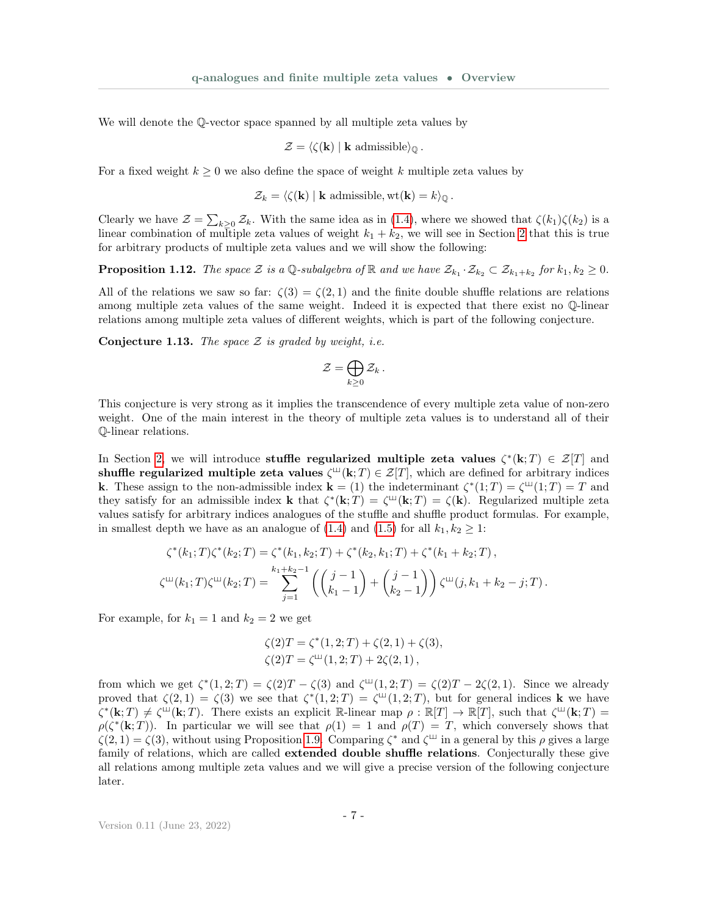We will denote the $\mathbb{Q}$-vector space spanned by all multiple zeta values by

$$\mathcal{Z} = \langle \zeta(\mathbf{k}) \mid \mathbf{k} \text{ admissible} \rangle_{\mathbb{Q}} .$$

For a fixed weight $k \geq 0$ we also define the space of weight $k$ multiple zeta values by

$$\mathcal{Z}_k = \langle \zeta(\mathbf{k}) \mid \mathbf{k} \text{ admissible}, \operatorname{wt}(\mathbf{k}) = k \rangle_{\mathbb{Q}} .$$

Clearly we have $\mathcal{Z} = \sum_{k \geq 0} \mathcal{Z}_k$. With the same idea as in (1.4), where we showed that $\zeta(k_1)\zeta(k_2)$ is a linear combination of multiple zeta values of weight $k_1 + k_2$, we will see in Section 2 that this is true for arbitrary products of multiple zeta values and we will show the following:

**Proposition 1.12.** *The space $\mathcal{Z}$ is a $\mathbb{Q}$-subalgebra of $\mathbb{R}$ and we have $\mathcal{Z}_{k_1} \cdot \mathcal{Z}_{k_2} \subset \mathcal{Z}_{k_1+k_2}$ for $k_1, k_2 \geq 0$.*

All of the relations we saw so far: $\zeta(3) = \zeta(2,1)$ and the finite double shuffle relations are relations among multiple zeta values of the same weight. Indeed it is expected that there exist no $\mathbb{Q}$-linear relations among multiple zeta values of different weights, which is part of the following conjecture.

**Conjecture 1.13.** *The space $\mathcal{Z}$ is graded by weight, i.e.*

$$\mathcal{Z} = \bigoplus_{k \geq 0} \mathcal{Z}_k .$$

This conjecture is very strong as it implies the transcendence of every multiple zeta value of non-zero weight. One of the main interest in the theory of multiple zeta values is to understand all of their $\mathbb{Q}$-linear relations.

In Section 2, we will introduce **stuffle regularized multiple zeta values** $\zeta^*(\mathbf{k};T) \in \mathcal{Z}[T]$ and **shuffle regularized multiple zeta values** $\zeta^{ш}(\mathbf{k};T) \in \mathcal{Z}[T]$, which are defined for arbitrary indices $\mathbf{k}$. These assign to the non-admissible index $\mathbf{k} = (1)$ the indeterminant $\zeta^*(1;T) = \zeta^{ш}(1;T) = T$ and they satisfy for an admissible index $\mathbf{k}$ that $\zeta^*(\mathbf{k};T) = \zeta^{ш}(\mathbf{k};T) = \zeta(\mathbf{k})$. Regularized multiple zeta values satisfy for arbitrary indices analogues of the stuffle and shuffle product formulas. For example, in smallest depth we have as an analogue of (1.4) and (1.5) for all $k_1, k_2 \geq 1$:

$$\zeta^*(k_1;T)\zeta^*(k_2;T) = \zeta^*(k_1,k_2;T) + \zeta^*(k_2,k_1;T) + \zeta^*(k_1+k_2;T) ,$$

$$\zeta^{ш}(k_1;T)\zeta^{ш}(k_2;T) = \sum_{j=1}^{k_1+k_2-1} \left( \binom{j-1}{k_1-1} + \binom{j-1}{k_2-1} \right) \zeta^{ш}(j, k_1+k_2-j;T) .$$

For example, for $k_1 = 1$ and $k_2 = 2$ we get

$$\zeta(2)T = \zeta^*(1,2;T) + \zeta(2,1) + \zeta(3),$$
$$\zeta(2)T = \zeta^{ш}(1,2;T) + 2\zeta(2,1) ,$$

from which we get $\zeta^*(1,2;T) = \zeta(2)T - \zeta(3)$ and $\zeta^{ш}(1,2;T) = \zeta(2)T - 2\zeta(2,1)$. Since we already proved that $\zeta(2,1) = \zeta(3)$ we see that $\zeta^*(1,2;T) = \zeta^{ш}(1,2;T)$, but for general indices $\mathbf{k}$ we have $\zeta^*(\mathbf{k};T) \neq \zeta^{ш}(\mathbf{k};T)$. There exists an explicit $\mathbb{R}$-linear map $\rho : \mathbb{R}[T] \to \mathbb{R}[T]$, such that $\zeta^{ш}(\mathbf{k};T) = \rho(\zeta^*(\mathbf{k};T))$. In particular we will see that $\rho(1) = 1$ and $\rho(T) = T$, which conversely shows that $\zeta(2,1) = \zeta(3)$, without using Proposition 1.9. Comparing $\zeta^*$ and $\zeta^{ш}$ in a general by this $\rho$ gives a large family of relations, which are called **extended double shuffle relations**. Conjecturally these give all relations among multiple zeta values and we will give a precise version of the following conjecture later.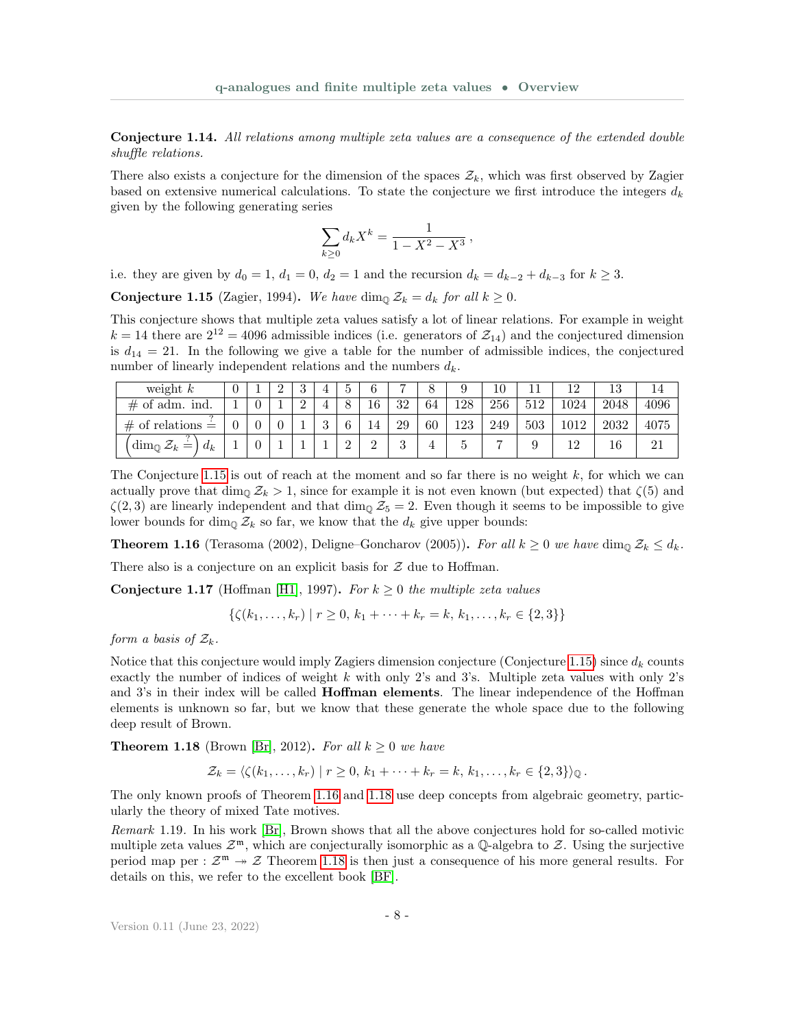**Conjecture 1.14.** *All relations among multiple zeta values are a consequence of the extended double shuffle relations.*

There also exists a conjecture for the dimension of the spaces $\mathcal{Z}_k$, which was first observed by Zagier based on extensive numerical calculations. To state the conjecture we first introduce the integers $d_k$ given by the following generating series

$$\sum_{k\geq 0} d_k X^k = \frac{1}{1-X^2-X^3}\,,$$

i.e. they are given by $d_0 = 1$, $d_1 = 0$, $d_2 = 1$ and the recursion $d_k = d_{k-2} + d_{k-3}$ for $k \geq 3$.

**Conjecture 1.15** (Zagier, 1994)**.** *We have* $\dim_{\mathbb{Q}} \mathcal{Z}_k = d_k$ *for all* $k \geq 0$.

This conjecture shows that multiple zeta values satisfy a lot of linear relations. For example in weight $k = 14$ there are $2^{12} = 4096$ admissible indices (i.e. generators of $\mathcal{Z}_{14}$) and the conjectured dimension is $d_{14} = 21$. In the following we give a table for the number of admissible indices, the conjectured number of linearly independent relations and the numbers $d_k$.

| weight $k$ | 0 | 1 | 2 | 3 | 4 | 5 | 6 | 7 | 8 | 9 | 10 | 11 | 12 | 13 | 14 |
|---|---|---|---|---|---|---|---|---|---|---|---|---|---|---|---|
| # of adm. ind. | 1 | 0 | 1 | 2 | 4 | 8 | 16 | 32 | 64 | 128 | 256 | 512 | 1024 | 2048 | 4096 |
| # of relations $\overset{?}{=}$ | 0 | 0 | 0 | 1 | 3 | 6 | 14 | 29 | 60 | 123 | 249 | 503 | 1012 | 2032 | 4075 |
| $\left(\dim_{\mathbb{Q}} \mathcal{Z}_k \overset{?}{=}\right) d_k$ | 1 | 0 | 1 | 1 | 1 | 2 | 2 | 3 | 4 | 5 | 7 | 9 | 12 | 16 | 21 |

The Conjecture 1.15 is out of reach at the moment and so far there is no weight $k$, for which we can actually prove that $\dim_{\mathbb{Q}} \mathcal{Z}_k > 1$, since for example it is not even known (but expected) that $\zeta(5)$ and $\zeta(2,3)$ are linearly independent and that $\dim_{\mathbb{Q}} \mathcal{Z}_5 = 2$. Even though it seems to be impossible to give lower bounds for $\dim_{\mathbb{Q}} \mathcal{Z}_k$ so far, we know that the $d_k$ give upper bounds:

**Theorem 1.16** (Terasoma (2002), Deligne–Goncharov (2005))**.** *For all* $k \geq 0$ *we have* $\dim_{\mathbb{Q}} \mathcal{Z}_k \leq d_k$.

There also is a conjecture on an explicit basis for $\mathcal{Z}$ due to Hoffman.

**Conjecture 1.17** (Hoffman [H1], 1997)**.** *For* $k \geq 0$ *the multiple zeta values*

$$\{\zeta(k_1,\dots,k_r) \mid r \geq 0,\, k_1 + \dots + k_r = k,\, k_1,\dots,k_r \in \{2,3\}\}$$

*form a basis of* $\mathcal{Z}_k$.

Notice that this conjecture would imply Zagiers dimension conjecture (Conjecture 1.15) since $d_k$ counts exactly the number of indices of weight $k$ with only 2's and 3's. Multiple zeta values with only 2's and 3's in their index will be called **Hoffman elements**. The linear independence of the Hoffman elements is unknown so far, but we know that these generate the whole space due to the following deep result of Brown.

**Theorem 1.18** (Brown [Br], 2012)**.** *For all* $k \geq 0$ *we have*

$$\mathcal{Z}_k = \langle \zeta(k_1,\dots,k_r) \mid r \geq 0,\, k_1 + \dots + k_r = k,\, k_1,\dots,k_r \in \{2,3\}\rangle_{\mathbb{Q}}\,.$$

The only known proofs of Theorem 1.16 and 1.18 use deep concepts from algebraic geometry, particularly the theory of mixed Tate motives.

*Remark* 1.19. In his work [Br], Brown shows that all the above conjectures hold for so-called motivic multiple zeta values $\mathcal{Z}^{\mathfrak{m}}$, which are conjecturally isomorphic as a $\mathbb{Q}$-algebra to $\mathcal{Z}$. Using the surjective period map per : $\mathcal{Z}^{\mathfrak{m}} \twoheadrightarrow \mathcal{Z}$ Theorem 1.18 is then just a consequence of his more general results. For details on this, we refer to the excellent book [BF].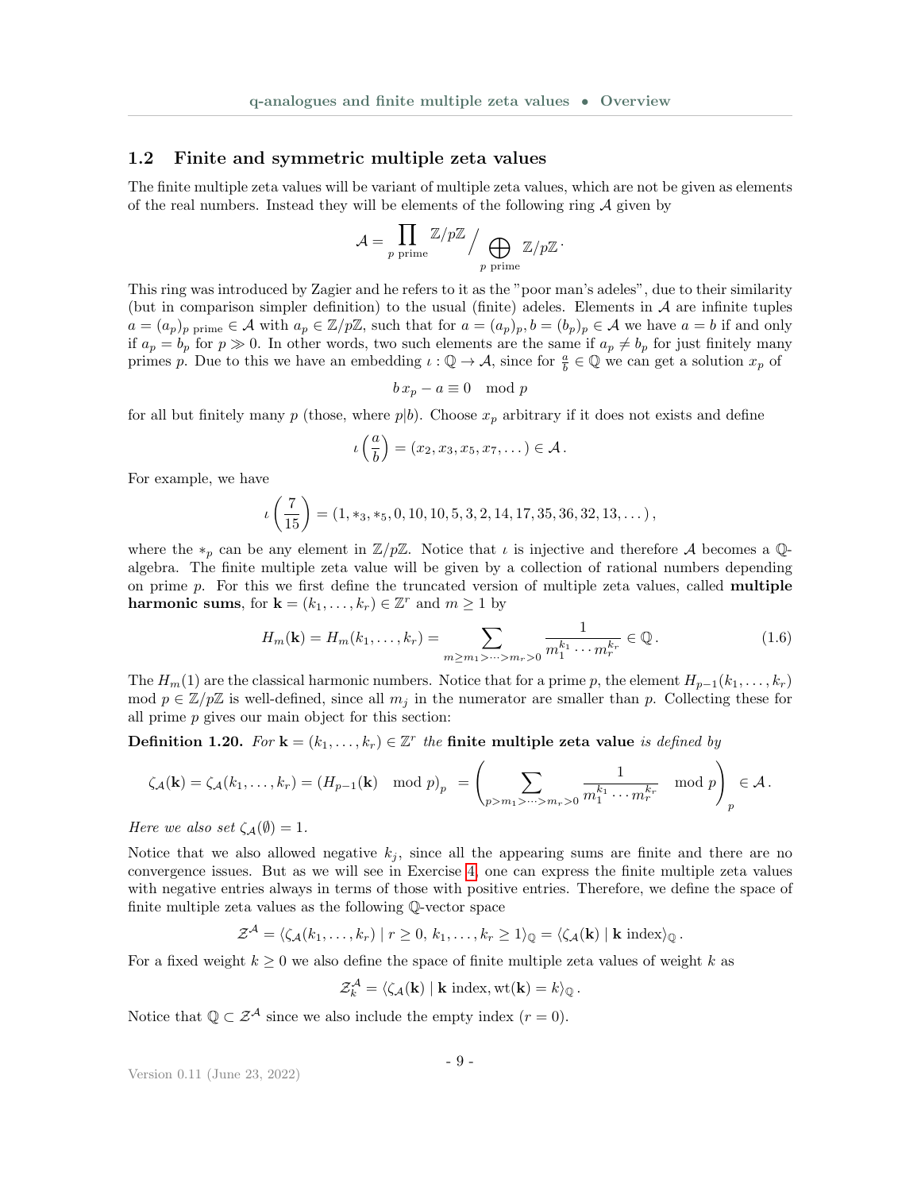## 1.2 Finite and symmetric multiple zeta values

The finite multiple zeta values will be variant of multiple zeta values, which are not be given as elements of the real numbers. Instead they will be elements of the following ring $\mathcal{A}$ given by

$$\mathcal{A} = \prod_{p \text{ prime}} \mathbb{Z}/p\mathbb{Z} \Big/ \bigoplus_{p \text{ prime}} \mathbb{Z}/p\mathbb{Z} \,.$$

This ring was introduced by Zagier and he refers to it as the "poor man's adeles", due to their similarity (but in comparison simpler definition) to the usual (finite) adeles. Elements in $\mathcal{A}$ are infinite tuples $a = (a_p)_{p \text{ prime}} \in \mathcal{A}$ with $a_p \in \mathbb{Z}/p\mathbb{Z}$, such that for $a = (a_p)_p, b = (b_p)_p \in \mathcal{A}$ we have $a = b$ if and only if $a_p = b_p$ for $p \gg 0$. In other words, two such elements are the same if $a_p \neq b_p$ for just finitely many primes $p$. Due to this we have an embedding $\iota : \mathbb{Q} \to \mathcal{A}$, since for $\frac{a}{b} \in \mathbb{Q}$ we can get a solution $x_p$ of

$$b\, x_p - a \equiv 0 \mod p$$

for all but finitely many $p$ (those, where $p|b$). Choose $x_p$ arbitrary if it does not exists and define

$$\iota\left(\frac{a}{b}\right) = (x_2, x_3, x_5, x_7, \dots) \in \mathcal{A} \,.$$

For example, we have

$$\iota\left(\frac{7}{15}\right) = (1, *_3, *_5, 0, 10, 10, 5, 3, 2, 14, 17, 35, 36, 32, 13, \dots)\,,$$

where the $*_p$ can be any element in $\mathbb{Z}/p\mathbb{Z}$. Notice that $\iota$ is injective and therefore $\mathcal{A}$ becomes a $\mathbb{Q}$-algebra. The finite multiple zeta value will be given by a collection of rational numbers depending on prime $p$. For this we first define the truncated version of multiple zeta values, called **multiple harmonic sums**, for $\mathbf{k} = (k_1, \dots, k_r) \in \mathbb{Z}^r$ and $m \geq 1$ by

$$H_m(\mathbf{k}) = H_m(k_1, \dots, k_r) = \sum_{m \geq m_1 > \dots > m_r > 0} \frac{1}{m_1^{k_1} \cdots m_r^{k_r}} \in \mathbb{Q} \,. \tag{1.6}$$

The $H_m(1)$ are the classical harmonic numbers. Notice that for a prime $p$, the element $H_{p-1}(k_1, \dots, k_r) \mod p \in \mathbb{Z}/p\mathbb{Z}$ is well-defined, since all $m_j$ in the numerator are smaller than $p$. Collecting these for all prime $p$ gives our main object for this section:

**Definition 1.20.** *For $\mathbf{k} = (k_1, \dots, k_r) \in \mathbb{Z}^r$ the* **finite multiple zeta value** *is defined by*

$$\zeta_{\mathcal{A}}(\mathbf{k}) = \zeta_{\mathcal{A}}(k_1, \dots, k_r) = (H_{p-1}(\mathbf{k}) \mod p)_p = \left( \sum_{p > m_1 > \dots > m_r > 0} \frac{1}{m_1^{k_1} \cdots m_r^{k_r}} \mod p \right)_p \in \mathcal{A} \,.$$

*Here we also set $\zeta_{\mathcal{A}}(\emptyset) = 1$.*

Notice that we also allowed negative $k_j$, since all the appearing sums are finite and there are no convergence issues. But as we will see in Exercise 4, one can express the finite multiple zeta values with negative entries always in terms of those with positive entries. Therefore, we define the space of finite multiple zeta values as the following $\mathbb{Q}$-vector space

$$\mathcal{Z}^{\mathcal{A}} = \langle \zeta_{\mathcal{A}}(k_1, \dots, k_r) \mid r \geq 0,\, k_1, \dots, k_r \geq 1 \rangle_{\mathbb{Q}} = \langle \zeta_{\mathcal{A}}(\mathbf{k}) \mid \mathbf{k} \text{ index} \rangle_{\mathbb{Q}} \,.$$

For a fixed weight $k \geq 0$ we also define the space of finite multiple zeta values of weight $k$ as

$$\mathcal{Z}^{\mathcal{A}}_k = \langle \zeta_{\mathcal{A}}(\mathbf{k}) \mid \mathbf{k} \text{ index}, \operatorname{wt}(\mathbf{k}) = k \rangle_{\mathbb{Q}} \,.$$

Notice that $\mathbb{Q} \subset \mathcal{Z}^{\mathcal{A}}$ since we also include the empty index ($r = 0$).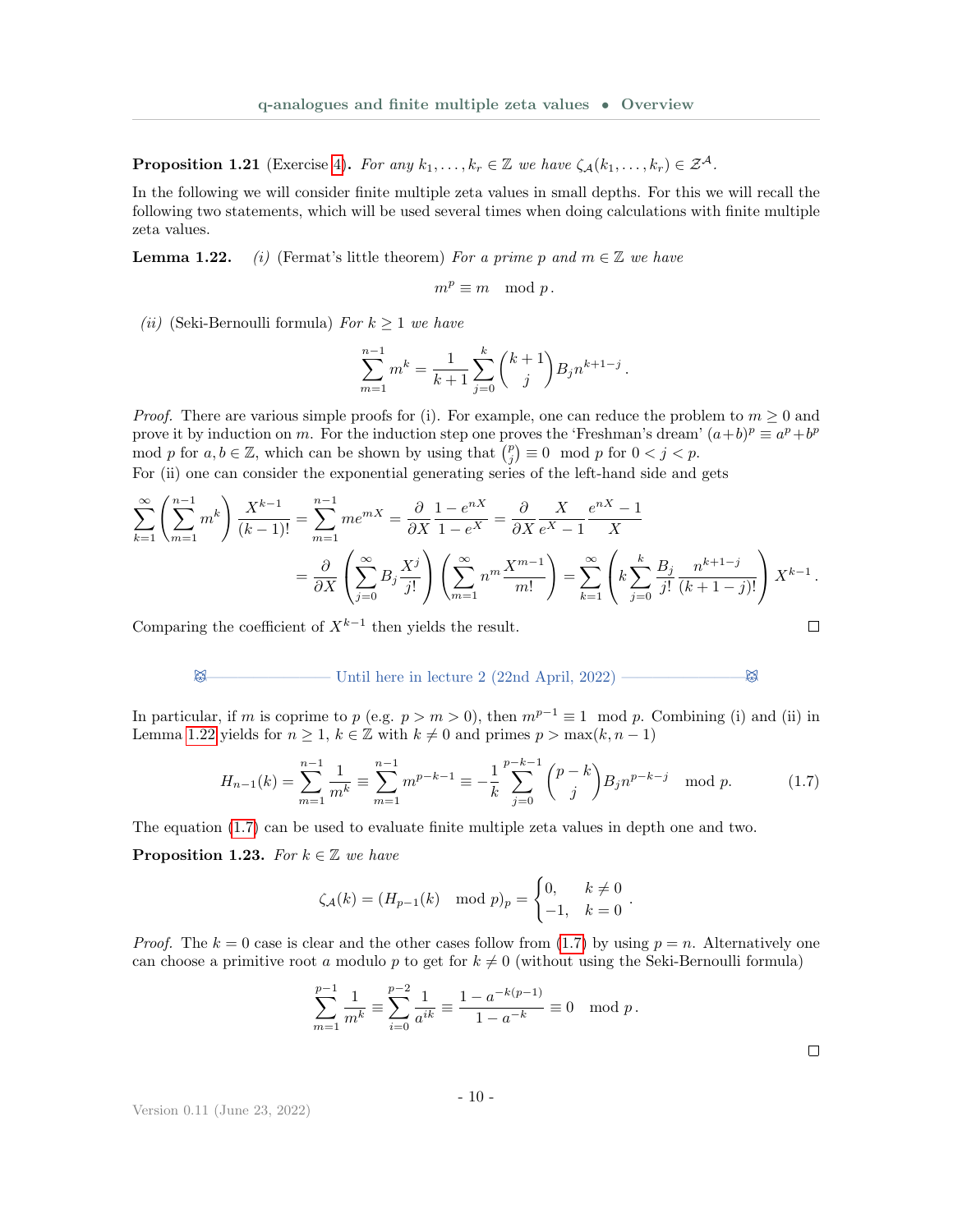**Proposition 1.21** (Exercise 4)**.** *For any $k_1, \dots, k_r \in \mathbb{Z}$ we have $\zeta_{\mathcal{A}}(k_1, \dots, k_r) \in \mathcal{Z}^{\mathcal{A}}$.*

In the following we will consider finite multiple zeta values in small depths. For this we will recall the following two statements, which will be used several times when doing calculations with finite multiple zeta values.

**Lemma 1.22.** *(i)* (Fermat's little theorem) *For a prime $p$ and $m \in \mathbb{Z}$ we have*

$$m^p \equiv m \mod p\,.$$

*(ii)* (Seki-Bernoulli formula) *For $k \geq 1$ we have*

$$\sum_{m=1}^{n-1} m^k = \frac{1}{k+1} \sum_{j=0}^{k} \binom{k+1}{j} B_j n^{k+1-j}\,.$$

*Proof.* There are various simple proofs for (i). For example, one can reduce the problem to $m \geq 0$ and prove it by induction on $m$. For the induction step one proves the 'Freshman's dream' $(a+b)^p \equiv a^p + b^p \mod p$ for $a, b \in \mathbb{Z}$, which can be shown by using that $\binom{p}{j} \equiv 0 \mod p$ for $0 < j < p$.
For (ii) one can consider the exponential generating series of the left-hand side and gets

$$\begin{aligned}
\sum_{k=1}^{\infty} \left( \sum_{m=1}^{n-1} m^k \right) \frac{X^{k-1}}{(k-1)!} &= \sum_{m=1}^{n-1} m e^{mX} = \frac{\partial}{\partial X} \frac{1-e^{nX}}{1-e^X} = \frac{\partial}{\partial X} \frac{X}{e^X - 1} \frac{e^{nX}-1}{X} \\
&= \frac{\partial}{\partial X} \left( \sum_{j=0}^{\infty} B_j \frac{X^j}{j!} \right) \left( \sum_{m=1}^{\infty} n^m \frac{X^{m-1}}{m!} \right) = \sum_{k=1}^{\infty} \left( k \sum_{j=0}^{k} \frac{B_j}{j!} \frac{n^{k+1-j}}{(k+1-j)!} \right) X^{k-1}\,.
\end{aligned}$$

Comparing the coefficient of $X^{k-1}$ then yields the result. □

Until here in lecture 2 (22nd April, 2022)

In particular, if $m$ is coprime to $p$ (e.g. $p > m > 0$), then $m^{p-1} \equiv 1 \mod p$. Combining (i) and (ii) in Lemma 1.22 yields for $n \geq 1$, $k \in \mathbb{Z}$ with $k \neq 0$ and primes $p > \max(k, n-1)$

$$H_{n-1}(k) = \sum_{m=1}^{n-1} \frac{1}{m^k} \equiv \sum_{m=1}^{n-1} m^{p-k-1} \equiv -\frac{1}{k} \sum_{j=0}^{p-k-1} \binom{p-k}{j} B_j n^{p-k-j} \mod p. \tag{1.7}$$

The equation (1.7) can be used to evaluate finite multiple zeta values in depth one and two.

**Proposition 1.23.** *For $k \in \mathbb{Z}$ we have*

$$\zeta_{\mathcal{A}}(k) = (H_{p-1}(k) \mod p)_p = \begin{cases} 0, & k \neq 0 \\ -1, & k = 0 \end{cases}.$$

*Proof.* The $k = 0$ case is clear and the other cases follow from (1.7) by using $p = n$. Alternatively one can choose a primitive root $a$ modulo $p$ to get for $k \neq 0$ (without using the Seki-Bernoulli formula)

$$\sum_{m=1}^{p-1} \frac{1}{m^k} \equiv \sum_{i=0}^{p-2} \frac{1}{a^{ik}} \equiv \frac{1 - a^{-k(p-1)}}{1 - a^{-k}} \equiv 0 \mod p\,.$$

□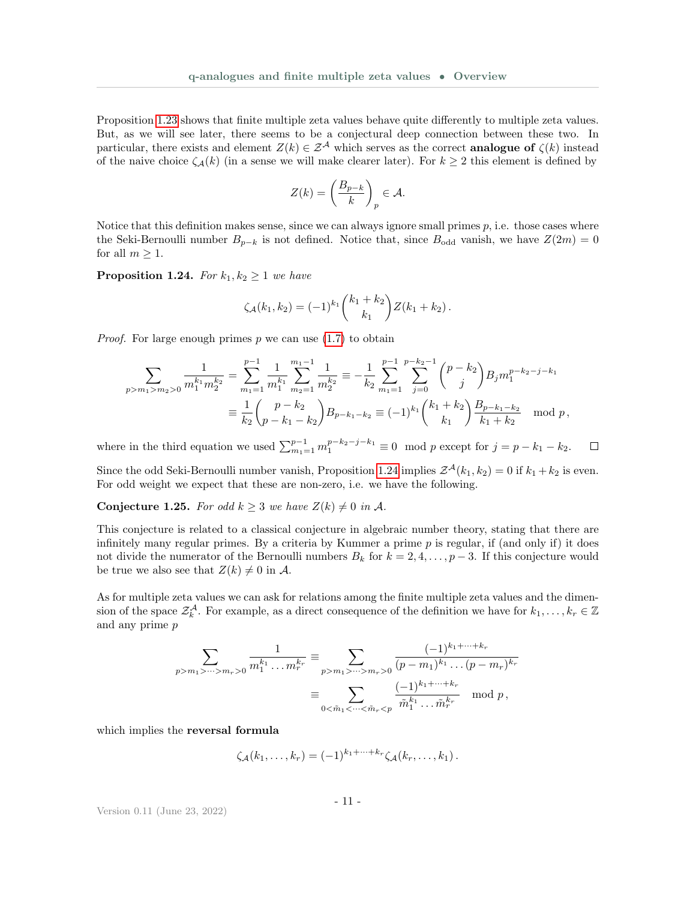Proposition 1.23 shows that finite multiple zeta values behave quite differently to multiple zeta values. But, as we will see later, there seems to be a conjectural deep connection between these two. In particular, there exists and element $Z(k) \in \mathcal{Z}^{\mathcal{A}}$ which serves as the correct **analogue of** $\zeta(k)$ instead of the naive choice $\zeta_{\mathcal{A}}(k)$ (in a sense we will make clearer later). For $k \geq 2$ this element is defined by

$$Z(k) = \left(\frac{B_{p-k}}{k}\right)_p \in \mathcal{A}.$$

Notice that this definition makes sense, since we can always ignore small primes $p$, i.e. those cases where the Seki-Bernoulli number $B_{p-k}$ is not defined. Notice that, since $B_{\text{odd}}$ vanish, we have $Z(2m) = 0$ for all $m \geq 1$.

**Proposition 1.24.** *For $k_1, k_2 \geq 1$ we have*

$$\zeta_{\mathcal{A}}(k_1, k_2) = (-1)^{k_1} \binom{k_1 + k_2}{k_1} Z(k_1 + k_2)\,.$$

*Proof.* For large enough primes $p$ we can use (1.7) to obtain

$$\begin{aligned}
\sum_{p > m_1 > m_2 > 0} \frac{1}{m_1^{k_1} m_2^{k_2}} &= \sum_{m_1=1}^{p-1} \frac{1}{m_1^{k_1}} \sum_{m_2=1}^{m_1-1} \frac{1}{m_2^{k_2}} \equiv -\frac{1}{k_2} \sum_{m_1=1}^{p-1} \sum_{j=0}^{p-k_2-1} \binom{p-k_2}{j} B_j m_1^{p-k_2-j-k_1} \\
&\equiv \frac{1}{k_2} \binom{p-k_2}{p-k_1-k_2} B_{p-k_1-k_2} \equiv (-1)^{k_1} \binom{k_1+k_2}{k_1} \frac{B_{p-k_1-k_2}}{k_1+k_2} \mod p\,,
\end{aligned}$$

where in the third equation we used $\sum_{m_1=1}^{p-1} m_1^{p-k_2-j-k_1} \equiv 0 \mod p$ except for $j = p - k_1 - k_2$. $\square$

Since the odd Seki-Bernoulli number vanish, Proposition 1.24 implies $\mathcal{Z}^{\mathcal{A}}(k_1, k_2) = 0$ if $k_1 + k_2$ is even. For odd weight we expect that these are non-zero, i.e. we have the following.

**Conjecture 1.25.** *For odd $k \geq 3$ we have $Z(k) \neq 0$ in $\mathcal{A}$.*

This conjecture is related to a classical conjecture in algebraic number theory, stating that there are infinitely many regular primes. By a criteria by Kummer a prime $p$ is regular, if (and only if) it does not divide the numerator of the Bernoulli numbers $B_k$ for $k = 2, 4, \dots, p-3$. If this conjecture would be true we also see that $Z(k) \neq 0$ in $\mathcal{A}$.

As for multiple zeta values we can ask for relations among the finite multiple zeta values and the dimension of the space $\mathcal{Z}_k^{\mathcal{A}}$. For example, as a direct consequence of the definition we have for $k_1, \dots, k_r \in \mathbb{Z}$ and any prime $p$

$$\begin{aligned}
\sum_{p > m_1 > \dots > m_r > 0} \frac{1}{m_1^{k_1} \dots m_r^{k_r}} &\equiv \sum_{p > m_1 > \dots > m_r > 0} \frac{(-1)^{k_1 + \dots + k_r}}{(p-m_1)^{k_1} \dots (p-m_r)^{k_r}} \\
&\equiv \sum_{0 < \tilde{m}_1 < \dots < \tilde{m}_r < p} \frac{(-1)^{k_1 + \dots + k_r}}{\tilde{m}_1^{k_1} \dots \tilde{m}_r^{k_r}} \mod p\,,
\end{aligned}$$

which implies the **reversal formula**

$$\zeta_{\mathcal{A}}(k_1, \dots, k_r) = (-1)^{k_1 + \dots + k_r} \zeta_{\mathcal{A}}(k_r, \dots, k_1)\,.$$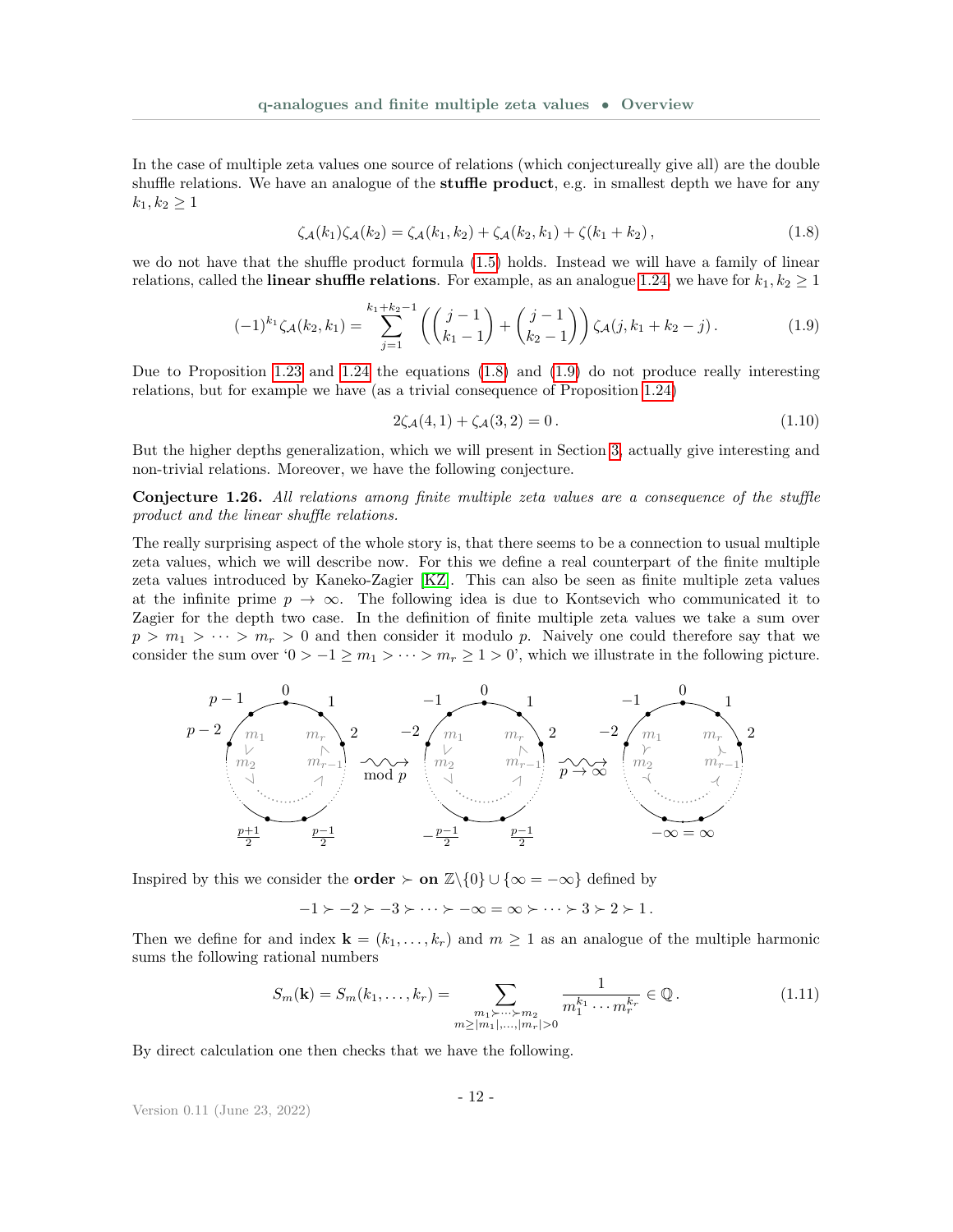In the case of multiple zeta values one source of relations (which conjectureally give all) are the double shuffle relations. We have an analogue of the **stuffle product**, e.g. in smallest depth we have for any $k_1, k_2 \geq 1$

$$\zeta_{\mathcal{A}}(k_1)\zeta_{\mathcal{A}}(k_2) = \zeta_{\mathcal{A}}(k_1, k_2) + \zeta_{\mathcal{A}}(k_2, k_1) + \zeta(k_1 + k_2)\,, \tag{1.8}$$

we do not have that the shuffle product formula (1.5) holds. Instead we will have a family of linear relations, called the **linear shuffle relations**. For example, as an analogue 1.24, we have for $k_1, k_2 \geq 1$

$$(-1)^{k_1}\zeta_{\mathcal{A}}(k_2, k_1) = \sum_{j=1}^{k_1+k_2-1} \left( \binom{j-1}{k_1-1} + \binom{j-1}{k_2-1} \right) \zeta_{\mathcal{A}}(j, k_1 + k_2 - j)\,. \tag{1.9}$$

Due to Proposition 1.23 and 1.24 the equations (1.8) and (1.9) do not produce really interesting relations, but for example we have (as a trivial consequence of Proposition 1.24)

$$2\zeta_{\mathcal{A}}(4, 1) + \zeta_{\mathcal{A}}(3, 2) = 0\,. \tag{1.10}$$

But the higher depths generalization, which we will present in Section 3, actually give interesting and non-trivial relations. Moreover, we have the following conjecture.

**Conjecture 1.26.** *All relations among finite multiple zeta values are a consequence of the stuffle product and the linear shuffle relations.*

The really surprising aspect of the whole story is, that there seems to be a connection to usual multiple zeta values, which we will describe now. For this we define a real counterpart of the finite multiple zeta values introduced by Kaneko-Zagier [KZ]. This can also be seen as finite multiple zeta values at the infinite prime $p \to \infty$. The following idea is due to Kontsevich who communicated it to Zagier for the depth two case. In the definition of finite multiple zeta values we take a sum over $p > m_1 > \cdots > m_r > 0$ and then consider it modulo $p$. Naively one could therefore say that we consider the sum over '$0 > -1 \geq m_1 > \cdots > m_r \geq 1 > 0$', which we illustrate in the following picture.

Inspired by this we consider the **order $\succ$ on** $\mathbb{Z}\backslash\{0\} \cup \{\infty = -\infty\}$ defined by

$$-1 \succ -2 \succ -3 \succ \cdots \succ -\infty = \infty \succ \cdots \succ 3 \succ 2 \succ 1\,.$$

Then we define for and index $\mathbf{k} = (k_1, \ldots, k_r)$ and $m \geq 1$ as an analogue of the multiple harmonic sums the following rational numbers

$$S_m(\mathbf{k}) = S_m(k_1, \ldots, k_r) = \sum_{\substack{m_1 \succ \cdots \succ m_2 \\ m \geq |m_1|, \ldots, |m_r| > 0}} \frac{1}{m_1^{k_1} \cdots m_r^{k_r}} \in \mathbb{Q}\,. \tag{1.11}$$

By direct calculation one then checks that we have the following.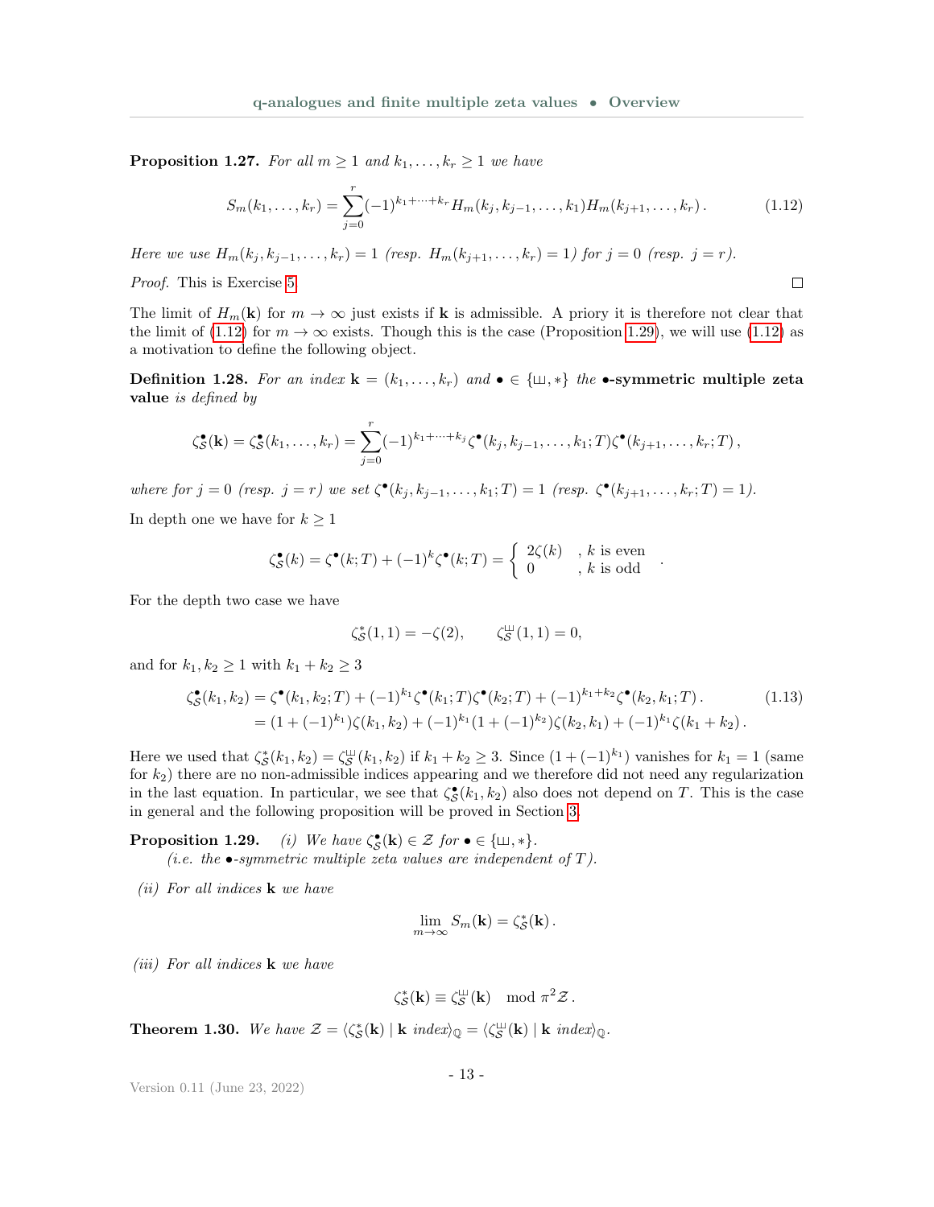**Proposition 1.27.** *For all $m \geq 1$ and $k_1, \dots, k_r \geq 1$ we have*

$$S_m(k_1, \dots, k_r) = \sum_{j=0}^{r} (-1)^{k_1+\dots+k_r} H_m(k_j, k_{j-1}, \dots, k_1) H_m(k_{j+1}, \dots, k_r) . \tag{1.12}$$

*Here we use $H_m(k_j, k_{j-1}, \dots, k_r) = 1$ (resp. $H_m(k_{j+1}, \dots, k_r) = 1$) for $j = 0$ (resp. $j = r$).*

*Proof.* This is Exercise 5. □

The limit of $H_m(\mathbf{k})$ for $m \to \infty$ just exists if $\mathbf{k}$ is admissible. A priory it is therefore not clear that the limit of (1.12) for $m \to \infty$ exists. Though this is the case (Proposition 1.29), we will use (1.12) as a motivation to define the following object.

**Definition 1.28.** *For an index $\mathbf{k} = (k_1, \dots, k_r)$ and $\bullet \in \{\shuffle, *\}$ the* **$\bullet$-symmetric multiple zeta value** *is defined by*

$$\zeta_{\mathcal{S}}^{\bullet}(\mathbf{k}) = \zeta_{\mathcal{S}}^{\bullet}(k_1, \dots, k_r) = \sum_{j=0}^{r} (-1)^{k_1+\dots+k_j} \zeta^{\bullet}(k_j, k_{j-1}, \dots, k_1; T) \zeta^{\bullet}(k_{j+1}, \dots, k_r; T) ,$$

*where for $j = 0$ (resp. $j = r$) we set $\zeta^{\bullet}(k_j, k_{j-1}, \dots, k_1; T) = 1$ (resp. $\zeta^{\bullet}(k_{j+1}, \dots, k_r; T) = 1$).*

In depth one we have for $k \geq 1$

$$\zeta_{\mathcal{S}}^{\bullet}(k) = \zeta^{\bullet}(k; T) + (-1)^k \zeta^{\bullet}(k; T) = \begin{cases} 2\zeta(k) & , k \text{ is even} \\ 0 & , k \text{ is odd} \end{cases} .$$

For the depth two case we have

$$\zeta_{\mathcal{S}}^{*}(1,1) = -\zeta(2), \qquad \zeta_{\mathcal{S}}^{\shuffle}(1,1) = 0,$$

and for $k_1, k_2 \geq 1$ with $k_1 + k_2 \geq 3$

$$\begin{aligned} \zeta_{\mathcal{S}}^{\bullet}(k_1, k_2) &= \zeta^{\bullet}(k_1, k_2; T) + (-1)^{k_1} \zeta^{\bullet}(k_1; T) \zeta^{\bullet}(k_2; T) + (-1)^{k_1+k_2} \zeta^{\bullet}(k_2, k_1; T) . \\ &= (1 + (-1)^{k_1}) \zeta(k_1, k_2) + (-1)^{k_1} (1 + (-1)^{k_2}) \zeta(k_2, k_1) + (-1)^{k_1} \zeta(k_1 + k_2) . \end{aligned} \tag{1.13}$$

Here we used that $\zeta_{\mathcal{S}}^{*}(k_1, k_2) = \zeta_{\mathcal{S}}^{\shuffle}(k_1, k_2)$ if $k_1 + k_2 \geq 3$. Since $(1 + (-1)^{k_1})$ vanishes for $k_1 = 1$ (same for $k_2$) there are no non-admissible indices appearing and we therefore did not need any regularization in the last equation. In particular, we see that $\zeta_{\mathcal{S}}^{\bullet}(k_1, k_2)$ also does not depend on $T$. This is the case in general and the following proposition will be proved in Section 3.

**Proposition 1.29.** *(i) We have $\zeta_{\mathcal{S}}^{\bullet}(\mathbf{k}) \in \mathcal{Z}$ for $\bullet \in \{\shuffle, *\}$.*
*(i.e. the $\bullet$-symmetric multiple zeta values are independent of $T$).*

*(ii) For all indices $\mathbf{k}$ we have*

$$\lim_{m \to \infty} S_m(\mathbf{k}) = \zeta_{\mathcal{S}}^{*}(\mathbf{k}) .$$

*(iii) For all indices $\mathbf{k}$ we have*

$$\zeta_{\mathcal{S}}^{*}(\mathbf{k}) \equiv \zeta_{\mathcal{S}}^{\shuffle}(\mathbf{k}) \mod \pi^2 \mathcal{Z} .$$

**Theorem 1.30.** *We have $\mathcal{Z} = \langle \zeta_{\mathcal{S}}^{*}(\mathbf{k}) \mid \mathbf{k} \text{ index} \rangle_{\mathbb{Q}} = \langle \zeta_{\mathcal{S}}^{\shuffle}(\mathbf{k}) \mid \mathbf{k} \text{ index} \rangle_{\mathbb{Q}}$.*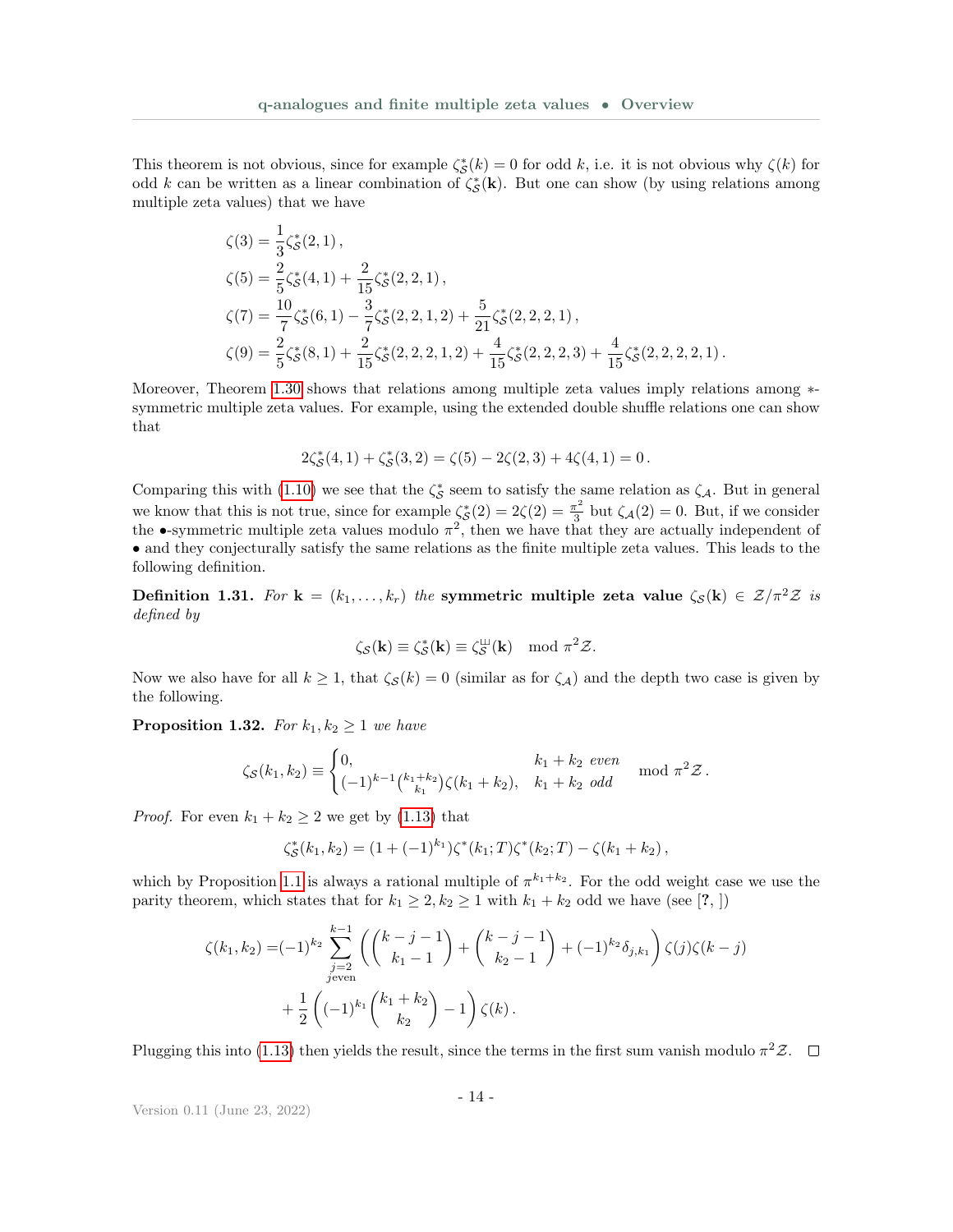This theorem is not obvious, since for example $\zeta^*_{\mathcal{S}}(k) = 0$ for odd $k$, i.e. it is not obvious why $\zeta(k)$ for odd $k$ can be written as a linear combination of $\zeta^*_{\mathcal{S}}(\mathbf{k})$. But one can show (by using relations among multiple zeta values) that we have

$$\begin{aligned}
\zeta(3) &= \frac{1}{3}\zeta^*_{\mathcal{S}}(2,1)\,,\\
\zeta(5) &= \frac{2}{5}\zeta^*_{\mathcal{S}}(4,1) + \frac{2}{15}\zeta^*_{\mathcal{S}}(2,2,1)\,,\\
\zeta(7) &= \frac{10}{7}\zeta^*_{\mathcal{S}}(6,1) - \frac{3}{7}\zeta^*_{\mathcal{S}}(2,2,1,2) + \frac{5}{21}\zeta^*_{\mathcal{S}}(2,2,2,1)\,,\\
\zeta(9) &= \frac{2}{5}\zeta^*_{\mathcal{S}}(8,1) + \frac{2}{15}\zeta^*_{\mathcal{S}}(2,2,2,1,2) + \frac{4}{15}\zeta^*_{\mathcal{S}}(2,2,2,3) + \frac{4}{15}\zeta^*_{\mathcal{S}}(2,2,2,2,1)\,.
\end{aligned}$$

Moreover, Theorem 1.30 shows that relations among multiple zeta values imply relations among $*$-symmetric multiple zeta values. For example, using the extended double shuffle relations one can show that

$$2\zeta^*_{\mathcal{S}}(4,1) + \zeta^*_{\mathcal{S}}(3,2) = \zeta(5) - 2\zeta(2,3) + 4\zeta(4,1) = 0\,.$$

Comparing this with (1.10) we see that the $\zeta^*_{\mathcal{S}}$ seem to satisfy the same relation as $\zeta_{\mathcal{A}}$. But in general we know that this is not true, since for example $\zeta^*_{\mathcal{S}}(2) = 2\zeta(2) = \frac{\pi^2}{3}$ but $\zeta_{\mathcal{A}}(2) = 0$. But, if we consider the $\bullet$-symmetric multiple zeta values modulo $\pi^2$, then we have that they are actually independent of $\bullet$ and they conjecturally satisfy the same relations as the finite multiple zeta values. This leads to the following definition.

**Definition 1.31.** *For* $\mathbf{k} = (k_1, \dots, k_r)$ *the* **symmetric multiple zeta value** $\zeta_{\mathcal{S}}(\mathbf{k}) \in \mathcal{Z}/\pi^2\mathcal{Z}$ *is defined by*

$$\zeta_{\mathcal{S}}(\mathbf{k}) \equiv \zeta^*_{\mathcal{S}}(\mathbf{k}) \equiv \zeta^{ш}_{\mathcal{S}}(\mathbf{k}) \mod \pi^2\mathcal{Z}.$$

Now we also have for all $k \geq 1$, that $\zeta_{\mathcal{S}}(k) = 0$ (similar as for $\zeta_{\mathcal{A}}$) and the depth two case is given by the following.

**Proposition 1.32.** *For* $k_1, k_2 \geq 1$ *we have*

$$\zeta_{\mathcal{S}}(k_1,k_2) \equiv \begin{cases} 0, & k_1+k_2 \text{ even} \\ (-1)^{k-1}\binom{k_1+k_2}{k_1}\zeta(k_1+k_2), & k_1+k_2 \text{ odd} \end{cases} \mod \pi^2\mathcal{Z}\,.$$

*Proof.* For even $k_1 + k_2 \geq 2$ we get by (1.13) that

$$\zeta^*_{\mathcal{S}}(k_1,k_2) = (1+(-1)^{k_1})\zeta^*(k_1;T)\zeta^*(k_2;T) - \zeta(k_1+k_2)\,,$$

which by Proposition 1.1 is always a rational multiple of $\pi^{k_1+k_2}$. For the odd weight case we use the parity theorem, which states that for $k_1 \geq 2, k_2 \geq 1$ with $k_1 + k_2$ odd we have (see [?, ])

$$\begin{aligned}
\zeta(k_1,k_2) =& (-1)^{k_2} \sum_{\substack{j=2\\ j\text{even}}}^{k-1} \left( \binom{k-j-1}{k_1-1} + \binom{k-j-1}{k_2-1} + (-1)^{k_2}\delta_{j,k_1} \right) \zeta(j)\zeta(k-j)\\
&+ \frac{1}{2}\left( (-1)^{k_1}\binom{k_1+k_2}{k_2} - 1 \right)\zeta(k)\,.
\end{aligned}$$

Plugging this into (1.13) then yields the result, since the terms in the first sum vanish modulo $\pi^2\mathcal{Z}$. $\square$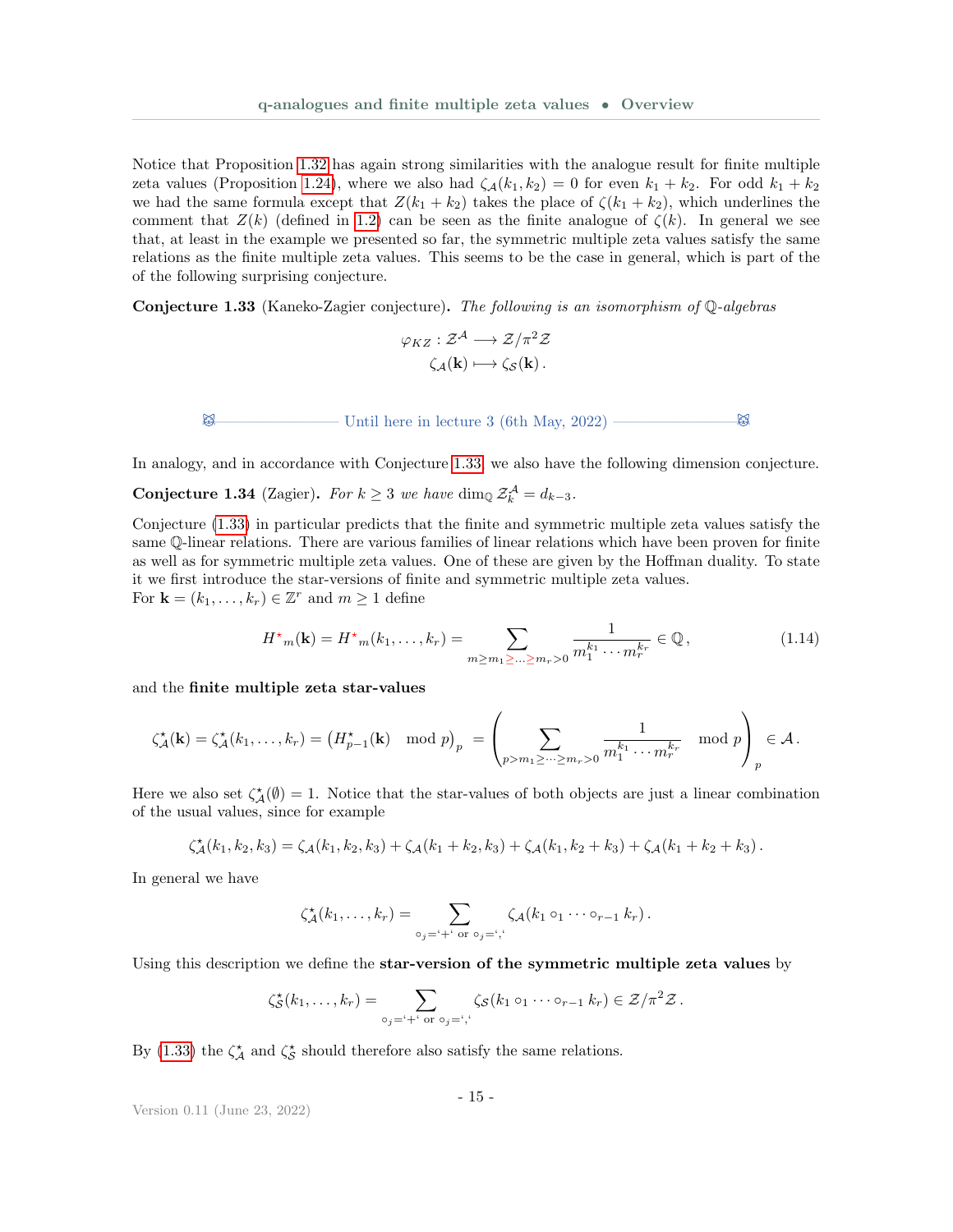Notice that Proposition 1.32 has again strong similarities with the analogue result for finite multiple zeta values (Proposition 1.24), where we also had $\zeta_{\mathcal{A}}(k_1,k_2)=0$ for even $k_1+k_2$. For odd $k_1+k_2$ we had the same formula except that $Z(k_1+k_2)$ takes the place of $\zeta(k_1+k_2)$, which underlines the comment that $Z(k)$ (defined in 1.2) can be seen as the finite analogue of $\zeta(k)$. In general we see that, at least in the example we presented so far, the symmetric multiple zeta values satisfy the same relations as the finite multiple zeta values. This seems to be the case in general, which is part of the of the following surprising conjecture.

**Conjecture 1.33** (Kaneko-Zagier conjecture)**.** *The following is an isomorphism of $\mathbb{Q}$-algebras*

$$\begin{aligned}\varphi_{KZ}: \mathcal{Z}^{\mathcal{A}} &\longrightarrow \mathcal{Z}/\pi^2\mathcal{Z}\\ \zeta_{\mathcal{A}}(\mathbf{k}) &\longmapsto \zeta_{\mathcal{S}}(\mathbf{k})\,.\end{aligned}$$

Until here in lecture 3 (6th May, 2022)

In analogy, and in accordance with Conjecture 1.33, we also have the following dimension conjecture.

**Conjecture 1.34** (Zagier)**.** *For $k\geq 3$ we have $\dim_{\mathbb{Q}}\mathcal{Z}_k^{\mathcal{A}}=d_{k-3}$.*

Conjecture (1.33) in particular predicts that the finite and symmetric multiple zeta values satisfy the same $\mathbb{Q}$-linear relations. There are various families of linear relations which have been proven for finite as well as for symmetric multiple zeta values. One of these are given by the Hoffman duality. To state it we first introduce the star-versions of finite and symmetric multiple zeta values.
For $\mathbf{k}=(k_1,\dots,k_r)\in\mathbb{Z}^r$ and $m\geq 1$ define

$$H^{\star}{}_m(\mathbf{k})=H^{\star}{}_m(k_1,\dots,k_r)=\sum_{m\geq m_1\geq\dots\geq m_r>0}\frac{1}{m_1^{k_1}\cdots m_r^{k_r}}\in\mathbb{Q}\,, \tag{1.14}$$

and the **finite multiple zeta star-values**

$$\zeta^{\star}_{\mathcal{A}}(\mathbf{k})=\zeta^{\star}_{\mathcal{A}}(k_1,\dots,k_r)=\left(H^{\star}_{p-1}(\mathbf{k}) \mod p\right)_p=\left(\sum_{p>m_1\geq\dots\geq m_r>0}\frac{1}{m_1^{k_1}\cdots m_r^{k_r}} \mod p\right)_p\in\mathcal{A}\,.$$

Here we also set $\zeta^{\star}_{\mathcal{A}}(\emptyset)=1$. Notice that the star-values of both objects are just a linear combination of the usual values, since for example

$$\zeta^{\star}_{\mathcal{A}}(k_1,k_2,k_3)=\zeta_{\mathcal{A}}(k_1,k_2,k_3)+\zeta_{\mathcal{A}}(k_1+k_2,k_3)+\zeta_{\mathcal{A}}(k_1,k_2+k_3)+\zeta_{\mathcal{A}}(k_1+k_2+k_3)\,.$$

In general we have

$$\zeta^{\star}_{\mathcal{A}}(k_1,\dots,k_r)=\sum_{\circ_j=\text{`}+\text{' or }\circ_j=\text{`},\text{'}}\zeta_{\mathcal{A}}(k_1\circ_1\cdots\circ_{r-1}k_r)\,.$$

Using this description we define the **star-version of the symmetric multiple zeta values** by

$$\zeta^{\star}_{\mathcal{S}}(k_1,\dots,k_r)=\sum_{\circ_j=\text{`}+\text{' or }\circ_j=\text{`},\text{'}}\zeta_{\mathcal{S}}(k_1\circ_1\cdots\circ_{r-1}k_r)\in\mathcal{Z}/\pi^2\mathcal{Z}\,.$$

By (1.33) the $\zeta^{\star}_{\mathcal{A}}$ and $\zeta^{\star}_{\mathcal{S}}$ should therefore also satisfy the same relations.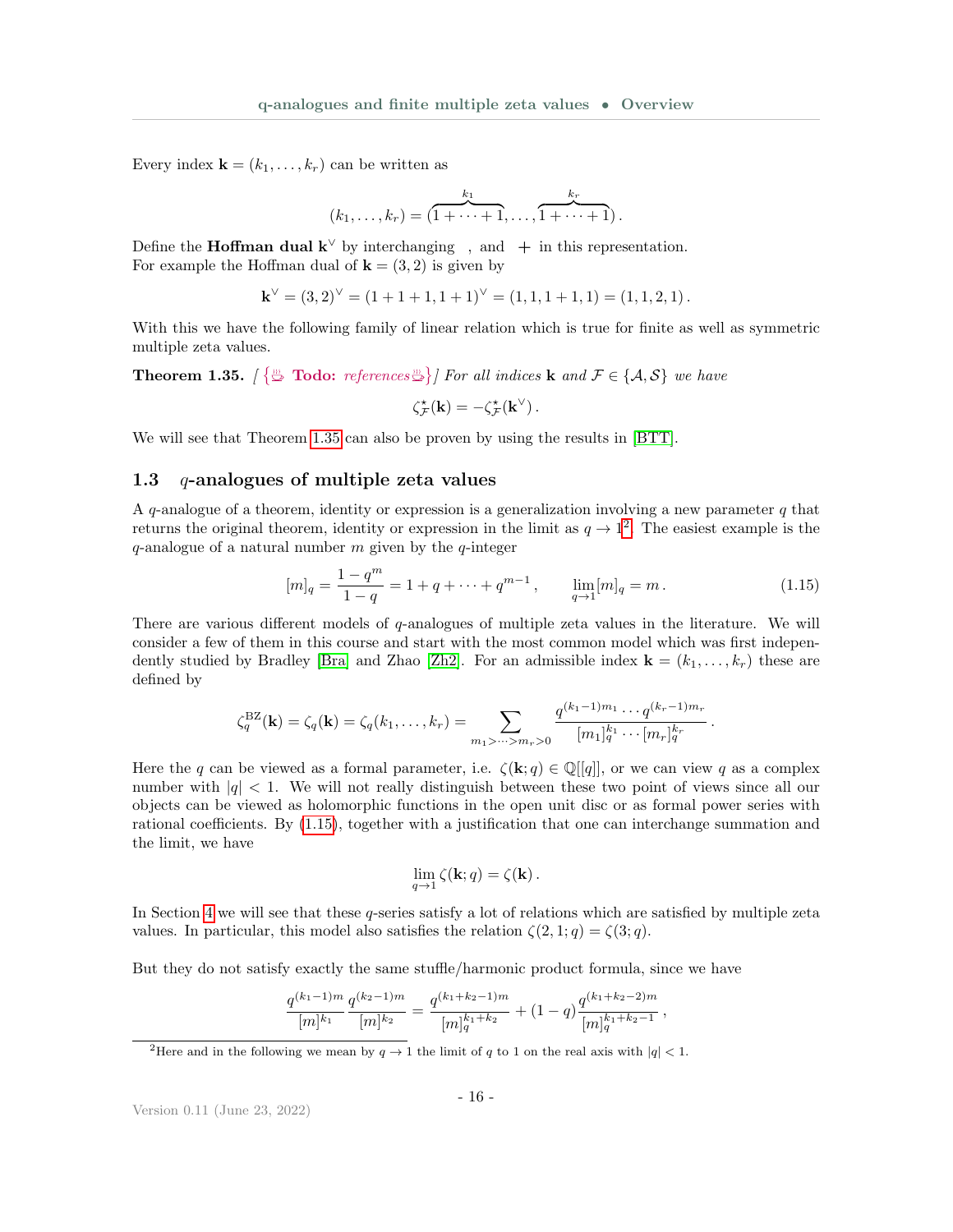Every index $\mathbf{k} = (k_1, \ldots, k_r)$ can be written as

$$(k_1, \ldots, k_r) = (\overbrace{1 + \cdots + 1}^{k_1}, \ldots, \overbrace{1 + \cdots + 1}^{k_r}).$$

Define the **Hoffman dual** $\mathbf{k}^\vee$ by interchanging , and $+$ in this representation. For example the Hoffman dual of $\mathbf{k} = (3, 2)$ is given by

$$\mathbf{k}^\vee = (3,2)^\vee = (1+1+1, 1+1)^\vee = (1, 1, 1+1, 1) = (1, 1, 2, 1).$$

With this we have the following family of linear relation which is true for finite as well as symmetric multiple zeta values.

**Theorem 1.35.** *[ {♨ **Todo:** references♨} ] For all indices $\mathbf{k}$ and $\mathcal{F} \in \{\mathcal{A}, \mathcal{S}\}$ we have*

$$\zeta_{\mathcal{F}}^\star(\mathbf{k}) = -\zeta_{\mathcal{F}}^\star(\mathbf{k}^\vee).$$

We will see that Theorem 1.35 can also be proven by using the results in [BTT].

## 1.3 $q$-analogues of multiple zeta values

A $q$-analogue of a theorem, identity or expression is a generalization involving a new parameter $q$ that returns the original theorem, identity or expression in the limit as $q \to 1$[2]. The easiest example is the $q$-analogue of a natural number $m$ given by the $q$-integer

$$[m]_q = \frac{1 - q^m}{1 - q} = 1 + q + \cdots + q^{m-1}, \qquad \lim_{q \to 1} [m]_q = m. \tag{1.15}$$

There are various different models of $q$-analogues of multiple zeta values in the literature. We will consider a few of them in this course and start with the most common model which was first independently studied by Bradley [Bra] and Zhao [Zh2]. For an admissible index $\mathbf{k} = (k_1, \ldots, k_r)$ these are defined by

$$\zeta_q^{\mathrm{BZ}}(\mathbf{k}) = \zeta_q(\mathbf{k}) = \zeta_q(k_1, \ldots, k_r) = \sum_{m_1 > \cdots > m_r > 0} \frac{q^{(k_1 - 1)m_1} \cdots q^{(k_r - 1)m_r}}{[m_1]_q^{k_1} \cdots [m_r]_q^{k_r}}.$$

Here the $q$ can be viewed as a formal parameter, i.e. $\zeta(\mathbf{k}; q) \in \mathbb{Q}[[q]]$, or we can view $q$ as a complex number with $|q| < 1$. We will not really distinguish between these two point of views since all our objects can be viewed as holomorphic functions in the open unit disc or as formal power series with rational coefficients. By (1.15), together with a justification that one can interchange summation and the limit, we have

$$\lim_{q \to 1} \zeta(\mathbf{k}; q) = \zeta(\mathbf{k}).$$

In Section 4 we will see that these $q$-series satisfy a lot of relations which are satisfied by multiple zeta values. In particular, this model also satisfies the relation $\zeta(2, 1; q) = \zeta(3; q)$.

But they do not satisfy exactly the same stuffle/harmonic product formula, since we have

$$\frac{q^{(k_1 - 1)m}}{[m]^{k_1}} \frac{q^{(k_2 - 1)m}}{[m]^{k_2}} = \frac{q^{(k_1 + k_2 - 1)m}}{[m]_q^{k_1 + k_2}} + (1 - q) \frac{q^{(k_1 + k_2 - 2)m}}{[m]_q^{k_1 + k_2 - 1}},$$

[2] Here and in the following we mean by $q \to 1$ the limit of $q$ to 1 on the real axis with $|q| < 1$.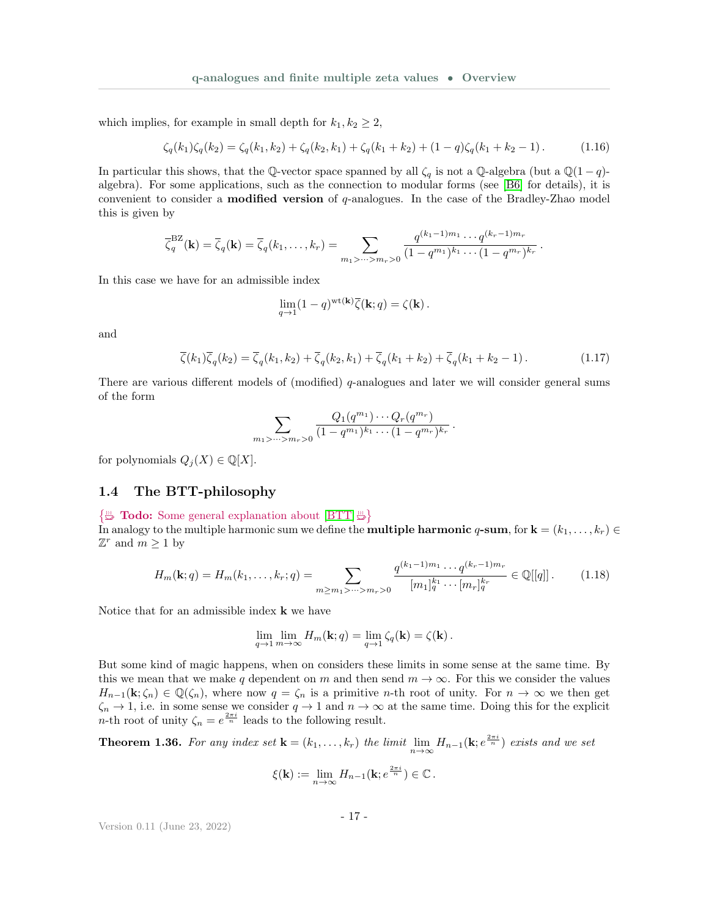which implies, for example in small depth for $k_1, k_2 \geq 2$,

$$\zeta_q(k_1)\zeta_q(k_2) = \zeta_q(k_1, k_2) + \zeta_q(k_2, k_1) + \zeta_q(k_1 + k_2) + (1-q)\zeta_q(k_1 + k_2 - 1)\,. \tag{1.16}$$

In particular this shows, that the $\mathbb{Q}$-vector space spanned by all $\zeta_q$ is not a $\mathbb{Q}$-algebra (but a $\mathbb{Q}(1-q)$-algebra). For some applications, such as the connection to modular forms (see [B6] for details), it is convenient to consider a **modified version** of $q$-analogues. In the case of the Bradley-Zhao model this is given by

$$\overline{\zeta}_q^{\mathrm{BZ}}(\mathbf{k}) = \overline{\zeta}_q(\mathbf{k}) = \overline{\zeta}_q(k_1, \dots, k_r) = \sum_{m_1 > \dots > m_r > 0} \frac{q^{(k_1-1)m_1} \cdots q^{(k_r-1)m_r}}{(1-q^{m_1})^{k_1} \cdots (1-q^{m_r})^{k_r}}\,.$$

In this case we have for an admissible index

$$\lim_{q \to 1} (1-q)^{\mathrm{wt}(\mathbf{k})} \overline{\zeta}(\mathbf{k}; q) = \zeta(\mathbf{k})\,.$$

and

$$\overline{\zeta}(k_1)\overline{\zeta}_q(k_2) = \overline{\zeta}_q(k_1, k_2) + \overline{\zeta}_q(k_2, k_1) + \overline{\zeta}_q(k_1 + k_2) + \overline{\zeta}_q(k_1 + k_2 - 1)\,. \tag{1.17}$$

There are various different models of (modified) $q$-analogues and later we will consider general sums of the form

$$\sum_{m_1 > \dots > m_r > 0} \frac{Q_1(q^{m_1}) \cdots Q_r(q^{m_r})}{(1-q^{m_1})^{k_1} \cdots (1-q^{m_r})^{k_r}}\,.$$

for polynomials $Q_j(X) \in \mathbb{Q}[X]$.

## 1.4 The BTT-philosophy

{**Todo:** Some general explanation about [BTT]}

In analogy to the multiple harmonic sum we define the **multiple harmonic $q$-sum**, for $\mathbf{k} = (k_1, \dots, k_r) \in \mathbb{Z}^r$ and $m \geq 1$ by

$$H_m(\mathbf{k}; q) = H_m(k_1, \dots, k_r; q) = \sum_{m \geq m_1 > \dots > m_r > 0} \frac{q^{(k_1-1)m_1} \cdots q^{(k_r-1)m_r}}{[m_1]_q^{k_1} \cdots [m_r]_q^{k_r}} \in \mathbb{Q}[[q]]\,. \tag{1.18}$$

Notice that for an admissible index $\mathbf{k}$ we have

$$\lim_{q \to 1} \lim_{m \to \infty} H_m(\mathbf{k}; q) = \lim_{q \to 1} \zeta_q(\mathbf{k}) = \zeta(\mathbf{k})\,.$$

But some kind of magic happens, when on considers these limits in some sense at the same time. By this we mean that we make $q$ dependent on $m$ and then send $m \to \infty$. For this we consider the values $H_{n-1}(\mathbf{k}; \zeta_n) \in \mathbb{Q}(\zeta_n)$, where now $q = \zeta_n$ is a primitive $n$-th root of unity. For $n \to \infty$ we then get $\zeta_n \to 1$, i.e. in some sense we consider $q \to 1$ and $n \to \infty$ at the same time. Doing this for the explicit $n$-th root of unity $\zeta_n = e^{\frac{2\pi i}{n}}$ leads to the following result.

**Theorem 1.36.** *For any index set $\mathbf{k} = (k_1, \dots, k_r)$ the limit $\lim_{n \to \infty} H_{n-1}(\mathbf{k}; e^{\frac{2\pi i}{n}})$ exists and we set*

$$\xi(\mathbf{k}) := \lim_{n \to \infty} H_{n-1}(\mathbf{k}; e^{\frac{2\pi i}{n}}) \in \mathbb{C}\,.$$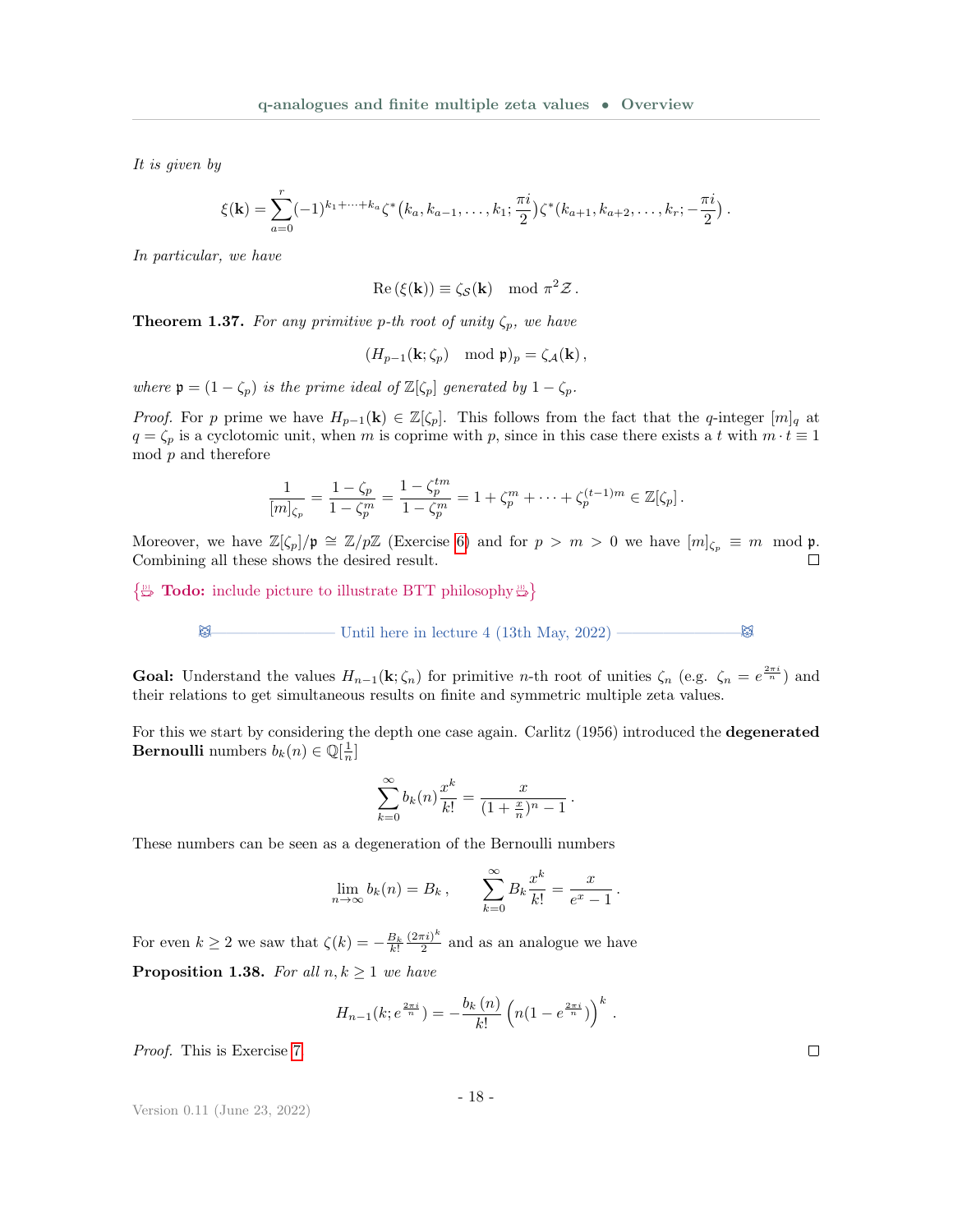*It is given by*

$$\xi(\mathbf{k}) = \sum_{a=0}^{r} (-1)^{k_1+\cdots+k_a} \zeta^*\big(k_a, k_{a-1}, \ldots, k_1; \frac{\pi i}{2}\big) \zeta^*(k_{a+1}, k_{a+2}, \ldots, k_r; -\frac{\pi i}{2}\big)\,.$$

*In particular, we have*

$$\mathrm{Re}\,(\xi(\mathbf{k})) \equiv \zeta_{\mathcal{S}}(\mathbf{k}) \mod \pi^2 \mathcal{Z}\,.$$

**Theorem 1.37.** *For any primitive $p$-th root of unity $\zeta_p$, we have*

$$(H_{p-1}(\mathbf{k}; \zeta_p) \mod \mathfrak{p})_p = \zeta_{\mathcal{A}}(\mathbf{k})\,,$$

*where $\mathfrak{p} = (1 - \zeta_p)$ is the prime ideal of $\mathbb{Z}[\zeta_p]$ generated by $1 - \zeta_p$.*

*Proof.* For $p$ prime we have $H_{p-1}(\mathbf{k}) \in \mathbb{Z}[\zeta_p]$. This follows from the fact that the $q$-integer $[m]_q$ at $q = \zeta_p$ is a cyclotomic unit, when $m$ is coprime with $p$, since in this case there exists a $t$ with $m \cdot t \equiv 1 \mod p$ and therefore

$$\frac{1}{[m]_{\zeta_p}} = \frac{1 - \zeta_p}{1 - \zeta_p^m} = \frac{1 - \zeta_p^{tm}}{1 - \zeta_p^m} = 1 + \zeta_p^m + \cdots + \zeta_p^{(t-1)m} \in \mathbb{Z}[\zeta_p]\,.$$

Moreover, we have $\mathbb{Z}[\zeta_p]/\mathfrak{p} \cong \mathbb{Z}/p\mathbb{Z}$ (Exercise 6) and for $p > m > 0$ we have $[m]_{\zeta_p} \equiv m \mod \mathfrak{p}$. Combining all these shows the desired result. □

{ **Todo:** include picture to illustrate BTT philosophy }

Until here in lecture 4 (13th May, 2022)

**Goal:** Understand the values $H_{n-1}(\mathbf{k}; \zeta_n)$ for primitive $n$-th root of unities $\zeta_n$ (e.g. $\zeta_n = e^{\frac{2\pi i}{n}}$) and their relations to get simultaneous results on finite and symmetric multiple zeta values.

For this we start by considering the depth one case again. Carlitz (1956) introduced the **degenerated Bernoulli** numbers $b_k(n) \in \mathbb{Q}[\frac{1}{n}]$

$$\sum_{k=0}^{\infty} b_k(n) \frac{x^k}{k!} = \frac{x}{(1 + \frac{x}{n})^n - 1}\,.$$

These numbers can be seen as a degeneration of the Bernoulli numbers

$$\lim_{n\to\infty} b_k(n) = B_k\,, \qquad \sum_{k=0}^{\infty} B_k \frac{x^k}{k!} = \frac{x}{e^x - 1}\,.$$

For even $k \geq 2$ we saw that $\zeta(k) = -\frac{B_k}{k!}\frac{(2\pi i)^k}{2}$ and as an analogue we have

**Proposition 1.38.** *For all $n, k \geq 1$ we have*

$$H_{n-1}(k; e^{\frac{2\pi i}{n}}) = -\frac{b_k\,(n)}{k!}\left(n(1 - e^{\frac{2\pi i}{n}})\right)^k\,.$$

*Proof.* This is Exercise 7. □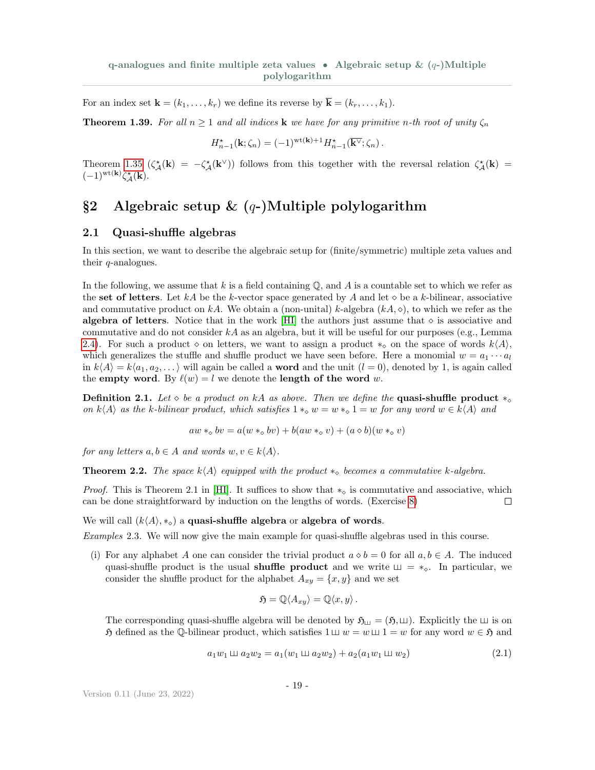For an index set $\mathbf{k} = (k_1, \dots, k_r)$ we define its reverse by $\overline{\mathbf{k}} = (k_r, \dots, k_1)$.

**Theorem 1.39.** *For all $n \geq 1$ and all indices $\mathbf{k}$ we have for any primitive $n$-th root of unity $\zeta_n$*

$$H^\star_{n-1}(\mathbf{k}; \zeta_n) = (-1)^{\mathrm{wt}(\mathbf{k})+1} H^\star_{n-1}(\overline{\mathbf{k}^\vee}; \zeta_n)\,.$$

Theorem 1.35 ($\zeta^\star_{\mathcal{A}}(\mathbf{k}) = -\zeta^\star_{\mathcal{A}}(\mathbf{k}^\vee)$) follows from this together with the reversal relation $\zeta^\star_{\mathcal{A}}(\mathbf{k}) = (-1)^{\mathrm{wt}(\mathbf{k})}\zeta^\star_{\mathcal{A}}(\overline{\mathbf{k}})$.

# §2 Algebraic setup & ($q$-)Multiple polylogarithm

## 2.1 Quasi-shuffle algebras

In this section, we want to describe the algebraic setup for (finite/symmetric) multiple zeta values and their $q$-analogues.

In the following, we assume that $k$ is a field containing $\mathbb{Q}$, and $A$ is a countable set to which we refer as the **set of letters**. Let $kA$ be the $k$-vector space generated by $A$ and let $\diamond$ be a $k$-bilinear, associative and commutative product on $kA$. We obtain a (non-unital) $k$-algebra $(kA, \diamond)$, to which we refer as the **algebra of letters**. Notice that in the work [HI] the authors just assume that $\diamond$ is associative and commutative and do not consider $kA$ as an algebra, but it will be useful for our purposes (e.g., Lemma 2.4). For such a product $\diamond$ on letters, we want to assign a product $*_\diamond$ on the space of words $k\langle A\rangle$, which generalizes the stuffle and shuffle product we have seen before. Here a monomial $w = a_1 \cdots a_l$ in $k\langle A\rangle = k\langle a_1, a_2, \dots\rangle$ will again be called a **word** and the unit ($l = 0$), denoted by 1, is again called the **empty word**. By $\ell(w) = l$ we denote the **length of the word** $w$.

**Definition 2.1.** *Let $\diamond$ be a product on $kA$ as above. Then we define the* **quasi-shuffle product** $*_\diamond$ *on $k\langle A\rangle$ as the $k$-bilinear product, which satisfies $1 *_\diamond w = w *_\diamond 1 = w$ for any word $w \in k\langle A\rangle$ and*

$$aw *_\diamond bv = a(w *_\diamond bv) + b(aw *_\diamond v) + (a \diamond b)(w *_\diamond v)$$

*for any letters $a, b \in A$ and words $w, v \in k\langle A\rangle$.*

**Theorem 2.2.** *The space $k\langle A\rangle$ equipped with the product $*_\diamond$ becomes a commutative $k$-algebra.*

*Proof.* This is Theorem 2.1 in [HI]. It suffices to show that $*_\diamond$ is commutative and associative, which can be done straightforward by induction on the lengths of words. (Exercise 8) □

We will call $(k\langle A\rangle, *_\diamond)$ a **quasi-shuffle algebra** or **algebra of words**.

*Examples* 2.3. We will now give the main example for quasi-shuffle algebras used in this course.

(i) For any alphabet $A$ one can consider the trivial product $a \diamond b = 0$ for all $a, b \in A$. The induced quasi-shuffle product is the usual **shuffle product** and we write $ш = *_\diamond$. In particular, we consider the shuffle product for the alphabet $A_{xy} = \{x, y\}$ and we set

$$\mathfrak{H} = \mathbb{Q}\langle A_{xy}\rangle = \mathbb{Q}\langle x, y\rangle\,.$$

The corresponding quasi-shuffle algebra will be denoted by $\mathfrak{H}_ш = (\mathfrak{H}, ш)$. Explicitly the $ш$ is on $\mathfrak{H}$ defined as the $\mathbb{Q}$-bilinear product, which satisfies $1 ш w = w ш 1 = w$ for any word $w \in \mathfrak{H}$ and

$$a_1 w_1 ш a_2 w_2 = a_1(w_1 ш a_2 w_2) + a_2(a_1 w_1 ш w_2) \tag{2.1}$$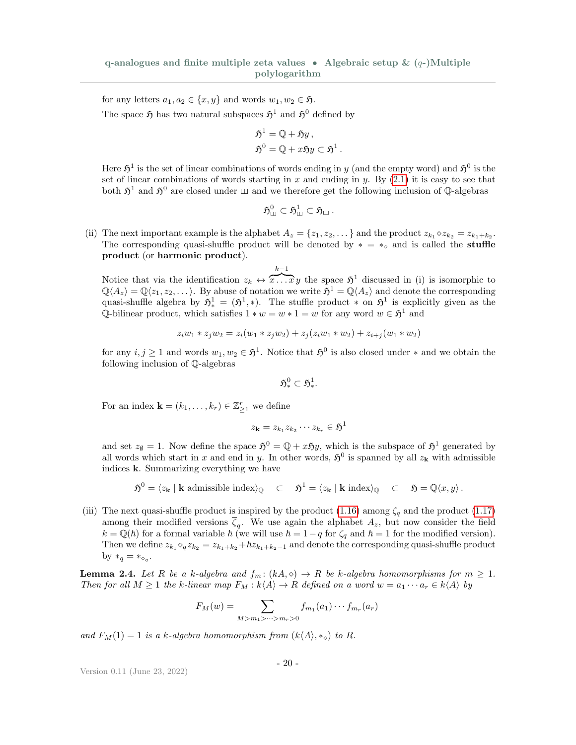for any letters $a_1, a_2 \in \{x, y\}$ and words $w_1, w_2 \in \mathfrak{H}$.

The space $\mathfrak{H}$ has two natural subspaces $\mathfrak{H}^1$ and $\mathfrak{H}^0$ defined by

$$\mathfrak{H}^1 = \mathbb{Q} + \mathfrak{H}y\,,$$
$$\mathfrak{H}^0 = \mathbb{Q} + x\mathfrak{H}y \subset \mathfrak{H}^1\,.$$

Here $\mathfrak{H}^1$ is the set of linear combinations of words ending in $y$ (and the empty word) and $\mathfrak{H}^0$ is the set of linear combinations of words starting in $x$ and ending in $y$. By (2.1) it is easy to see that both $\mathfrak{H}^1$ and $\mathfrak{H}^0$ are closed under $ш$ and we therefore get the following inclusion of $\mathbb{Q}$-algebras

$$\mathfrak{H}^0_ш \subset \mathfrak{H}^1_ш \subset \mathfrak{H}_ш\,.$$

(ii) The next important example is the alphabet $A_z = \{z_1, z_2, \dots\}$ and the product $z_{k_1} \diamond z_{k_2} = z_{k_1+k_2}$. The corresponding quasi-shuffle product will be denoted by $* = *_\diamond$ and is called the **stuffle product** (or **harmonic product**).

Notice that via the identification $z_k \leftrightarrow \overbrace{x\dots x}^{k-1}y$ the space $\mathfrak{H}^1$ discussed in (i) is isomorphic to $\mathbb{Q}\langle A_z\rangle = \mathbb{Q}\langle z_1, z_2, \dots\rangle$. By abuse of notation we write $\mathfrak{H}^1 = \mathbb{Q}\langle A_z\rangle$ and denote the corresponding quasi-shuffle algebra by $\mathfrak{H}^1_* = (\mathfrak{H}^1, *)$. The stuffle product $*$ on $\mathfrak{H}^1$ is explicitly given as the $\mathbb{Q}$-bilinear product, which satisfies $1 * w = w * 1 = w$ for any word $w \in \mathfrak{H}^1$ and

$$z_i w_1 * z_j w_2 = z_i(w_1 * z_j w_2) + z_j(z_i w_1 * w_2) + z_{i+j}(w_1 * w_2)$$

for any $i, j \geq 1$ and words $w_1, w_2 \in \mathfrak{H}^1$. Notice that $\mathfrak{H}^0$ is also closed under $*$ and we obtain the following inclusion of $\mathbb{Q}$-algebras

$$\mathfrak{H}^0_* \subset \mathfrak{H}^1_*.$$

For an index $\mathbf{k} = (k_1, \dots, k_r) \in \mathbb{Z}^r_{\geq 1}$ we define

$$z_{\mathbf{k}} = z_{k_1} z_{k_2} \cdots z_{k_r} \in \mathfrak{H}^1$$

and set $z_\emptyset = 1$. Now define the space $\mathfrak{H}^0 = \mathbb{Q} + x\mathfrak{H}y$, which is the subspace of $\mathfrak{H}^1$ generated by all words which start in $x$ and end in $y$. In other words, $\mathfrak{H}^0$ is spanned by all $z_{\mathbf{k}}$ with admissible indices $\mathbf{k}$. Summarizing everything we have

$$\mathfrak{H}^0 = \langle z_{\mathbf{k}} \mid \mathbf{k} \text{ admissible index}\rangle_{\mathbb{Q}} \quad \subset \quad \mathfrak{H}^1 = \langle z_{\mathbf{k}} \mid \mathbf{k} \text{ index}\rangle_{\mathbb{Q}} \quad \subset \quad \mathfrak{H} = \mathbb{Q}\langle x, y\rangle\,.$$

(iii) The next quasi-shuffle product is inspired by the product (1.16) among $\zeta_q$ and the product (1.17) among their modified versions $\overline{\zeta}_q$. We use again the alphabet $A_z$, but now consider the field $k = \mathbb{Q}(\hbar)$ for a formal variable $\hbar$ (we will use $\hbar = 1 - q$ for $\zeta_q$ and $\hbar = 1$ for the modified version). Then we define $z_{k_1} \diamond_q z_{k_2} = z_{k_1+k_2} + \hbar z_{k_1+k_2-1}$ and denote the corresponding quasi-shuffle product by $*_q = *_{\diamond_q}$.

**Lemma 2.4.** *Let $R$ be a $k$-algebra and $f_m \colon (kA, \diamond) \to R$ be $k$-algebra homomorphisms for $m \geq 1$. Then for all $M \geq 1$ the $k$-linear map $F_M : k\langle A\rangle \to R$ defined on a word $w = a_1 \cdots a_r \in k\langle A\rangle$ by*

$$F_M(w) = \sum_{M > m_1 > \dots > m_r > 0} f_{m_1}(a_1) \cdots f_{m_r}(a_r)$$

*and $F_M(1) = 1$ is a $k$-algebra homomorphism from $(k\langle A\rangle, *_\diamond)$ to $R$.*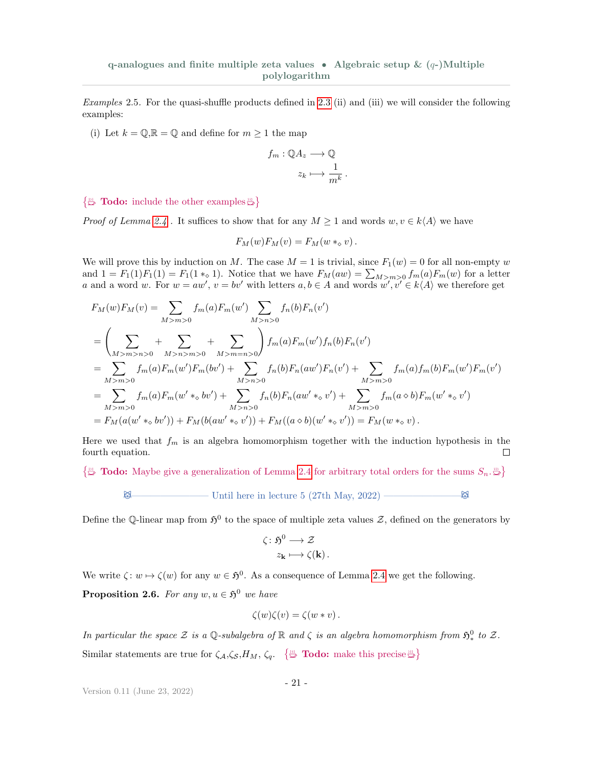*Examples* 2.5. For the quasi-shuffle products defined in 2.3 (ii) and (iii) we will consider the following examples:

(i) Let $k = \mathbb{Q}, \mathcal{R} = \mathbb{Q}$ and define for $m \geq 1$ the map

$$f_m : \mathbb{Q}A_z \longrightarrow \mathbb{Q}$$
$$z_k \longmapsto \frac{1}{m^k}.$$

{ **Todo:** include the other examples }

*Proof of Lemma 2.4* . It suffices to show that for any $M \geq 1$ and words $w, v \in k\langle A\rangle$ we have

$$F_M(w)F_M(v) = F_M(w *_\diamond v).$$

We will prove this by induction on $M$. The case $M = 1$ is trivial, since $F_1(w) = 0$ for all non-empty $w$ and $1 = F_1(1)F_1(1) = F_1(1 *_\diamond 1)$. Notice that we have $F_M(aw) = \sum_{M>m>0} f_m(a)F_m(w)$ for a letter $a$ and a word $w$. For $w = aw'$, $v = bv'$ with letters $a, b \in A$ and words $w', v' \in k\langle A\rangle$ we therefore get

$$
\begin{aligned}
F_M(w)F_M(v) &= \sum_{M>m>0} f_m(a)F_m(w') \sum_{M>n>0} f_n(b)F_n(v') \\
&= \left( \sum_{M>m>n>0} + \sum_{M>n>m>0} + \sum_{M>m=n>0} \right) f_m(a)F_m(w')f_n(b)F_n(v') \\
&= \sum_{M>m>0} f_m(a)F_m(w')F_m(bv') + \sum_{M>n>0} f_n(b)F_n(aw')F_n(v') + \sum_{M>m>0} f_m(a)f_m(b)F_m(w')F_m(v') \\
&= \sum_{M>m>0} f_m(a)F_m(w' *_\diamond bv') + \sum_{M>n>0} f_n(b)F_n(aw' *_\diamond v') + \sum_{M>m>0} f_m(a \diamond b)F_m(w' *_\diamond v') \\
&= F_M(a(w' *_\diamond bv')) + F_M(b(aw' *_\diamond v')) + F_M((a \diamond b)(w' *_\diamond v')) = F_M(w *_\diamond v).
\end{aligned}
$$

Here we used that $f_m$ is an algebra homomorphism together with the induction hypothesis in the fourth equation. □

{ **Todo:** Maybe give a generalization of Lemma 2.4 for arbitrary total orders for the sums $S_n$. }

Until here in lecture 5 (27th May, 2022)

Define the $\mathbb{Q}$-linear map from $\mathfrak{H}^0$ to the space of multiple zeta values $\mathcal{Z}$, defined on the generators by

$$\zeta\colon \mathfrak{H}^0 \longrightarrow \mathcal{Z}$$
$$z_{\mathbf{k}} \longmapsto \zeta(\mathbf{k}).$$

We write $\zeta\colon w \mapsto \zeta(w)$ for any $w \in \mathfrak{H}^0$. As a consequence of Lemma 2.4 we get the following.

**Proposition 2.6.** *For any $w, u \in \mathfrak{H}^0$ we have*

$$\zeta(w)\zeta(v) = \zeta(w * v).$$

*In particular the space $\mathcal{Z}$ is a $\mathbb{Q}$-subalgebra of $\mathbb{R}$ and $\zeta$ is an algebra homomorphism from $\mathfrak{H}^0_*$ to $\mathcal{Z}$.*

Similar statements are true for $\zeta_\mathcal{A}, \zeta_\mathcal{S}, H_M$, $\zeta_q$. { **Todo:** make this precise }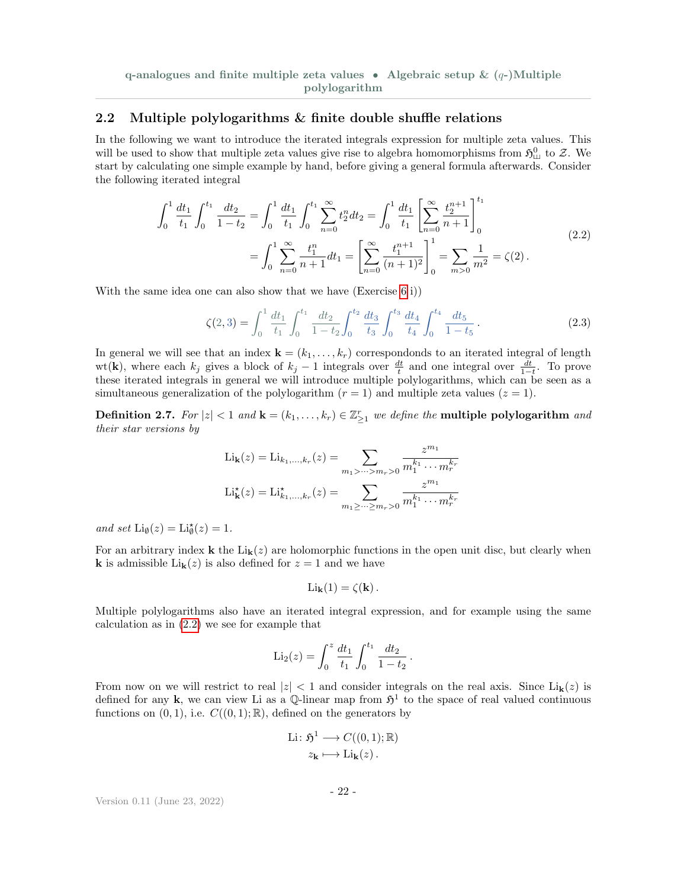## 2.2 Multiple polylogarithms & finite double shuffle relations

In the following we want to introduce the iterated integrals expression for multiple zeta values. This will be used to show that multiple zeta values give rise to algebra homomorphisms from $\mathfrak{H}^0_{\shuffle}$ to $\mathcal{Z}$. We start by calculating one simple example by hand, before giving a general formula afterwards. Consider the following iterated integral

$$
\begin{aligned}
\int_0^1 \frac{dt_1}{t_1} \int_0^{t_1} \frac{dt_2}{1-t_2} &= \int_0^1 \frac{dt_1}{t_1} \int_0^{t_1} \sum_{n=0}^{\infty} t_2^n dt_2 = \int_0^1 \frac{dt_1}{t_1} \left[ \sum_{n=0}^{\infty} \frac{t_2^{n+1}}{n+1} \right]_0^{t_1} \\
&= \int_0^1 \sum_{n=0}^{\infty} \frac{t_1^n}{n+1} dt_1 = \left[ \sum_{n=0}^{\infty} \frac{t_1^{n+1}}{(n+1)^2} \right]_0^1 = \sum_{m>0} \frac{1}{m^2} = \zeta(2)\,.
\end{aligned}
\tag{2.2}
$$

With the same idea one can also show that we have (Exercise 6 i))

$$
\zeta(2,3) = \int_0^1 \frac{dt_1}{t_1} \int_0^{t_1} \frac{dt_2}{1-t_2} \int_0^{t_2} \frac{dt_3}{t_3} \int_0^{t_3} \frac{dt_4}{t_4} \int_0^{t_4} \frac{dt_5}{1-t_5}\,.
\tag{2.3}
$$

In general we will see that an index $\mathbf{k} = (k_1, \dots, k_r)$ correspondonds to an iterated integral of length $\mathrm{wt}(\mathbf{k})$, where each $k_j$ gives a block of $k_j - 1$ integrals over $\frac{dt}{t}$ and one integral over $\frac{dt}{1-t}$. To prove these iterated integrals in general we will introduce multiple polylogarithms, which can be seen as a simultaneous generalization of the polylogarithm ($r = 1$) and multiple zeta values ($z = 1$).

**Definition 2.7.** *For $|z| < 1$ and $\mathbf{k} = (k_1, \dots, k_r) \in \mathbb{Z}^r_{\geq 1}$ we define the* **multiple polylogarithm** *and their star versions by*

$$
\begin{aligned}
\mathrm{Li}_{\mathbf{k}}(z) = \mathrm{Li}_{k_1,\dots,k_r}(z) &= \sum_{m_1 > \dots > m_r > 0} \frac{z^{m_1}}{m_1^{k_1} \cdots m_r^{k_r}} \\
\mathrm{Li}^{\star}_{\mathbf{k}}(z) = \mathrm{Li}^{\star}_{k_1,\dots,k_r}(z) &= \sum_{m_1 \geq \dots \geq m_r > 0} \frac{z^{m_1}}{m_1^{k_1} \cdots m_r^{k_r}}
\end{aligned}
$$

*and set $\mathrm{Li}_{\emptyset}(z) = \mathrm{Li}^{\star}_{\emptyset}(z) = 1$.*

For an arbitrary index $\mathbf{k}$ the $\mathrm{Li}_{\mathbf{k}}(z)$ are holomorphic functions in the open unit disc, but clearly when $\mathbf{k}$ is admissible $\mathrm{Li}_{\mathbf{k}}(z)$ is also defined for $z = 1$ and we have

$$
\mathrm{Li}_{\mathbf{k}}(1) = \zeta(\mathbf{k})\,.
$$

Multiple polylogarithms also have an iterated integral expression, and for example using the same calculation as in (2.2) we see for example that

$$
\mathrm{Li}_2(z) = \int_0^z \frac{dt_1}{t_1} \int_0^{t_1} \frac{dt_2}{1-t_2}\,.
$$

From now on we will restrict to real $|z| < 1$ and consider integrals on the real axis. Since $\mathrm{Li}_{\mathbf{k}}(z)$ is defined for any $\mathbf{k}$, we can view Li as a $\mathbb{Q}$-linear map from $\mathfrak{H}^1$ to the space of real valued continuous functions on $(0,1)$, i.e. $C((0,1);\mathbb{R})$, defined on the generators by

$$
\begin{aligned}
\mathrm{Li}\colon \mathfrak{H}^1 &\longrightarrow C((0,1);\mathbb{R}) \\
z_{\mathbf{k}} &\longmapsto \mathrm{Li}_{\mathbf{k}}(z)\,.
\end{aligned}
$$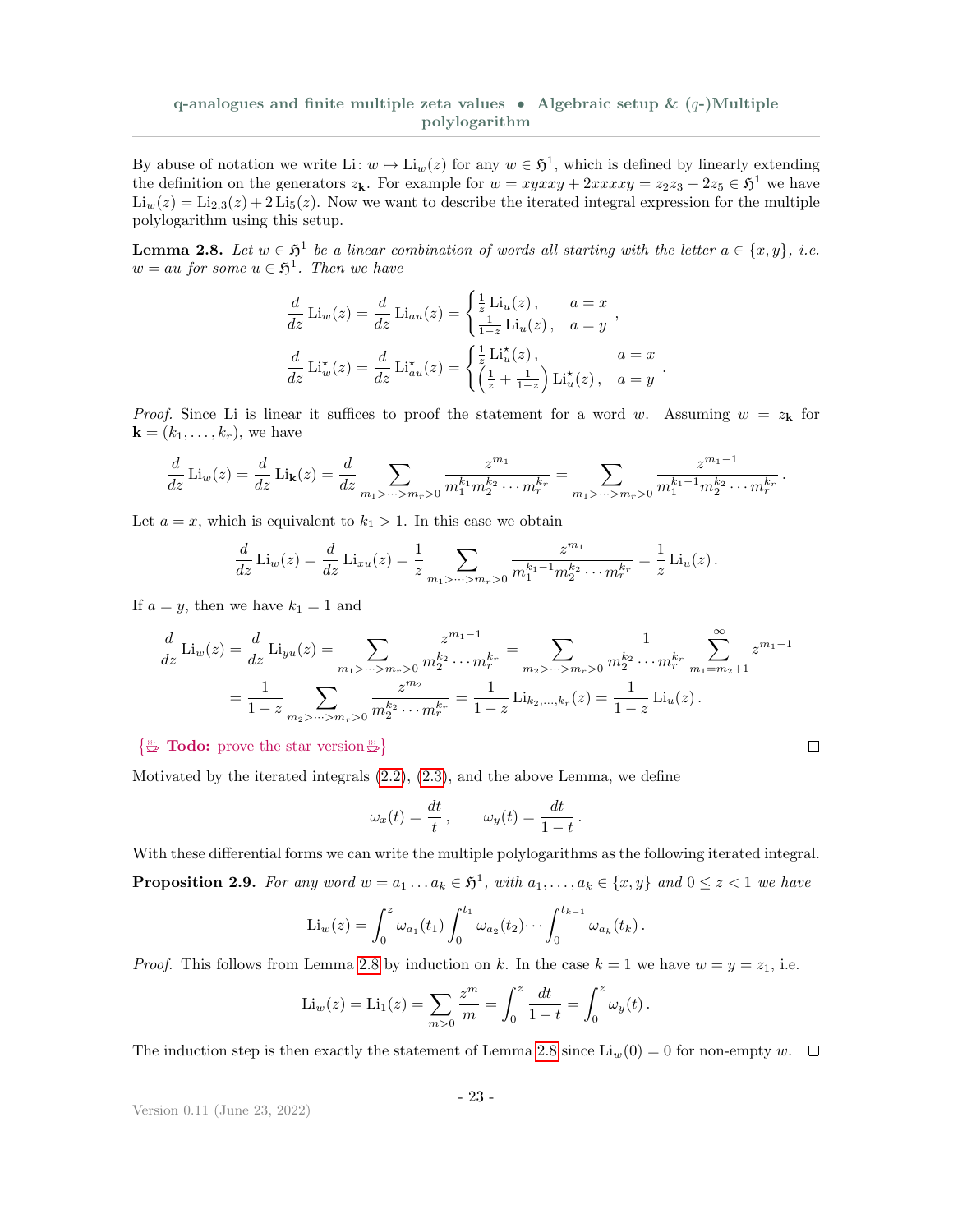By abuse of notation we write Li: $w \mapsto \mathrm{Li}_w(z)$ for any $w \in \mathfrak{H}^1$, which is defined by linearly extending the definition on the generators $z_{\mathbf{k}}$. For example for $w = xyxxy + 2xxxxy = z_2 z_3 + 2z_5 \in \mathfrak{H}^1$ we have $\mathrm{Li}_w(z) = \mathrm{Li}_{2,3}(z) + 2\,\mathrm{Li}_5(z)$. Now we want to describe the iterated integral expression for the multiple polylogarithm using this setup.

**Lemma 2.8.** *Let $w \in \mathfrak{H}^1$ be a linear combination of words all starting with the letter $a \in \{x, y\}$, i.e. $w = au$ for some $u \in \mathfrak{H}^1$. Then we have*

$$\frac{d}{dz}\,\mathrm{Li}_w(z) = \frac{d}{dz}\,\mathrm{Li}_{au}(z) = \begin{cases} \frac{1}{z}\,\mathrm{Li}_u(z)\,, & a = x \\ \frac{1}{1-z}\,\mathrm{Li}_u(z)\,, & a = y \end{cases},$$

$$\frac{d}{dz}\,\mathrm{Li}^\star_w(z) = \frac{d}{dz}\,\mathrm{Li}^\star_{au}(z) = \begin{cases} \frac{1}{z}\,\mathrm{Li}^\star_u(z)\,, & a = x \\ \left(\frac{1}{z} + \frac{1}{1-z}\right)\mathrm{Li}^\star_u(z)\,, & a = y \end{cases}.$$

*Proof.* Since Li is linear it suffices to proof the statement for a word $w$. Assuming $w = z_{\mathbf{k}}$ for $\mathbf{k} = (k_1, \dots, k_r)$, we have

$$\frac{d}{dz}\,\mathrm{Li}_w(z) = \frac{d}{dz}\,\mathrm{Li}_{\mathbf{k}}(z) = \frac{d}{dz}\sum_{m_1 > \dots > m_r > 0} \frac{z^{m_1}}{m_1^{k_1} m_2^{k_2} \cdots m_r^{k_r}} = \sum_{m_1 > \dots > m_r > 0} \frac{z^{m_1 - 1}}{m_1^{k_1 - 1} m_2^{k_2} \cdots m_r^{k_r}}\,.$$

Let $a = x$, which is equivalent to $k_1 > 1$. In this case we obtain

$$\frac{d}{dz}\,\mathrm{Li}_w(z) = \frac{d}{dz}\,\mathrm{Li}_{xu}(z) = \frac{1}{z}\sum_{m_1 > \dots > m_r > 0} \frac{z^{m_1}}{m_1^{k_1 - 1} m_2^{k_2} \cdots m_r^{k_r}} = \frac{1}{z}\,\mathrm{Li}_u(z)\,.$$

If $a = y$, then we have $k_1 = 1$ and

$$\begin{aligned} \frac{d}{dz}\,\mathrm{Li}_w(z) = \frac{d}{dz}\,\mathrm{Li}_{yu}(z) &= \sum_{m_1 > \dots > m_r > 0} \frac{z^{m_1 - 1}}{m_2^{k_2} \cdots m_r^{k_r}} = \sum_{m_2 > \dots > m_r > 0} \frac{1}{m_2^{k_2} \cdots m_r^{k_r}} \sum_{m_1 = m_2 + 1}^{\infty} z^{m_1 - 1} \\ &= \frac{1}{1-z}\sum_{m_2 > \dots > m_r > 0} \frac{z^{m_2}}{m_2^{k_2} \cdots m_r^{k_r}} = \frac{1}{1-z}\,\mathrm{Li}_{k_2, \dots, k_r}(z) = \frac{1}{1-z}\,\mathrm{Li}_u(z)\,. \end{aligned}$$

{ **Todo:** prove the star version } ∎

Motivated by the iterated integrals (2.2), (2.3), and the above Lemma, we define

$$\omega_x(t) = \frac{dt}{t}\,, \qquad \omega_y(t) = \frac{dt}{1-t}\,.$$

With these differential forms we can write the multiple polylogarithms as the following iterated integral.

**Proposition 2.9.** *For any word $w = a_1 \dots a_k \in \mathfrak{H}^1$, with $a_1, \dots, a_k \in \{x, y\}$ and $0 \leq z < 1$ we have*

$$\mathrm{Li}_w(z) = \int_0^z \omega_{a_1}(t_1) \int_0^{t_1} \omega_{a_2}(t_2) \cdots \int_0^{t_{k-1}} \omega_{a_k}(t_k)\,.$$

*Proof.* This follows from Lemma 2.8 by induction on $k$. In the case $k = 1$ we have $w = y = z_1$, i.e.

$$\mathrm{Li}_w(z) = \mathrm{Li}_1(z) = \sum_{m > 0} \frac{z^m}{m} = \int_0^z \frac{dt}{1-t} = \int_0^z \omega_y(t)\,.$$

The induction step is then exactly the statement of Lemma 2.8 since $\mathrm{Li}_w(0) = 0$ for non-empty $w$. ∎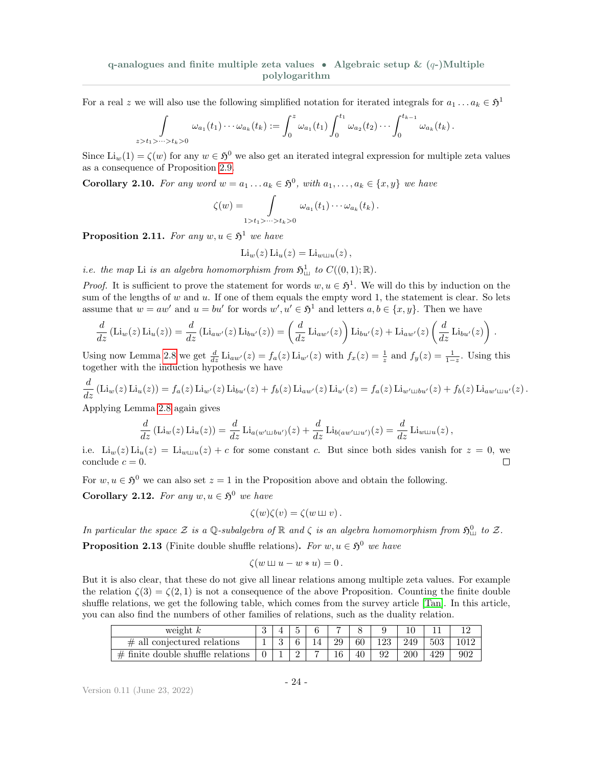For a real $z$ we will also use the following simplified notation for iterated integrals for $a_1 \dots a_k \in \mathfrak{H}^1$

$$\int\limits_{z>t_1>\dots>t_k>0} \omega_{a_1}(t_1)\cdots\omega_{a_k}(t_k) := \int_0^z \omega_{a_1}(t_1)\int_0^{t_1}\omega_{a_2}(t_2)\cdots\int_0^{t_{k-1}}\omega_{a_k}(t_k)\,.$$

Since $\mathrm{Li}_w(1) = \zeta(w)$ for any $w \in \mathfrak{H}^0$ we also get an iterated integral expression for multiple zeta values as a consequence of Proposition 2.9.

**Corollary 2.10.** *For any word $w = a_1 \dots a_k \in \mathfrak{H}^0$, with $a_1, \dots, a_k \in \{x, y\}$ we have*

$$\zeta(w) = \int\limits_{1>t_1>\dots>t_k>0} \omega_{a_1}(t_1)\cdots\omega_{a_k}(t_k)\,.$$

**Proposition 2.11.** *For any $w, u \in \mathfrak{H}^1$ we have*

$$\mathrm{Li}_w(z)\,\mathrm{Li}_u(z) = \mathrm{Li}_{w \shuffle u}(z)\,,$$

*i.e. the map* Li *is an algebra homomorphism from $\mathfrak{H}^1_{\shuffle}$ to $C((0,1);\mathbb{R})$.*

*Proof.* It is sufficient to prove the statement for words $w, u \in \mathfrak{H}^1$. We will do this by induction on the sum of the lengths of $w$ and $u$. If one of them equals the empty word 1, the statement is clear. So lets assume that $w = aw'$ and $u = bu'$ for words $w', u' \in \mathfrak{H}^1$ and letters $a, b \in \{x, y\}$. Then we have

$$\frac{d}{dz}\left(\mathrm{Li}_w(z)\,\mathrm{Li}_u(z)\right) = \frac{d}{dz}\left(\mathrm{Li}_{aw'}(z)\,\mathrm{Li}_{bu'}(z)\right) = \left(\frac{d}{dz}\mathrm{Li}_{aw'}(z)\right)\mathrm{Li}_{bu'}(z) + \mathrm{Li}_{aw'}(z)\left(\frac{d}{dz}\mathrm{Li}_{bu'}(z)\right).$$

Using now Lemma 2.8 we get $\frac{d}{dz}\mathrm{Li}_{aw'}(z) = f_a(z)\,\mathrm{Li}_{w'}(z)$ with $f_x(z) = \frac{1}{z}$ and $f_y(z) = \frac{1}{1-z}$. Using this together with the induction hypothesis we have

$$\frac{d}{dz}\left(\mathrm{Li}_w(z)\,\mathrm{Li}_u(z)\right) = f_a(z)\,\mathrm{Li}_{w'}(z)\,\mathrm{Li}_{bu'}(z) + f_b(z)\,\mathrm{Li}_{aw'}(z)\,\mathrm{Li}_{u'}(z) = f_a(z)\,\mathrm{Li}_{w' \shuffle bu'}(z) + f_b(z)\,\mathrm{Li}_{aw' \shuffle u'}(z)\,.$$

Applying Lemma 2.8 again gives

$$\frac{d}{dz}\left(\mathrm{Li}_w(z)\,\mathrm{Li}_u(z)\right) = \frac{d}{dz}\mathrm{Li}_{a(w' \shuffle bu')}(z) + \frac{d}{dz}\mathrm{Li}_{b(aw' \shuffle u')}(z) = \frac{d}{dz}\mathrm{Li}_{w \shuffle u}(z)\,,$$

i.e. $\mathrm{Li}_w(z)\,\mathrm{Li}_u(z) = \mathrm{Li}_{w \shuffle u}(z) + c$ for some constant $c$. But since both sides vanish for $z = 0$, we conclude $c = 0$. □

For $w, u \in \mathfrak{H}^0$ we can also set $z = 1$ in the Proposition above and obtain the following.

**Corollary 2.12.** *For any $w, u \in \mathfrak{H}^0$ we have*

$$\zeta(w)\zeta(v) = \zeta(w \shuffle v)\,.$$

*In particular the space $\mathcal{Z}$ is a $\mathbb{Q}$-subalgebra of $\mathbb{R}$ and $\zeta$ is an algebra homomorphism from $\mathfrak{H}^0_{\shuffle}$ to $\mathcal{Z}$.*

**Proposition 2.13** (Finite double shuffle relations)**.** *For $w, u \in \mathfrak{H}^0$ we have*

$$\zeta(w \shuffle u - w * u) = 0\,.$$

But it is also clear, that these do not give all linear relations among multiple zeta values. For example the relation $\zeta(3) = \zeta(2,1)$ is not a consequence of the above Proposition. Counting the finite double shuffle relations, we get the following table, which comes from the survey article [Tan]. In this article, you can also find the numbers of other families of relations, such as the duality relation.

| weight $k$ | 3 | 4 | 5 | 6 | 7 | 8 | 9 | 10 | 11 | 12 |
|---|---|---|---|---|---|---|---|---|---|---|
| # all conjectured relations | 1 | 3 | 6 | 14 | 29 | 60 | 123 | 249 | 503 | 1012 |
| # finite double shuffle relations | 0 | 1 | 2 | 7 | 16 | 40 | 92 | 200 | 429 | 902 |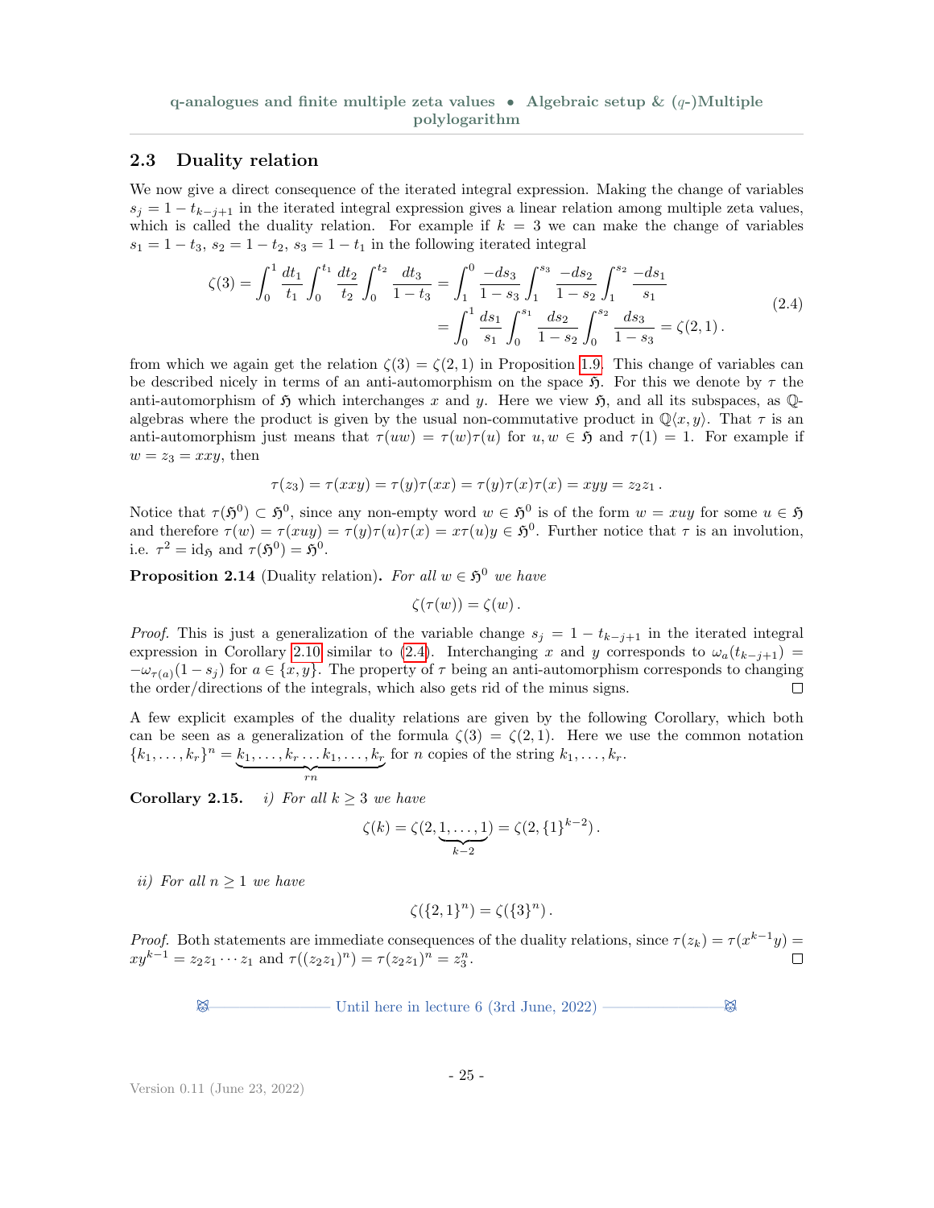## 2.3 Duality relation

We now give a direct consequence of the iterated integral expression. Making the change of variables $s_j = 1 - t_{k-j+1}$ in the iterated integral expression gives a linear relation among multiple zeta values, which is called the duality relation. For example if $k = 3$ we can make the change of variables $s_1 = 1 - t_3$, $s_2 = 1 - t_2$, $s_3 = 1 - t_1$ in the following iterated integral

$$
\begin{aligned}
\zeta(3) = \int_0^1 \frac{dt_1}{t_1} \int_0^{t_1} \frac{dt_2}{t_2} \int_0^{t_2} \frac{dt_3}{1-t_3} &= \int_1^0 \frac{-ds_3}{1-s_3} \int_1^{s_3} \frac{-ds_2}{1-s_2} \int_1^{s_2} \frac{-ds_1}{s_1} \\
&= \int_0^1 \frac{ds_1}{s_1} \int_0^{s_1} \frac{ds_2}{1-s_2} \int_0^{s_2} \frac{ds_3}{1-s_3} = \zeta(2,1)\,.
\end{aligned}
\tag{2.4}
$$

from which we again get the relation $\zeta(3) = \zeta(2,1)$ in Proposition 1.9. This change of variables can be described nicely in terms of an anti-automorphism on the space $\mathfrak{H}$. For this we denote by $\tau$ the anti-automorphism of $\mathfrak{H}$ which interchanges $x$ and $y$. Here we view $\mathfrak{H}$, and all its subspaces, as $\mathbb{Q}$-algebras where the product is given by the usual non-commutative product in $\mathbb{Q}\langle x,y\rangle$. That $\tau$ is an anti-automorphism just means that $\tau(uw) = \tau(w)\tau(u)$ for $u, w \in \mathfrak{H}$ and $\tau(1) = 1$. For example if $w = z_3 = xxy$, then

$$
\tau(z_3) = \tau(xxy) = \tau(y)\tau(xx) = \tau(y)\tau(x)\tau(x) = xyy = z_2 z_1\,.
$$

Notice that $\tau(\mathfrak{H}^0) \subset \mathfrak{H}^0$, since any non-empty word $w \in \mathfrak{H}^0$ is of the form $w = xuy$ for some $u \in \mathfrak{H}$ and therefore $\tau(w) = \tau(xuy) = \tau(y)\tau(u)\tau(x) = x\tau(u)y \in \mathfrak{H}^0$. Further notice that $\tau$ is an involution, i.e. $\tau^2 = \mathrm{id}_{\mathfrak{H}}$ and $\tau(\mathfrak{H}^0) = \mathfrak{H}^0$.

**Proposition 2.14** (Duality relation)**.** *For all $w \in \mathfrak{H}^0$ we have*

$$
\zeta(\tau(w)) = \zeta(w)\,.
$$

*Proof.* This is just a generalization of the variable change $s_j = 1 - t_{k-j+1}$ in the iterated integral expression in Corollary 2.10 similar to (2.4). Interchanging $x$ and $y$ corresponds to $\omega_a(t_{k-j+1}) = -\omega_{\tau(a)}(1 - s_j)$ for $a \in \{x, y\}$. The property of $\tau$ being an anti-automorphism corresponds to changing the order/directions of the integrals, which also gets rid of the minus signs. □

A few explicit examples of the duality relations are given by the following Corollary, which both can be seen as a generalization of the formula $\zeta(3) = \zeta(2,1)$. Here we use the common notation $\{k_1, \dots, k_r\}^n = \underbrace{k_1, \dots, k_r \dots k_1, \dots, k_r}_{rn}$ for $n$ copies of the string $k_1, \dots, k_r$.

**Corollary 2.15.** *i) For all $k \geq 3$ we have*

$$
\zeta(k) = \zeta(2, \underbrace{1, \dots, 1}_{k-2}) = \zeta(2, \{1\}^{k-2})\,.
$$

*ii) For all $n \geq 1$ we have*

$$
\zeta(\{2,1\}^n) = \zeta(\{3\}^n)\,.
$$

*Proof.* Both statements are immediate consequences of the duality relations, since $\tau(z_k) = \tau(x^{k-1}y) = xy^{k-1} = z_2 z_1 \cdots z_1$ and $\tau((z_2 z_1)^n) = \tau(z_2 z_1)^n = z_3^n$. □

Until here in lecture 6 (3rd June, 2022)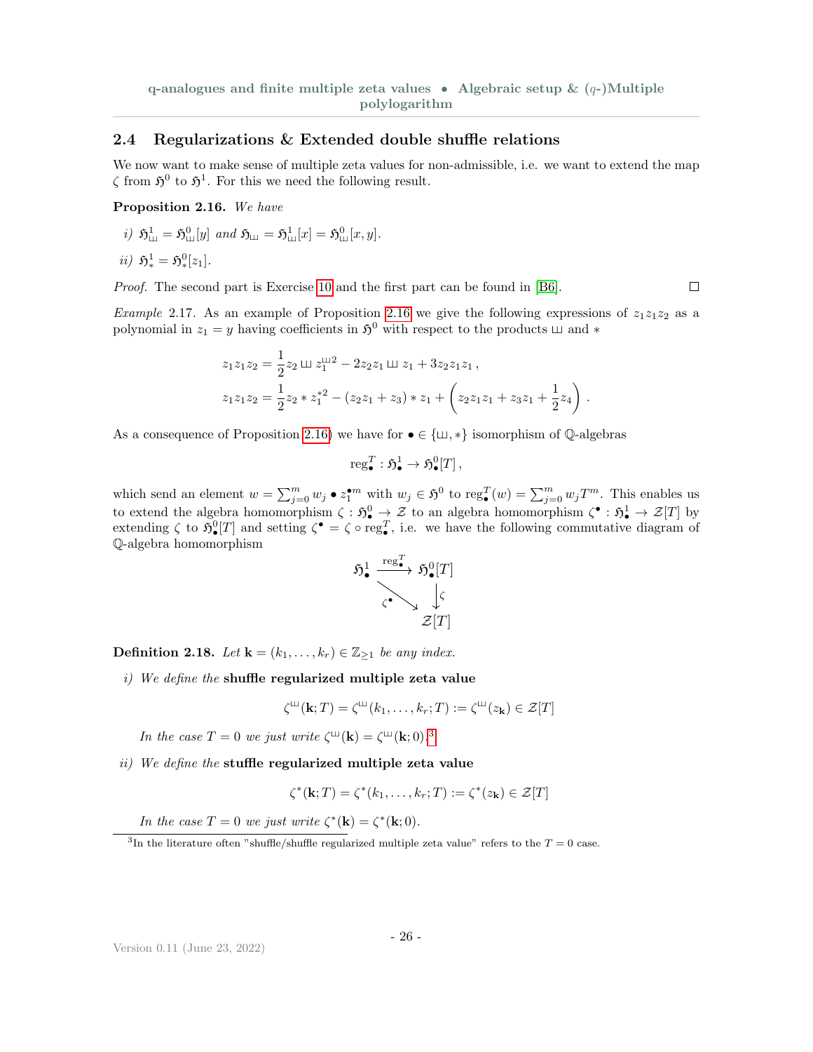## 2.4 Regularizations & Extended double shuffle relations

We now want to make sense of multiple zeta values for non-admissible, i.e. we want to extend the map $\zeta$ from $\mathfrak{H}^0$ to $\mathfrak{H}^1$. For this we need the following result.

**Proposition 2.16.** *We have*

*i)* $\mathfrak{H}^1_{ш} = \mathfrak{H}^0_{ш}[y]$ *and* $\mathfrak{H}_{ш} = \mathfrak{H}^1_{ш}[x] = \mathfrak{H}^0_{ш}[x,y]$.

*ii)* $\mathfrak{H}^1_{*} = \mathfrak{H}^0_{*}[z_1]$.

*Proof.* The second part is Exercise 10 and the first part can be found in [B6]. ☐

*Example* 2.17. As an example of Proposition 2.16 we give the following expressions of $z_1z_1z_2$ as a polynomial in $z_1 = y$ having coefficients in $\mathfrak{H}^0$ with respect to the products ш and $*$

$$z_1z_1z_2 = \frac{1}{2}z_2 ш z_1^{ш 2} - 2z_2z_1 ш z_1 + 3z_2z_1z_1\,,$$

$$z_1z_1z_2 = \frac{1}{2}z_2 * z_1^{*2} - (z_2z_1 + z_3) * z_1 + \left(z_2z_1z_1 + z_3z_1 + \frac{1}{2}z_4\right)\,.$$

As a consequence of Proposition 2.16 we have for $\bullet \in \{ш, *\}$ isomorphism of $\mathbb{Q}$-algebras

$$\operatorname{reg}^T_\bullet : \mathfrak{H}^1_\bullet \to \mathfrak{H}^0_\bullet[T]\,,$$

which send an element $w = \sum_{j=0}^m w_j \bullet z_1^{\bullet m}$ with $w_j \in \mathfrak{H}^0$ to $\operatorname{reg}^T_\bullet(w) = \sum_{j=0}^m w_j T^m$. This enables us to extend the algebra homomorphism $\zeta : \mathfrak{H}^0_\bullet \to \mathcal{Z}$ to an algebra homomorphism $\zeta^\bullet : \mathfrak{H}^1_\bullet \to \mathcal{Z}[T]$ by extending $\zeta$ to $\mathfrak{H}^0_\bullet[T]$ and setting $\zeta^\bullet = \zeta \circ \operatorname{reg}^T_\bullet$, i.e. we have the following commutative diagram of $\mathbb{Q}$-algebra homomorphism

$$\begin{array}{ccc} \mathfrak{H}^1_\bullet & \xrightarrow{\operatorname{reg}^T_\bullet} & \mathfrak{H}^0_\bullet[T] \\ & \searrow^{\zeta^\bullet} & \downarrow \zeta \\ & & \mathcal{Z}[T] \end{array}$$

**Definition 2.18.** *Let* $\mathbf{k} = (k_1, \dots, k_r) \in \mathbb{Z}_{\geq 1}$ *be any index.*

*i) We define the* **shuffle regularized multiple zeta value**

$$\zeta^{ш}(\mathbf{k};T) = \zeta^{ш}(k_1,\dots,k_r;T) := \zeta^{ш}(z_{\mathbf{k}}) \in \mathcal{Z}[T]$$

*In the case* $T = 0$ *we just write* $\zeta^{ш}(\mathbf{k}) = \zeta^{ш}(\mathbf{k};0)$.[3]

*ii) We define the* **stuffle regularized multiple zeta value**

$$\zeta^{*}(\mathbf{k};T) = \zeta^{*}(k_1,\dots,k_r;T) := \zeta^{*}(z_{\mathbf{k}}) \in \mathcal{Z}[T]$$

*In the case* $T = 0$ *we just write* $\zeta^{*}(\mathbf{k}) = \zeta^{*}(\mathbf{k};0)$.

[3] In the literature often "shuffle/shuffle regularized multiple zeta value" refers to the $T = 0$ case.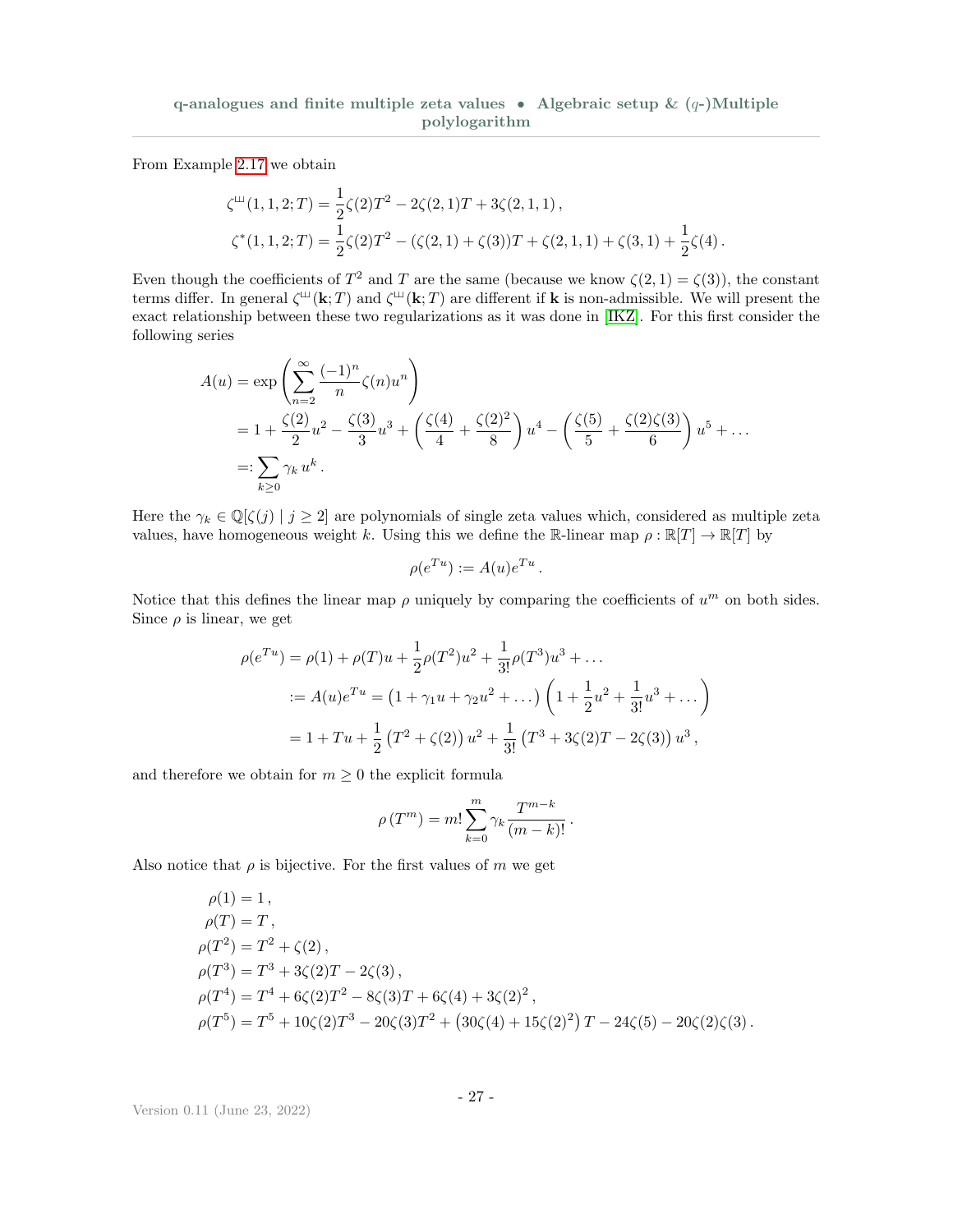From Example 2.17 we obtain

$$
\begin{aligned}
\zeta^{ш}(1,1,2;T) &= \frac{1}{2}\zeta(2)T^2 - 2\zeta(2,1)T + 3\zeta(2,1,1)\,,\\
\zeta^{*}(1,1,2;T) &= \frac{1}{2}\zeta(2)T^2 - (\zeta(2,1)+\zeta(3))T + \zeta(2,1,1) + \zeta(3,1) + \frac{1}{2}\zeta(4)\,.
\end{aligned}
$$

Even though the coefficients of $T^2$ and $T$ are the same (because we know $\zeta(2,1)=\zeta(3)$), the constant terms differ. In general $\zeta^{ш}(\mathbf{k};T)$ and $\zeta^{ш}(\mathbf{k};T)$ are different if $\mathbf{k}$ is non-admissible. We will present the exact relationship between these two regularizations as it was done in [IKZ]. For this first consider the following series

$$
\begin{aligned}
A(u) &= \exp\left(\sum_{n=2}^{\infty}\frac{(-1)^n}{n}\zeta(n)u^n\right)\\
&= 1 + \frac{\zeta(2)}{2}u^2 - \frac{\zeta(3)}{3}u^3 + \left(\frac{\zeta(4)}{4}+\frac{\zeta(2)^2}{8}\right)u^4 - \left(\frac{\zeta(5)}{5}+\frac{\zeta(2)\zeta(3)}{6}\right)u^5 + \dots\\
&=: \sum_{k\geq 0}\gamma_k\, u^k\,.
\end{aligned}
$$

Here the $\gamma_k \in \mathbb{Q}[\zeta(j)\mid j\geq 2]$ are polynomials of single zeta values which, considered as multiple zeta values, have homogeneous weight $k$. Using this we define the $\mathbb{R}$-linear map $\rho:\mathbb{R}[T]\to\mathbb{R}[T]$ by

$$
\rho(e^{Tu}) := A(u)e^{Tu}\,.
$$

Notice that this defines the linear map $\rho$ uniquely by comparing the coefficients of $u^m$ on both sides. Since $\rho$ is linear, we get

$$
\begin{aligned}
\rho(e^{Tu}) &= \rho(1) + \rho(T)u + \frac{1}{2}\rho(T^2)u^2 + \frac{1}{3!}\rho(T^3)u^3 + \dots\\
&:= A(u)e^{Tu} = \left(1+\gamma_1 u + \gamma_2 u^2 + \dots\right)\left(1 + \frac{1}{2}u^2 + \frac{1}{3!}u^3 + \dots\right)\\
&= 1 + Tu + \frac{1}{2}\left(T^2+\zeta(2)\right)u^2 + \frac{1}{3!}\left(T^3 + 3\zeta(2)T - 2\zeta(3)\right)u^3\,,
\end{aligned}
$$

and therefore we obtain for $m\geq 0$ the explicit formula

$$
\rho\left(T^m\right) = m!\sum_{k=0}^{m}\gamma_k\frac{T^{m-k}}{(m-k)!}\,.
$$

Also notice that $\rho$ is bijective. For the first values of $m$ we get

$$
\begin{aligned}
\rho(1) &= 1\,,\\
\rho(T) &= T\,,\\
\rho(T^2) &= T^2 + \zeta(2)\,,\\
\rho(T^3) &= T^3 + 3\zeta(2)T - 2\zeta(3)\,,\\
\rho(T^4) &= T^4 + 6\zeta(2)T^2 - 8\zeta(3)T + 6\zeta(4) + 3\zeta(2)^2\,,\\
\rho(T^5) &= T^5 + 10\zeta(2)T^3 - 20\zeta(3)T^2 + \left(30\zeta(4)+15\zeta(2)^2\right)T - 24\zeta(5) - 20\zeta(2)\zeta(3)\,.
\end{aligned}
$$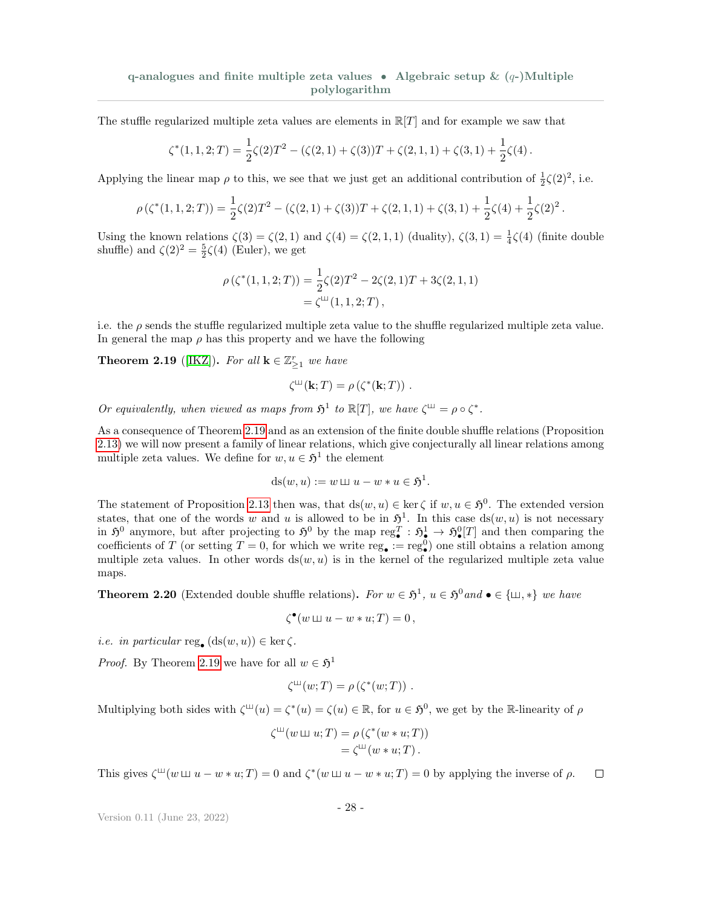The stuffle regularized multiple zeta values are elements in $\mathbb{R}[T]$ and for example we saw that

$$\zeta^*(1,1,2;T) = \frac{1}{2}\zeta(2)T^2 - (\zeta(2,1)+\zeta(3))T + \zeta(2,1,1) + \zeta(3,1) + \frac{1}{2}\zeta(4)\,.$$

Applying the linear map $\rho$ to this, we see that we just get an additional contribution of $\frac{1}{2}\zeta(2)^2$, i.e.

$$\rho\left(\zeta^*(1,1,2;T)\right) = \frac{1}{2}\zeta(2)T^2 - (\zeta(2,1)+\zeta(3))T + \zeta(2,1,1) + \zeta(3,1) + \frac{1}{2}\zeta(4) + \frac{1}{2}\zeta(2)^2\,.$$

Using the known relations $\zeta(3) = \zeta(2,1)$ and $\zeta(4) = \zeta(2,1,1)$ (duality), $\zeta(3,1) = \frac{1}{4}\zeta(4)$ (finite double shuffle) and $\zeta(2)^2 = \frac{5}{2}\zeta(4)$ (Euler), we get

$$\begin{aligned}\rho\left(\zeta^*(1,1,2;T)\right) &= \frac{1}{2}\zeta(2)T^2 - 2\zeta(2,1)T + 3\zeta(2,1,1)\\ &= \zeta^{\shuffle}(1,1,2;T)\,,\end{aligned}$$

i.e. the $\rho$ sends the stuffle regularized multiple zeta value to the shuffle regularized multiple zeta value. In general the map $\rho$ has this property and we have the following

**Theorem 2.19** ([IKZ]). *For all $\mathbf{k} \in \mathbb{Z}^r_{\geq 1}$ we have*

$$\zeta^{\shuffle}(\mathbf{k};T) = \rho\left(\zeta^*(\mathbf{k};T)\right)\,.$$

*Or equivalently, when viewed as maps from $\mathfrak{H}^1$ to $\mathbb{R}[T]$, we have $\zeta^{\shuffle} = \rho \circ \zeta^*$.*

As a consequence of Theorem 2.19 and as an extension of the finite double shuffle relations (Proposition 2.13) we will now present a family of linear relations, which give conjecturally all linear relations among multiple zeta values. We define for $w, u \in \mathfrak{H}^1$ the element

$$\mathrm{ds}(w,u) := w \shuffle u - w * u \in \mathfrak{H}^1.$$

The statement of Proposition 2.13 then was, that $\mathrm{ds}(w,u) \in \ker\zeta$ if $w, u \in \mathfrak{H}^0$. The extended version states, that one of the words $w$ and $u$ is allowed to be in $\mathfrak{H}^1$. In this case $\mathrm{ds}(w,u)$ is not necessary in $\mathfrak{H}^0$ anymore, but after projecting to $\mathfrak{H}^0$ by the map $\mathrm{reg}^T_\bullet : \mathfrak{H}^1_\bullet \to \mathfrak{H}^0_\bullet[T]$ and then comparing the coefficients of $T$ (or setting $T=0$, for which we write $\mathrm{reg}_\bullet := \mathrm{reg}^0_\bullet$) one still obtains a relation among multiple zeta values. In other words $\mathrm{ds}(w,u)$ is in the kernel of the regularized multiple zeta value maps.

**Theorem 2.20** (Extended double shuffle relations)**.** *For $w \in \mathfrak{H}^1$, $u \in \mathfrak{H}^0$ and $\bullet \in \{\shuffle, *\}$ we have*

$$\zeta^\bullet(w \shuffle u - w * u;T) = 0\,,$$

*i.e. in particular $\mathrm{reg}_\bullet(\mathrm{ds}(w,u)) \in \ker\zeta$.*

*Proof.* By Theorem 2.19 we have for all $w \in \mathfrak{H}^1$

$$\zeta^{\shuffle}(w;T) = \rho\left(\zeta^*(w;T)\right)\,.$$

Multiplying both sides with $\zeta^{\shuffle}(u) = \zeta^*(u) = \zeta(u) \in \mathbb{R}$, for $u \in \mathfrak{H}^0$, we get by the $\mathbb{R}$-linearity of $\rho$

$$\begin{aligned}\zeta^{\shuffle}(w \shuffle u;T) &= \rho\left(\zeta^*(w * u;T)\right)\\ &= \zeta^{\shuffle}(w * u;T)\,.\end{aligned}$$

This gives $\zeta^{\shuffle}(w \shuffle u - w * u;T) = 0$ and $\zeta^*(w \shuffle u - w * u;T) = 0$ by applying the inverse of $\rho$. ∎

Version 0.11 (June 23, 2022)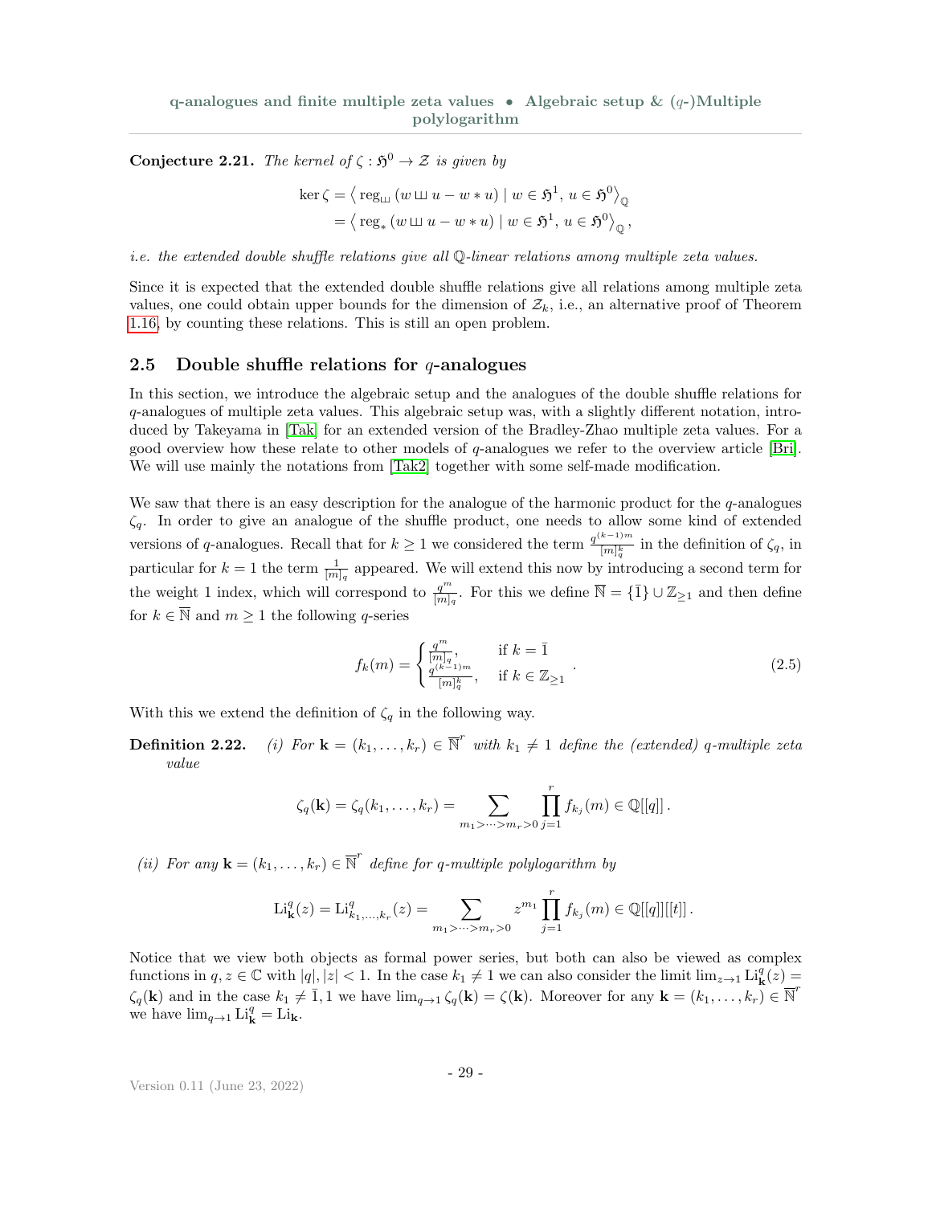**Conjecture 2.21.** *The kernel of $\zeta : \mathfrak{H}^0 \to \mathcal{Z}$ is given by*

$$\begin{aligned}\ker \zeta &= \left\langle \operatorname{reg}_{\sqcup\!\sqcup} (w \sqcup\!\sqcup u - w * u) \mid w \in \mathfrak{H}^1,\, u \in \mathfrak{H}^0 \right\rangle_{\mathbb{Q}} \\ &= \left\langle \operatorname{reg}_{*} (w \sqcup\!\sqcup u - w * u) \mid w \in \mathfrak{H}^1,\, u \in \mathfrak{H}^0 \right\rangle_{\mathbb{Q}},\end{aligned}$$

*i.e. the extended double shuffle relations give all $\mathbb{Q}$-linear relations among multiple zeta values.*

Since it is expected that the extended double shuffle relations give all relations among multiple zeta values, one could obtain upper bounds for the dimension of $\mathcal{Z}_k$, i.e., an alternative proof of Theorem 1.16, by counting these relations. This is still an open problem.

## 2.5 Double shuffle relations for $q$-analogues

In this section, we introduce the algebraic setup and the analogues of the double shuffle relations for $q$-analogues of multiple zeta values. This algebraic setup was, with a slightly different notation, introduced by Takeyama in [Tak] for an extended version of the Bradley-Zhao multiple zeta values. For a good overview how these relate to other models of $q$-analogues we refer to the overview article [Bri]. We will use mainly the notations from [Tak2] together with some self-made modification.

We saw that there is an easy description for the analogue of the harmonic product for the $q$-analogues $\zeta_q$. In order to give an analogue of the shuffle product, one needs to allow some kind of extended versions of $q$-analogues. Recall that for $k \geq 1$ we considered the term $\frac{q^{(k-1)m}}{[m]_q^k}$ in the definition of $\zeta_q$, in particular for $k=1$ the term $\frac{1}{[m]_q}$ appeared. We will extend this now by introducing a second term for the weight 1 index, which will correspond to $\frac{q^m}{[m]_q}$. For this we define $\overline{\mathbb{N}} = \{\bar{1}\} \cup \mathbb{Z}_{\geq 1}$ and then define for $k \in \overline{\mathbb{N}}$ and $m \geq 1$ the following $q$-series

$$f_k(m) = \begin{cases} \frac{q^m}{[m]_q}, & \text{if } k = \bar{1} \\ \frac{q^{(k-1)m}}{[m]_q^k}, & \text{if } k \in \mathbb{Z}_{\geq 1} \end{cases}. \tag{2.5}$$

With this we extend the definition of $\zeta_q$ in the following way.

**Definition 2.22.** *(i) For $\mathbf{k} = (k_1, \dots, k_r) \in \overline{\mathbb{N}}^r$ with $k_1 \neq 1$ define the (extended) $q$-multiple zeta value*

$$\zeta_q(\mathbf{k}) = \zeta_q(k_1, \dots, k_r) = \sum_{m_1 > \dots > m_r > 0} \prod_{j=1}^{r} f_{k_j}(m) \in \mathbb{Q}[[q]].$$

*(ii) For any $\mathbf{k} = (k_1, \dots, k_r) \in \overline{\mathbb{N}}^r$ define for $q$-multiple polylogarithm by*

$$\operatorname{Li}^q_{\mathbf{k}}(z) = \operatorname{Li}^q_{k_1,\dots,k_r}(z) = \sum_{m_1 > \dots > m_r > 0} z^{m_1} \prod_{j=1}^{r} f_{k_j}(m) \in \mathbb{Q}[[q]][[t]].$$

Notice that we view both objects as formal power series, but both can also be viewed as complex functions in $q, z \in \mathbb{C}$ with $|q|, |z| < 1$. In the case $k_1 \neq 1$ we can also consider the limit $\lim_{z\to 1} \operatorname{Li}^q_{\mathbf{k}}(z) = \zeta_q(\mathbf{k})$ and in the case $k_1 \neq \bar{1}, 1$ we have $\lim_{q \to 1} \zeta_q(\mathbf{k}) = \zeta(\mathbf{k})$. Moreover for any $\mathbf{k} = (k_1, \dots, k_r) \in \overline{\mathbb{N}}^r$ we have $\lim_{q\to 1} \operatorname{Li}^q_{\mathbf{k}} = \operatorname{Li}_{\mathbf{k}}$.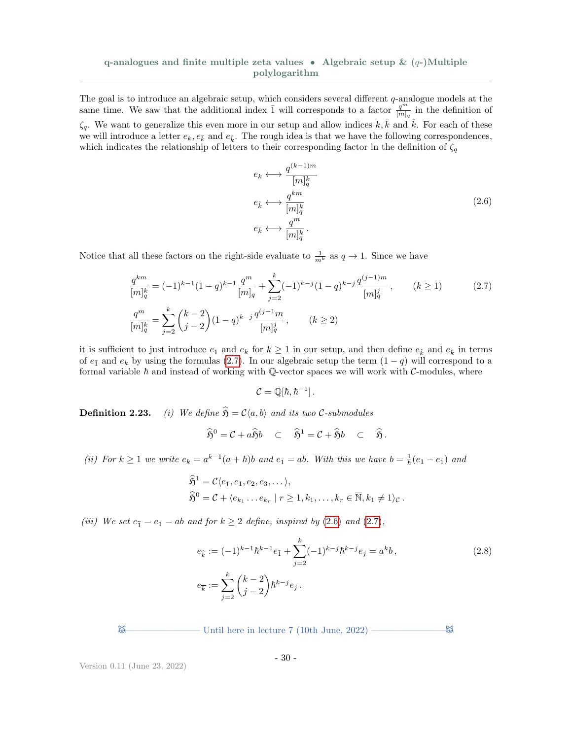The goal is to introduce an algebraic setup, which considers several different $q$-analogue models at the same time. We saw that the additional index $\bar{1}$ will corresponds to a factor $\frac{q^m}{[m]_q}$ in the definition of $\zeta_q$. We want to generalize this even more in our setup and allow indices $k, \bar{k}$ and $\hat{k}$. For each of these we will introduce a letter $e_k, e_{\bar{k}}$ and $e_{\hat{k}}$. The rough idea is that we have the following correspondences, which indicates the relationship of letters to their corresponding factor in the definition of $\zeta_q$

$$
\begin{aligned}
e_k &\longleftrightarrow \frac{q^{(k-1)m}}{[m]_q^k} \\
e_{\hat{k}} &\longleftrightarrow \frac{q^{km}}{[m]_q^k} \\
e_{\bar{k}} &\longleftrightarrow \frac{q^m}{[m]_q^k}\,.
\end{aligned}
\tag{2.6}
$$

Notice that all these factors on the right-side evaluate to $\frac{1}{m^k}$ as $q \to 1$. Since we have

$$
\begin{aligned}
\frac{q^{km}}{[m]_q^k} &= (-1)^{k-1}(1-q)^{k-1}\frac{q^m}{[m]_q} + \sum_{j=2}^{k}(-1)^{k-j}(1-q)^{k-j}\frac{q^{(j-1)m}}{[m]_q^j}\,, \qquad (k \geq 1) \\
\frac{q^m}{[m]_q^k} &= \sum_{j=2}^{k}\binom{k-2}{j-2}(1-q)^{k-j}\frac{q^{(j-1}m}{[m]_q^j}\,, \qquad (k \geq 2)
\end{aligned}
\tag{2.7}
$$

it is sufficient to just introduce $e_{\bar{1}}$ and $e_k$ for $k \geq 1$ in our setup, and then define $e_{\hat{k}}$ and $e_{\bar{k}}$ in terms of $e_{\bar{1}}$ and $e_k$ by using the formulas (2.7). In our algebraic setup the term $(1-q)$ will correspond to a formal variable $\hbar$ and instead of working with $\mathbb{Q}$-vector spaces we will work with $\mathcal{C}$-modules, where

$$
\mathcal{C} = \mathbb{Q}[\hbar, \hbar^{-1}]\,.
$$

**Definition 2.23.** *(i) We define $\widehat{\mathfrak{H}} = \mathcal{C}\langle a, b\rangle$ and its two $\mathcal{C}$-submodules*

$$
\widehat{\mathfrak{H}}^0 = \mathcal{C} + a\widehat{\mathfrak{H}}b \quad \subset \quad \widehat{\mathfrak{H}}^1 = \mathcal{C} + \widehat{\mathfrak{H}}b \quad \subset \quad \widehat{\mathfrak{H}}\,.
$$

*(ii) For $k \geq 1$ we write $e_k = a^{k-1}(a+\hbar)b$ and $e_{\bar{1}} = ab$. With this we have $b = \frac{1}{\hbar}(e_1 - e_{\bar{1}})$ and*

$$
\begin{aligned}
\widehat{\mathfrak{H}}^1 &= \mathcal{C}\langle e_{\bar{1}}, e_1, e_2, e_3, \dots\rangle, \\
\widehat{\mathfrak{H}}^0 &= \mathcal{C} + \langle e_{k_1} \dots e_{k_r} \mid r \geq 1, k_1, \dots, k_r \in \overline{\mathbb{N}}, k_1 \neq 1\rangle_{\mathcal{C}}\,.
\end{aligned}
$$

*(iii) We set $e_{\hat{1}} = e_{\bar{1}} = ab$ and for $k \geq 2$ define, inspired by (2.6) and (2.7),*

$$
\begin{aligned}
e_{\hat{k}} &:= (-1)^{k-1}\hbar^{k-1}e_{\bar{1}} + \sum_{j=2}^{k}(-1)^{k-j}\hbar^{k-j}e_j = a^k b\,, \\
e_{\bar{k}} &:= \sum_{j=2}^{k}\binom{k-2}{j-2}\hbar^{k-j}e_j\,.
\end{aligned}
\tag{2.8}
$$

Until here in lecture 7 (10th June, 2022)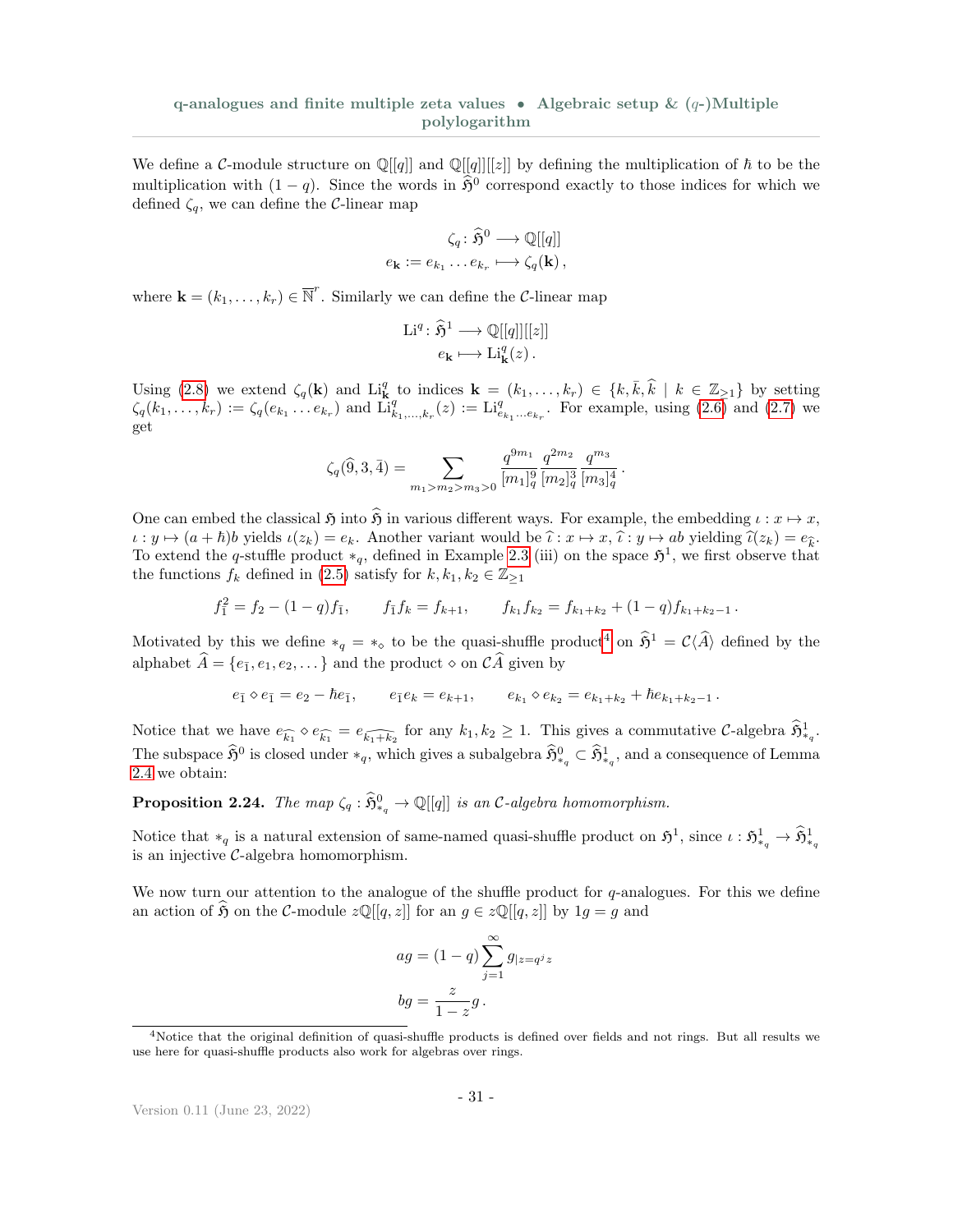We define a $\mathcal{C}$-module structure on $\mathbb{Q}[[q]]$ and $\mathbb{Q}[[q]][[z]]$ by defining the multiplication of $\hbar$ to be the multiplication with $(1-q)$. Since the words in $\widehat{\mathfrak{H}}^0$ correspond exactly to those indices for which we defined $\zeta_q$, we can define the $\mathcal{C}$-linear map

$$\begin{aligned}\zeta_q\colon \widehat{\mathfrak{H}}^0 &\longrightarrow \mathbb{Q}[[q]]\\ e_{\mathbf{k}} := e_{k_1}\dots e_{k_r} &\longmapsto \zeta_q(\mathbf{k})\,,\end{aligned}$$

where $\mathbf{k}=(k_1,\dots,k_r)\in\overline{\mathbb{N}}^r$. Similarly we can define the $\mathcal{C}$-linear map

$$\begin{aligned}\mathrm{Li}^q\colon \widehat{\mathfrak{H}}^1 &\longrightarrow \mathbb{Q}[[q]][[z]]\\ e_{\mathbf{k}} &\longmapsto \mathrm{Li}^q_{\mathbf{k}}(z)\,.\end{aligned}$$

Using (2.8) we extend $\zeta_q(\mathbf{k})$ and $\mathrm{Li}^q_{\mathbf{k}}$ to indices $\mathbf{k}=(k_1,\dots,k_r)\in\{k,\bar{k},\widehat{k}\mid k\in\mathbb{Z}_{>1}\}$ by setting $\zeta_q(k_1,\dots,k_r):=\zeta_q(e_{k_1}\dots e_{k_r})$ and $\mathrm{Li}^q_{k_1,\dots,k_r}(z):=\mathrm{Li}^q_{e_{k_1}\dots e_{k_r}}$. For example, using (2.6) and (2.7) we get

$$\zeta_q(\widehat{9},3,\bar{4})=\sum_{m_1>m_2>m_3>0}\frac{q^{9m_1}}{[m_1]_q^9}\frac{q^{2m_2}}{[m_2]_q^3}\frac{q^{m_3}}{[m_3]_q^4}\,.$$

One can embed the classical $\mathfrak{H}$ into $\widehat{\mathfrak{H}}$ in various different ways. For example, the embedding $\iota: x\mapsto x$, $\iota: y\mapsto (a+\hbar)b$ yields $\iota(z_k)=e_k$. Another variant would be $\widehat{\iota}: x\mapsto x$, $\widehat{\iota}: y\mapsto ab$ yielding $\widehat{\iota}(z_k)=e_{\widehat{k}}$. To extend the $q$-stuffle product $*_q$, defined in Example 2.3 (iii) on the space $\mathfrak{H}^1$, we first observe that the functions $f_k$ defined in (2.5) satisfy for $k,k_1,k_2\in\mathbb{Z}_{\geq 1}$

$$f_{\bar{1}}^2=f_2-(1-q)f_{\bar{1}},\qquad f_{\bar{1}}f_k=f_{k+1},\qquad f_{k_1}f_{k_2}=f_{k_1+k_2}+(1-q)f_{k_1+k_2-1}\,.$$

Motivated by this we define $*_q=*_\diamond$ to be the quasi-shuffle product[4] on $\widehat{\mathfrak{H}}^1=\mathcal{C}\langle\widehat{A}\rangle$ defined by the alphabet $\widehat{A}=\{e_{\bar{1}},e_1,e_2,\dots\}$ and the product $\diamond$ on $\mathcal{C}\widehat{A}$ given by

$$e_{\bar{1}}\diamond e_{\bar{1}}=e_2-\hbar e_{\bar{1}},\qquad e_{\bar{1}}e_k=e_{k+1},\qquad e_{k_1}\diamond e_{k_2}=e_{k_1+k_2}+\hbar e_{k_1+k_2-1}\,.$$

Notice that we have $e_{\widehat{k_1}}\diamond e_{\widehat{k_1}}=e_{\widehat{k_1+k_2}}$ for any $k_1,k_2\geq 1$. This gives a commutative $\mathcal{C}$-algebra $\widehat{\mathfrak{H}}^1_{*_q}$. The subspace $\widehat{\mathfrak{H}}^0$ is closed under $*_q$, which gives a subalgebra $\widehat{\mathfrak{H}}^0_{*_q}\subset\widehat{\mathfrak{H}}^1_{*_q}$, and a consequence of Lemma 2.4 we obtain:

**Proposition 2.24.** *The map $\zeta_q:\widehat{\mathfrak{H}}^0_{*_q}\to\mathbb{Q}[[q]]$ is an $\mathcal{C}$-algebra homomorphism.*

Notice that $*_q$ is a natural extension of same-named quasi-shuffle product on $\mathfrak{H}^1$, since $\iota:\mathfrak{H}^1_{*_q}\to\widehat{\mathfrak{H}}^1_{*_q}$ is an injective $\mathcal{C}$-algebra homomorphism.

We now turn our attention to the analogue of the shuffle product for $q$-analogues. For this we define an action of $\widehat{\mathfrak{H}}$ on the $\mathcal{C}$-module $z\mathbb{Q}[[q,z]]$ for an $g\in z\mathbb{Q}[[q,z]]$ by $1g=g$ and

$$\begin{aligned}ag&=(1-q)\sum_{j=1}^{\infty}g_{|z=q^jz}\\ bg&=\frac{z}{1-z}g\,.\end{aligned}$$

[4] Notice that the original definition of quasi-shuffle products is defined over fields and not rings. But all results we use here for quasi-shuffle products also work for algebras over rings.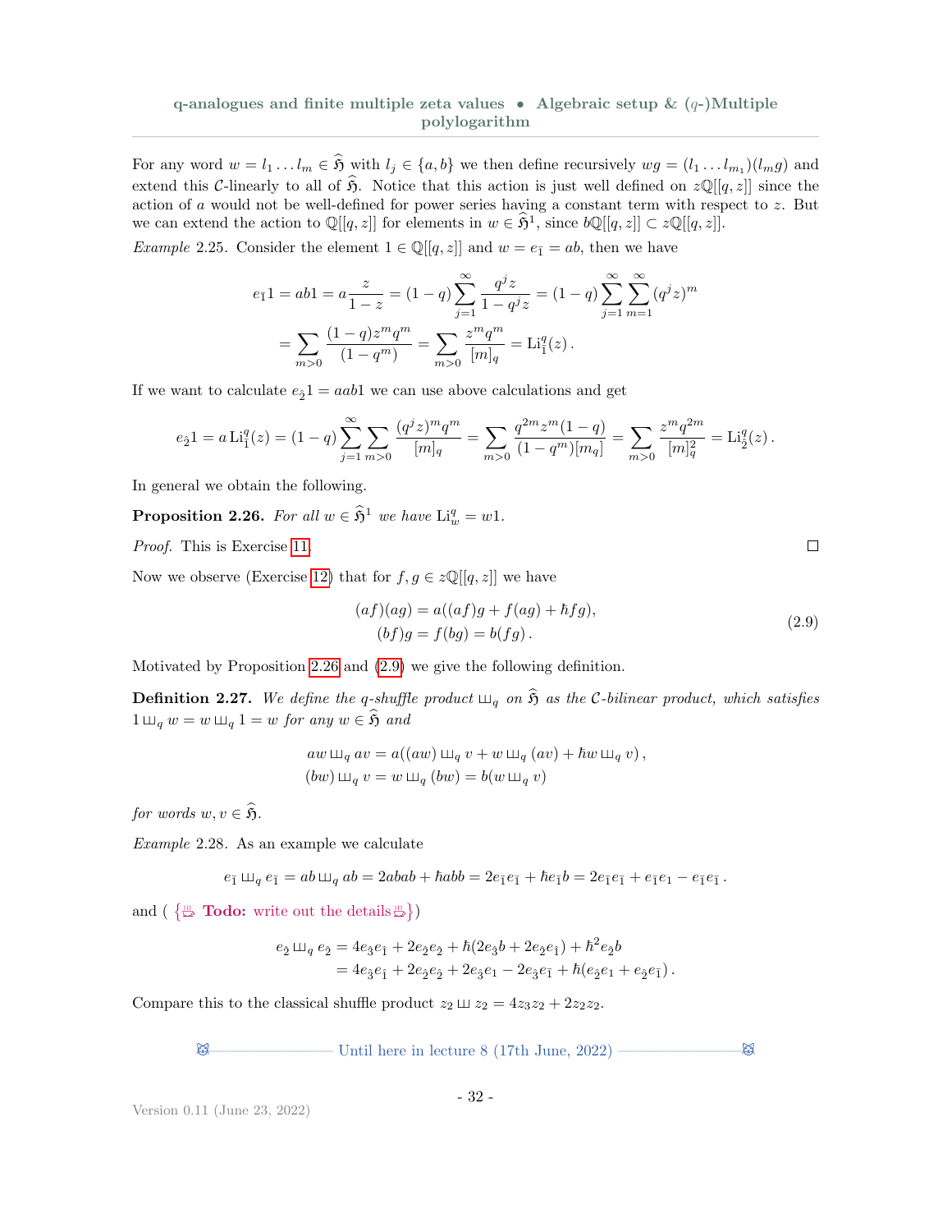For any word $w = l_1 \dots l_m \in \widehat{\mathfrak{H}}$ with $l_j \in \{a, b\}$ we then define recursively $wg = (l_1 \dots l_{m_1})(l_m g)$ and extend this $\mathcal{C}$-linearly to all of $\widehat{\mathfrak{H}}$. Notice that this action is just well defined on $z\mathbb{Q}[[q,z]]$ since the action of $a$ would not be well-defined for power series having a constant term with respect to $z$. But we can extend the action to $\mathbb{Q}[[q,z]]$ for elements in $w \in \widehat{\mathfrak{H}}^1$, since $b\mathbb{Q}[[q,z]] \subset z\mathbb{Q}[[q,z]]$.

*Example* 2.25. Consider the element $1 \in \mathbb{Q}[[q,z]]$ and $w = e_{\bar{1}} = ab$, then we have

$$
\begin{aligned}
e_{\bar{1}}1 = ab1 = a\frac{z}{1-z} &= (1-q)\sum_{j=1}^{\infty} \frac{q^j z}{1-q^j z} = (1-q)\sum_{j=1}^{\infty}\sum_{m=1}^{\infty} (q^j z)^m \\
&= \sum_{m>0} \frac{(1-q)z^m q^m}{(1-q^m)} = \sum_{m>0} \frac{z^m q^m}{[m]_q} = \mathrm{Li}^q_{\bar{1}}(z)\,.
\end{aligned}
$$

If we want to calculate $e_{\bar{2}}1 = aab1$ we can use above calculations and get

$$
e_{\bar{2}}1 = a\,\mathrm{Li}^q_{\bar{1}}(z) = (1-q)\sum_{j=1}^{\infty}\sum_{m>0} \frac{(q^j z)^m q^m}{[m]_q} = \sum_{m>0} \frac{q^{2m} z^m (1-q)}{(1-q^m)[m_q]} = \sum_{m>0} \frac{z^m q^{2m}}{[m]_q^2} = \mathrm{Li}^q_{\bar{2}}(z)\,.
$$

In general we obtain the following.

**Proposition 2.26.** *For all $w \in \widehat{\mathfrak{H}}^1$ we have $\mathrm{Li}^q_w = w1$.*

*Proof.* This is Exercise 11. □

Now we observe (Exercise 12) that for $f, g \in z\mathbb{Q}[[q,z]]$ we have

$$
\begin{aligned}
(af)(ag) &= a((af)g + f(ag) + \hbar fg), \\
(bf)g &= f(bg) = b(fg)\,.
\end{aligned}
\tag{2.9}
$$

Motivated by Proposition 2.26 and (2.9) we give the following definition.

**Definition 2.27.** *We define the q-shuffle product $\sqcup\!\sqcup_q$ on $\widehat{\mathfrak{H}}$ as the $\mathcal{C}$-bilinear product, which satisfies $1 \sqcup\!\sqcup_q w = w \sqcup\!\sqcup_q 1 = w$ for any $w \in \widehat{\mathfrak{H}}$ and*

$$
\begin{aligned}
aw \sqcup\!\sqcup_q av &= a((aw) \sqcup\!\sqcup_q v + w \sqcup\!\sqcup_q (av) + \hbar w \sqcup\!\sqcup_q v)\,, \\
(bw) \sqcup\!\sqcup_q v &= w \sqcup\!\sqcup_q (bw) = b(w \sqcup\!\sqcup_q v)
\end{aligned}
$$

*for words $w, v \in \widehat{\mathfrak{H}}$.*

*Example* 2.28. As an example we calculate

$$
e_{\bar{1}} \sqcup\!\sqcup_q e_{\bar{1}} = ab \sqcup\!\sqcup_q ab = 2abab + \hbar abb = 2e_{\bar{1}}e_{\bar{1}} + \hbar e_{\bar{1}}b = 2e_{\bar{1}}e_{\bar{1}} + e_{\bar{1}}e_1 - e_{\bar{1}}e_{\bar{1}}\,.
$$

and ( {**Todo:** write out the details})

$$
\begin{aligned}
e_{\bar{2}} \sqcup\!\sqcup_q e_{\bar{2}} &= 4e_{\bar{3}}e_{\bar{1}} + 2e_{\bar{2}}e_{\bar{2}} + \hbar(2e_{\bar{3}}b + 2e_{\bar{2}}e_{\bar{1}}) + \hbar^2 e_{\bar{2}}b \\
&= 4e_{\bar{3}}e_{\bar{1}} + 2e_{\bar{2}}e_{\bar{2}} + 2e_{\bar{3}}e_1 - 2e_{\bar{3}}e_{\bar{1}} + \hbar(e_{\bar{2}}e_1 + e_{\bar{2}}e_{\bar{1}})\,.
\end{aligned}
$$

Compare this to the classical shuffle product $z_2 \sqcup\!\sqcup z_2 = 4z_3z_2 + 2z_2z_2$.

Until here in lecture 8 (17th June, 2022)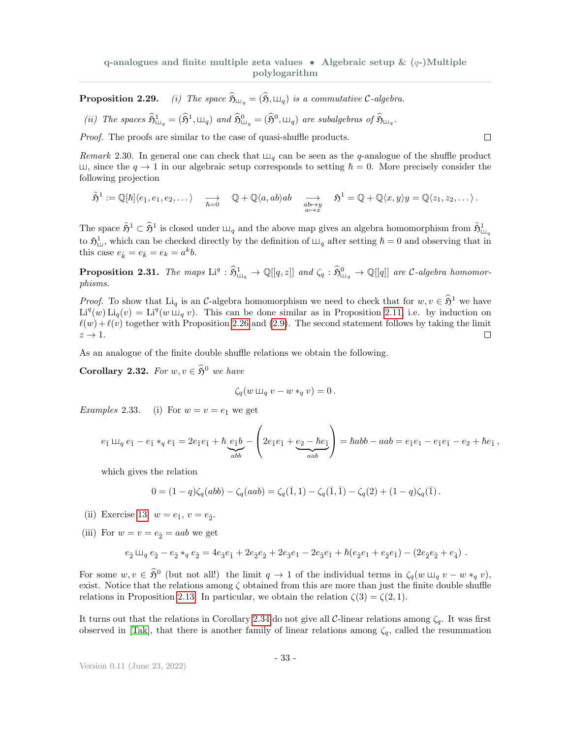**Proposition 2.29.** *(i) The space $\widehat{\mathfrak{H}}_{ш_q} = (\widehat{\mathfrak{H}}, ш_q)$ is a commutative $\mathcal{C}$-algebra.*

*(ii) The spaces $\widehat{\mathfrak{H}}^1_{ш_q} = (\widehat{\mathfrak{H}}^1, ш_q)$ and $\widehat{\mathfrak{H}}^0_{ш_q} = (\widehat{\mathfrak{H}}^0, ш_q)$ are subalgebras of $\widehat{\mathfrak{H}}_{ш_q}$.*

*Proof.* The proofs are similar to the case of quasi-shuffle products. □

*Remark* 2.30. In general one can check that $ш_q$ can be seen as the $q$-analogue of the shuffle product $ш$, since the $q \to 1$ in our algebraic setup corresponds to setting $\hbar = 0$. More precisely consider the following projection

$$\tilde{\mathfrak{H}}^1 := \mathbb{Q}[\hbar]\langle e_{\bar{1}}, e_1, e_2, \dots \rangle \underset{\hbar=0}{\longrightarrow} \mathbb{Q} + \mathbb{Q}\langle a, ab\rangle ab \underset{\substack{ab \mapsto y \\ a \mapsto x}}{\longrightarrow} \mathfrak{H}^1 = \mathbb{Q} + \mathbb{Q}\langle x, y\rangle y = \mathbb{Q}\langle z_1, z_2, \dots \rangle .$$

The space $\tilde{\mathfrak{H}}^1 \subset \widehat{\mathfrak{H}}^1$ is closed under $ш_q$ and the above map gives an algebra homomorphism from $\tilde{\mathfrak{H}}^1_{ш_q}$ to $\mathfrak{H}^1_{ш}$, which can be checked directly by the definition of $ш_q$ after setting $\hbar = 0$ and observing that in this case $e_{\hat{k}} = e_{\bar{k}} = e_k = a^k b$.

**Proposition 2.31.** *The maps $\mathrm{Li}^q : \widehat{\mathfrak{H}}^1_{ш_q} \to \mathbb{Q}[[q, z]]$ and $\zeta_q : \widehat{\mathfrak{H}}^0_{ш_q} \to \mathbb{Q}[[q]]$ are $\mathcal{C}$-algebra homomorphisms.*

*Proof.* To show that $\mathrm{Li}_q$ is an $\mathcal{C}$-algebra homomorphism we need to check that for $w, v \in \widehat{\mathfrak{H}}^1$ we have $\mathrm{Li}^q(w)\,\mathrm{Li}_q(v) = \mathrm{Li}^q(w \,ш_q\, v)$. This can be done similar as in Proposition 2.11, i.e. by induction on $\ell(w) + \ell(v)$ together with Proposition 2.26 and (2.9). The second statement follows by taking the limit $z \to 1$. □

As an analogue of the finite double shuffle relations we obtain the following.

**Corollary 2.32.** *For $w, v \in \widehat{\mathfrak{H}}^0$ we have*

$$\zeta_q(w \,ш_q\, v - w *_q v) = 0 .$$

*Examples* 2.33. (i) For $w = v = e_{\bar{1}}$ we get

$$e_{\bar{1}} \,ш_q\, e_{\bar{1}} - e_{\bar{1}} *_q e_{\bar{1}} = 2e_{\bar{1}}e_{\bar{1}} + \hbar \underbrace{e_{\bar{1}}b}_{abb} - \left(2e_{\bar{1}}e_{\bar{1}} + \underbrace{e_2 - \hbar e_{\bar{1}}}_{aab}\right) = \hbar abb - aab = e_{\bar{1}}e_1 - e_{\bar{1}}e_{\bar{1}} - e_2 + \hbar e_{\bar{1}} ,$$

which gives the relation

$$0 = (1-q)\zeta_q(abb) - \zeta_q(aab) = \zeta_q(\bar{1}, 1) - \zeta_q(\bar{1}, \bar{1}) - \zeta_q(2) + (1-q)\zeta_q(\bar{1}) .$$

(ii) Exercise 13: $w = e_{\bar{1}}$, $v = e_{\hat{2}}$.

(iii) For $w = v = e_{\hat{2}} = aab$ we get

$$e_{\hat{2}} \,ш_q\, e_{\hat{2}} - e_{\hat{2}} *_q e_{\hat{2}} = 4e_{\hat{3}}e_{\hat{1}} + 2e_{\hat{2}}e_{\hat{2}} + 2e_{\hat{3}}e_1 - 2e_{\hat{3}}e_{\bar{1}} + \hbar(e_{\hat{2}}e_1 + e_{\hat{2}}e_{\bar{1}}) - (2e_{\hat{2}}e_{\hat{2}} + e_{\hat{4}}) .$$

For some $w, v \in \widehat{\mathfrak{H}}^0$ (but not all!) the limit $q \to 1$ of the individual terms in $\zeta_q(w \,ш_q\, v - w *_q v)$, exist. Notice that the relations among $\zeta$ obtained from this are more than just the finite double shuffle relations in Proposition 2.13. In particular, we obtain the relation $\zeta(3) = \zeta(2, 1)$.

It turns out that the relations in Corollary 2.34 do not give all $\mathcal{C}$-linear relations among $\zeta_q$. It was first observed in [Tak], that there is another family of linear relations among $\zeta_q$, called the resummation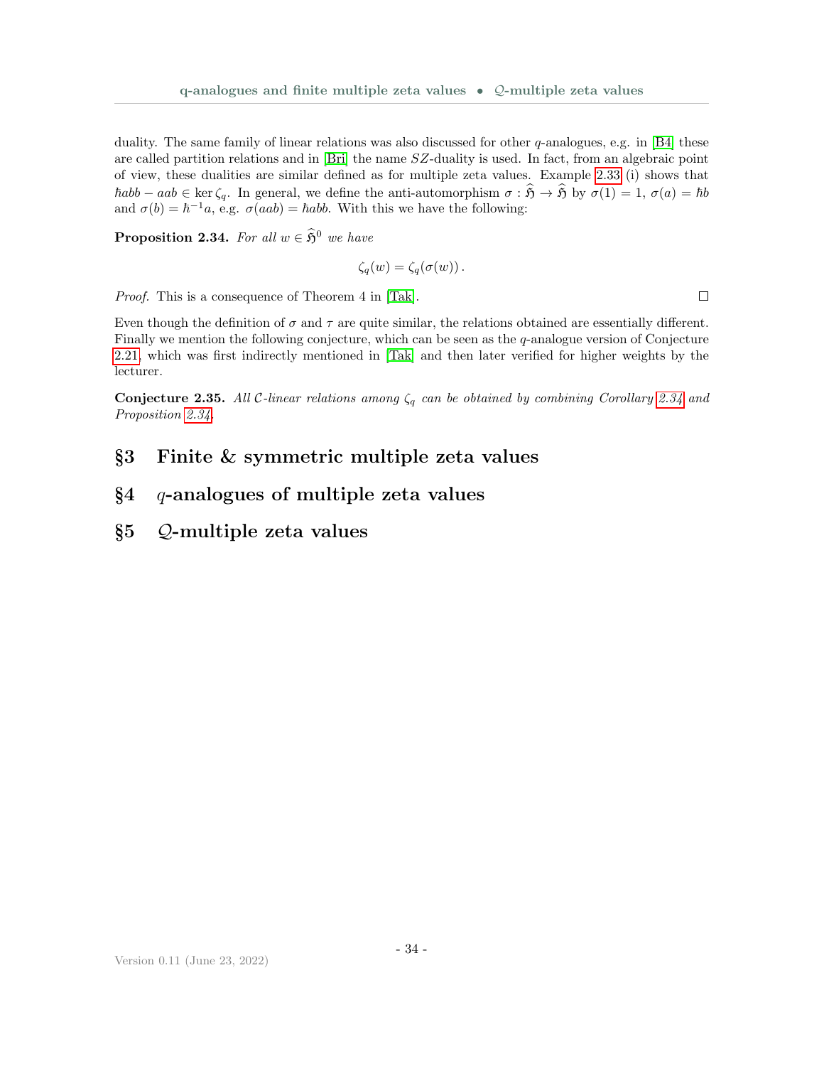duality. The same family of linear relations was also discussed for other $q$-analogues, e.g. in [B4] these are called partition relations and in [Bri] the name $SZ$-duality is used. In fact, from an algebraic point of view, these dualities are similar defined as for multiple zeta values. Example 2.33 (i) shows that $\hbar abb - aab \in \ker \zeta_q$. In general, we define the anti-automorphism $\sigma : \widehat{\mathfrak{H}} \to \widehat{\mathfrak{H}}$ by $\sigma(1) = 1$, $\sigma(a) = \hbar b$ and $\sigma(b) = \hbar^{-1} a$, e.g. $\sigma(aab) = \hbar abb$. With this we have the following:

**Proposition 2.34.** *For all $w \in \widehat{\mathfrak{H}}^0$ we have*

$$\zeta_q(w) = \zeta_q(\sigma(w)) .$$

*Proof.* This is a consequence of Theorem 4 in [Tak]. □

Even though the definition of $\sigma$ and $\tau$ are quite similar, the relations obtained are essentially different. Finally we mention the following conjecture, which can be seen as the $q$-analogue version of Conjecture 2.21, which was first indirectly mentioned in [Tak] and then later verified for higher weights by the lecturer.

**Conjecture 2.35.** *All $\mathcal{C}$-linear relations among $\zeta_q$ can be obtained by combining Corollary 2.34 and Proposition 2.34.*

# §3 Finite & symmetric multiple zeta values

# §4 $q$-analogues of multiple zeta values

# §5 $\mathcal{Q}$-multiple zeta values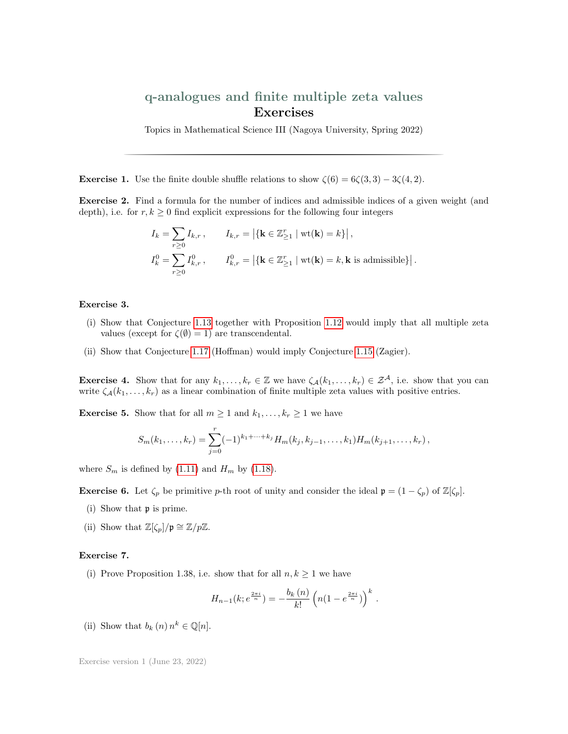# q-analogues and finite multiple zeta values

## Exercises

Topics in Mathematical Science III (Nagoya University, Spring 2022)

---

**Exercise 1.** Use the finite double shuffle relations to show $\zeta(6) = 6\zeta(3,3) - 3\zeta(4,2)$.

**Exercise 2.** Find a formula for the number of indices and admissible indices of a given weight (and depth), i.e. for $r, k \geq 0$ find explicit expressions for the following four integers

$$I_k = \sum_{r \geq 0} I_{k,r}\,, \qquad I_{k,r} = \left|\{\mathbf{k} \in \mathbb{Z}_{\geq 1}^r \mid \mathrm{wt}(\mathbf{k}) = k\}\right|,$$

$$I_k^0 = \sum_{r \geq 0} I_{k,r}^0\,, \qquad I_{k,r}^0 = \left|\{\mathbf{k} \in \mathbb{Z}_{\geq 1}^r \mid \mathrm{wt}(\mathbf{k}) = k, \mathbf{k} \text{ is admissible}\}\right|.$$

**Exercise 3.**

(i) Show that Conjecture 1.13 together with Proposition 1.12 would imply that all multiple zeta values (except for $\zeta(\emptyset) = 1$) are transcendental.

(ii) Show that Conjecture 1.17 (Hoffman) would imply Conjecture 1.15 (Zagier).

**Exercise 4.** Show that for any $k_1, \ldots, k_r \in \mathbb{Z}$ we have $\zeta_{\mathcal{A}}(k_1, \ldots, k_r) \in \mathcal{Z}^{\mathcal{A}}$, i.e. show that you can write $\zeta_{\mathcal{A}}(k_1, \ldots, k_r)$ as a linear combination of finite multiple zeta values with positive entries.

**Exercise 5.** Show that for all $m \geq 1$ and $k_1, \ldots, k_r \geq 1$ we have

$$S_m(k_1, \ldots, k_r) = \sum_{j=0}^{r} (-1)^{k_1 + \cdots + k_j} H_m(k_j, k_{j-1}, \ldots, k_1) H_m(k_{j+1}, \ldots, k_r)\,,$$

where $S_m$ is defined by (1.11) and $H_m$ by (1.18).

**Exercise 6.** Let $\zeta_p$ be primitive $p$-th root of unity and consider the ideal $\mathfrak{p} = (1 - \zeta_p)$ of $\mathbb{Z}[\zeta_p]$.

(i) Show that $\mathfrak{p}$ is prime.

(ii) Show that $\mathbb{Z}[\zeta_p]/\mathfrak{p} \cong \mathbb{Z}/p\mathbb{Z}$.

**Exercise 7.**

(i) Prove Proposition 1.38, i.e. show that for all $n, k \geq 1$ we have

$$H_{n-1}(k; e^{\frac{2\pi i}{n}}) = -\frac{b_k(n)}{k!} \left(n(1 - e^{\frac{2\pi i}{n}})\right)^k.$$

(ii) Show that $b_k(n)\, n^k \in \mathbb{Q}[n]$.

Exercise version 1 (June 23, 2022)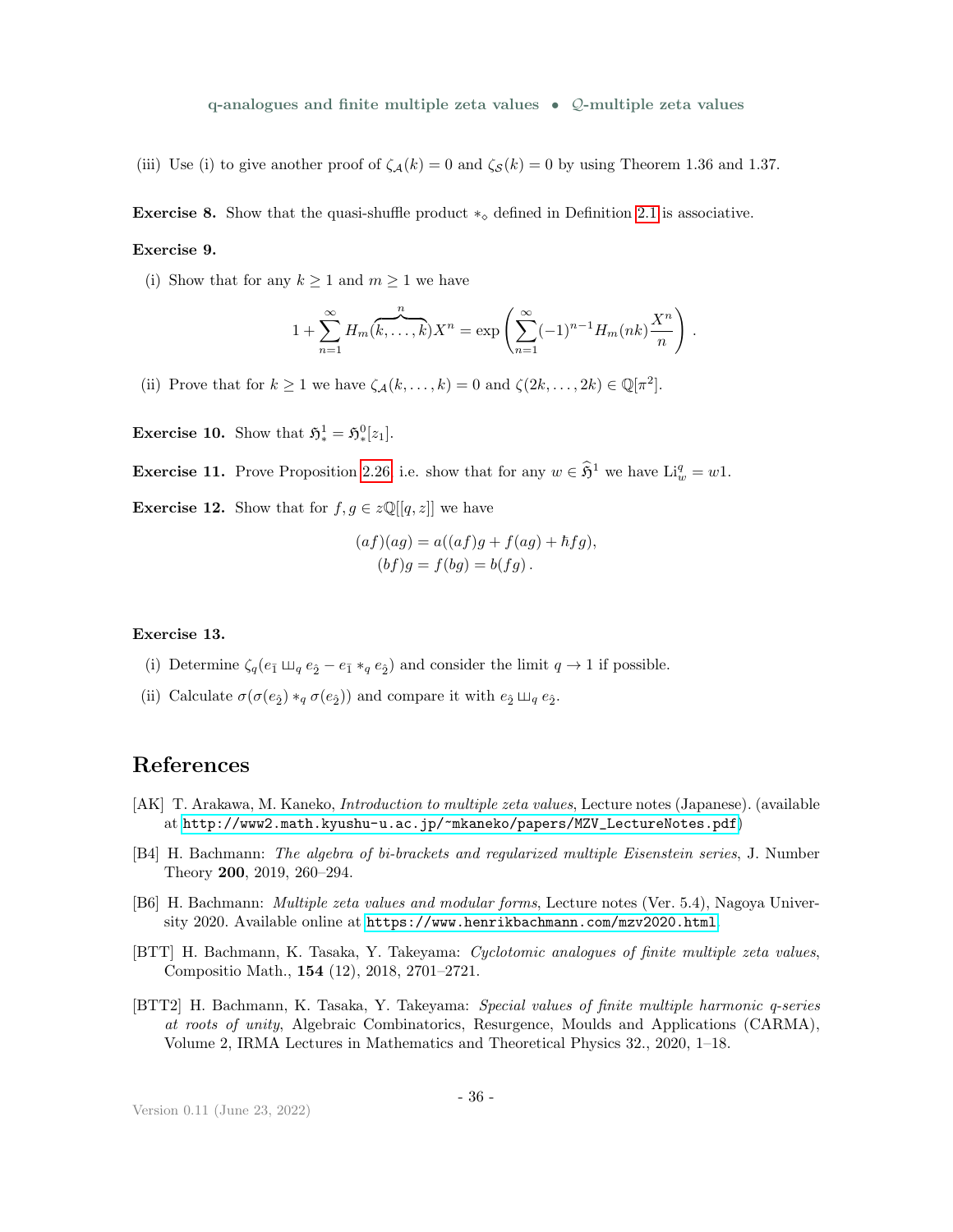(iii) Use (i) to give another proof of $\zeta_{\mathcal{A}}(k) = 0$ and $\zeta_{\mathcal{S}}(k) = 0$ by using Theorem 1.36 and 1.37.

**Exercise 8.** Show that the quasi-shuffle product $*_\diamond$ defined in Definition 2.1 is associative.

**Exercise 9.**

(i) Show that for any $k \geq 1$ and $m \geq 1$ we have

$$1 + \sum_{n=1}^{\infty} H_m(\overbrace{k, \dots, k}^{n}) X^n = \exp\left( \sum_{n=1}^{\infty} (-1)^{n-1} H_m(nk) \frac{X^n}{n} \right).$$

(ii) Prove that for $k \geq 1$ we have $\zeta_{\mathcal{A}}(k, \dots, k) = 0$ and $\zeta(2k, \dots, 2k) \in \mathbb{Q}[\pi^2]$.

**Exercise 10.** Show that $\mathfrak{H}^1_* = \mathfrak{H}^0_*[z_1]$.

**Exercise 11.** Prove Proposition 2.26, i.e. show that for any $w \in \widehat{\mathfrak{H}}^1$ we have $\mathrm{Li}^q_w = w1$.

**Exercise 12.** Show that for $f, g \in z\mathbb{Q}[[q, z]]$ we have

$$\begin{aligned}(af)(ag) &= a((af)g + f(ag) + \hbar fg), \\ (bf)g &= f(bg) = b(fg).\end{aligned}$$

**Exercise 13.**

(i) Determine $\zeta_q(e_{\hat{1}} ⧢_q e_{\hat{2}} - e_{\hat{1}} *_q e_{\hat{2}})$ and consider the limit $q \to 1$ if possible.

(ii) Calculate $\sigma(\sigma(e_{\hat{2}}) *_q \sigma(e_{\hat{2}}))$ and compare it with $e_{\hat{2}} ⧢_q e_{\hat{2}}$.

# References

[AK] T. Arakawa, M. Kaneko, *Introduction to multiple zeta values*, Lecture notes (Japanese). (available at http://www2.math.kyushu-u.ac.jp/~mkaneko/papers/MZV_LectureNotes.pdf)

[B4] H. Bachmann: *The algebra of bi-brackets and regularized multiple Eisenstein series*, J. Number Theory **200**, 2019, 260–294.

[B6] H. Bachmann: *Multiple zeta values and modular forms*, Lecture notes (Ver. 5.4), Nagoya University 2020. Available online at https://www.henrikbachmann.com/mzv2020.html

[BTT] H. Bachmann, K. Tasaka, Y. Takeyama: *Cyclotomic analogues of finite multiple zeta values*, Compositio Math., **154** (12), 2018, 2701–2721.

[BTT2] H. Bachmann, K. Tasaka, Y. Takeyama: *Special values of finite multiple harmonic q-series at roots of unity*, Algebraic Combinatorics, Resurgence, Moulds and Applications (CARMA), Volume 2, IRMA Lectures in Mathematics and Theoretical Physics 32., 2020, 1–18.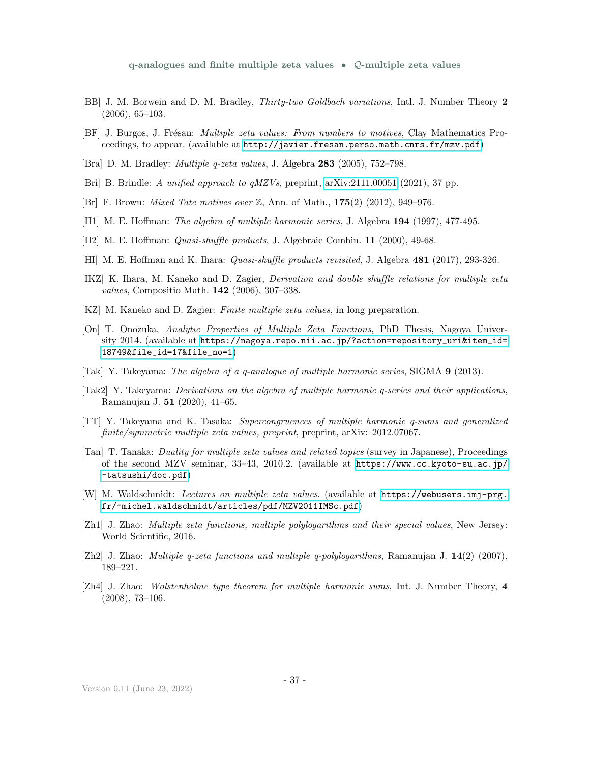[BB] J. M. Borwein and D. M. Bradley, *Thirty-two Goldbach variations*, Intl. J. Number Theory **2** (2006), 65–103.

[BF] J. Burgos, J. Frésan: *Multiple zeta values: From numbers to motives*, Clay Mathematics Proceedings, to appear. (available at http://javier.fresan.perso.math.cnrs.fr/mzv.pdf)

[Bra] D. M. Bradley: *Multiple q-zeta values*, J. Algebra **283** (2005), 752–798.

[Bri] B. Brindle: *A unified approach to qMZVs*, preprint, arXiv:2111.00051 (2021), 37 pp.

[Br] F. Brown: *Mixed Tate motives over* $\mathbb{Z}$, Ann. of Math., **175**(2) (2012), 949–976.

[H1] M. E. Hoffman: *The algebra of multiple harmonic series*, J. Algebra **194** (1997), 477-495.

[H2] M. E. Hoffman: *Quasi-shuffle products*, J. Algebraic Combin. **11** (2000), 49-68.

[HI] M. E. Hoffman and K. Ihara: *Quasi-shuffle products revisited*, J. Algebra **481** (2017), 293-326.

[IKZ] K. Ihara, M. Kaneko and D. Zagier, *Derivation and double shuffle relations for multiple zeta values*, Compositio Math. **142** (2006), 307–338.

[KZ] M. Kaneko and D. Zagier: *Finite multiple zeta values*, in long preparation.

[On] T. Onozuka, *Analytic Properties of Multiple Zeta Functions*, PhD Thesis, Nagoya University 2014. (available at https://nagoya.repo.nii.ac.jp/?action=repository_uri&item_id=18749&file_id=17&file_no=1)

[Tak] Y. Takeyama: *The algebra of a q-analogue of multiple harmonic series*, SIGMA **9** (2013).

[Tak2] Y. Takeyama: *Derivations on the algebra of multiple harmonic q-series and their applications*, Ramanujan J. **51** (2020), 41–65.

[TT] Y. Takeyama and K. Tasaka: *Supercongruences of multiple harmonic q-sums and generalized finite/symmetric multiple zeta values, preprint*, preprint, arXiv: 2012.07067.

[Tan] T. Tanaka: *Duality for multiple zeta values and related topics* (survey in Japanese), Proceedings of the second MZV seminar, 33–43, 2010.2. (available at https://www.cc.kyoto-su.ac.jp/~tatsushi/doc.pdf)

[W] M. Waldschmidt: *Lectures on multiple zeta values*. (available at https://webusers.imj-prg.fr/~michel.waldschmidt/articles/pdf/MZV2011IMSc.pdf)

[Zh1] J. Zhao: *Multiple zeta functions, multiple polylogarithms and their special values*, New Jersey: World Scientific, 2016.

[Zh2] J. Zhao: *Multiple q-zeta functions and multiple q-polylogarithms*, Ramanujan J. **14**(2) (2007), 189–221.

[Zh4] J. Zhao: *Wolstenholme type theorem for multiple harmonic sums*, Int. J. Number Theory, **4** (2008), 73–106.